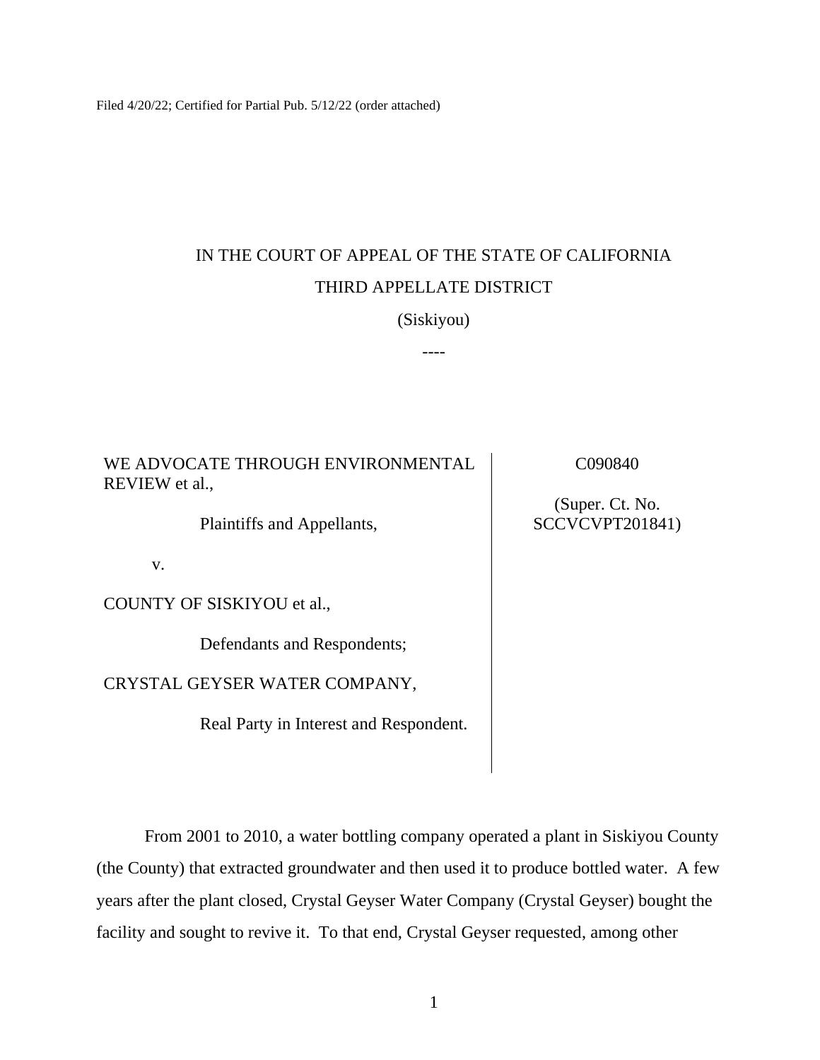Filed 4/20/22; Certified for Partial Pub. 5/12/22 (order attached)

IN THE COURT OF APPEAL OF THE STATE OF CALIFORNIA

THIRD APPELLATE DISTRICT

(Siskiyou)

----

WE ADVOCATE THROUGH ENVIRONMENTAL REVIEW et al.,

Plaintiffs and Appellants,

v.

COUNTY OF SISKIYOU et al.,

Defendants and Respondents;

CRYSTAL GEYSER WATER COMPANY,

Real Party in Interest and Respondent.

C090840

(Super. Ct. No. SCCVCVPT201841)

From 2001 to 2010, a water bottling company operated a plant in Siskiyou County (the County) that extracted groundwater and then used it to produce bottled water. A few years after the plant closed, Crystal Geyser Water Company (Crystal Geyser) bought the facility and sought to revive it. To that end, Crystal Geyser requested, among other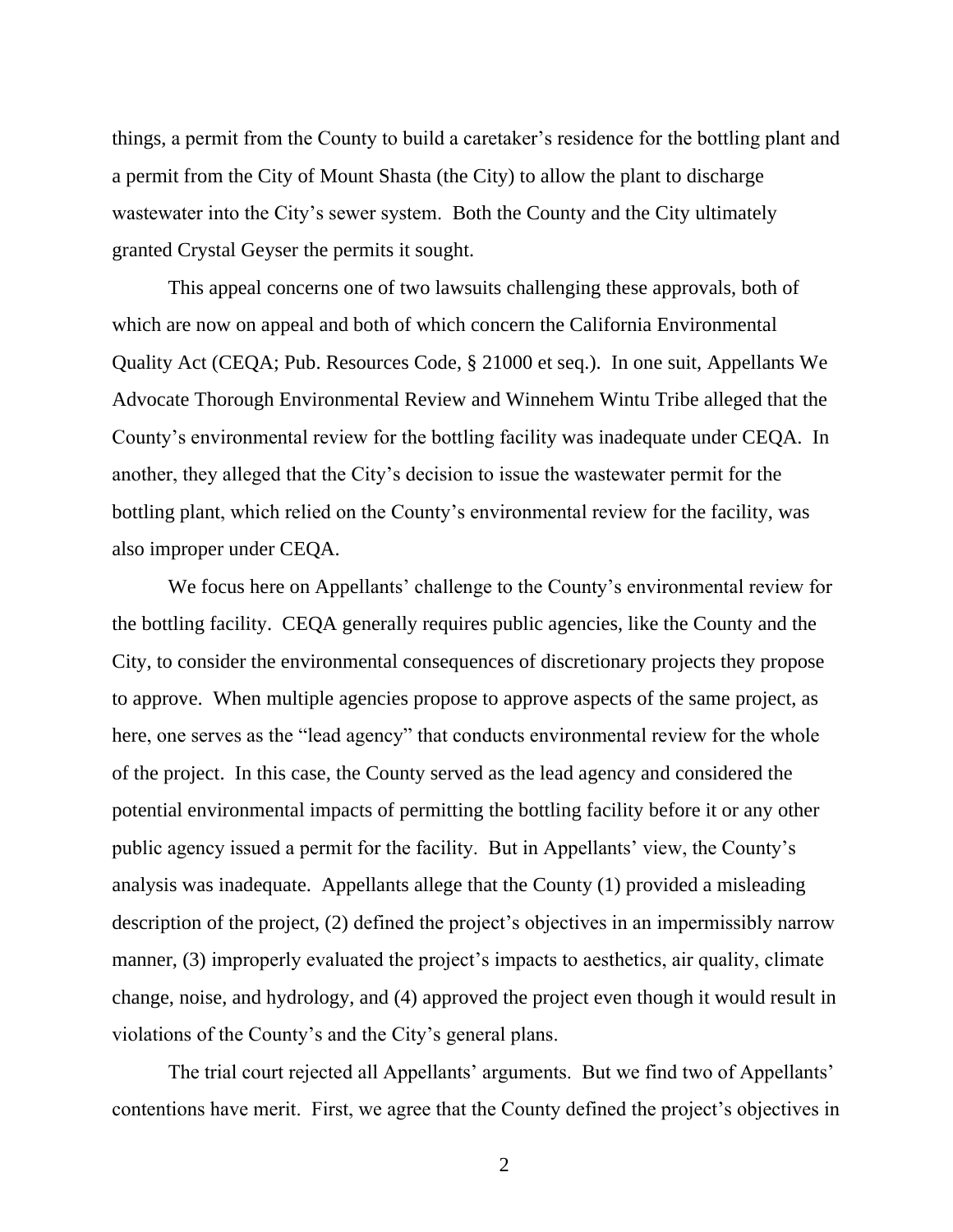things, a permit from the County to build a caretaker's residence for the bottling plant and a permit from the City of Mount Shasta (the City) to allow the plant to discharge wastewater into the City's sewer system. Both the County and the City ultimately granted Crystal Geyser the permits it sought.

This appeal concerns one of two lawsuits challenging these approvals, both of which are now on appeal and both of which concern the California Environmental Quality Act (CEQA; Pub. Resources Code, § 21000 et seq.). In one suit, Appellants We Advocate Thorough Environmental Review and Winnehem Wintu Tribe alleged that the County's environmental review for the bottling facility was inadequate under CEQA. In another, they alleged that the City's decision to issue the wastewater permit for the bottling plant, which relied on the County's environmental review for the facility, was also improper under CEQA.

We focus here on Appellants' challenge to the County's environmental review for the bottling facility. CEQA generally requires public agencies, like the County and the City, to consider the environmental consequences of discretionary projects they propose to approve. When multiple agencies propose to approve aspects of the same project, as here, one serves as the "lead agency" that conducts environmental review for the whole of the project. In this case, the County served as the lead agency and considered the potential environmental impacts of permitting the bottling facility before it or any other public agency issued a permit for the facility. But in Appellants' view, the County's analysis was inadequate. Appellants allege that the County (1) provided a misleading description of the project, (2) defined the project's objectives in an impermissibly narrow manner, (3) improperly evaluated the project's impacts to aesthetics, air quality, climate change, noise, and hydrology, and (4) approved the project even though it would result in violations of the County's and the City's general plans.

The trial court rejected all Appellants' arguments. But we find two of Appellants' contentions have merit. First, we agree that the County defined the project's objectives in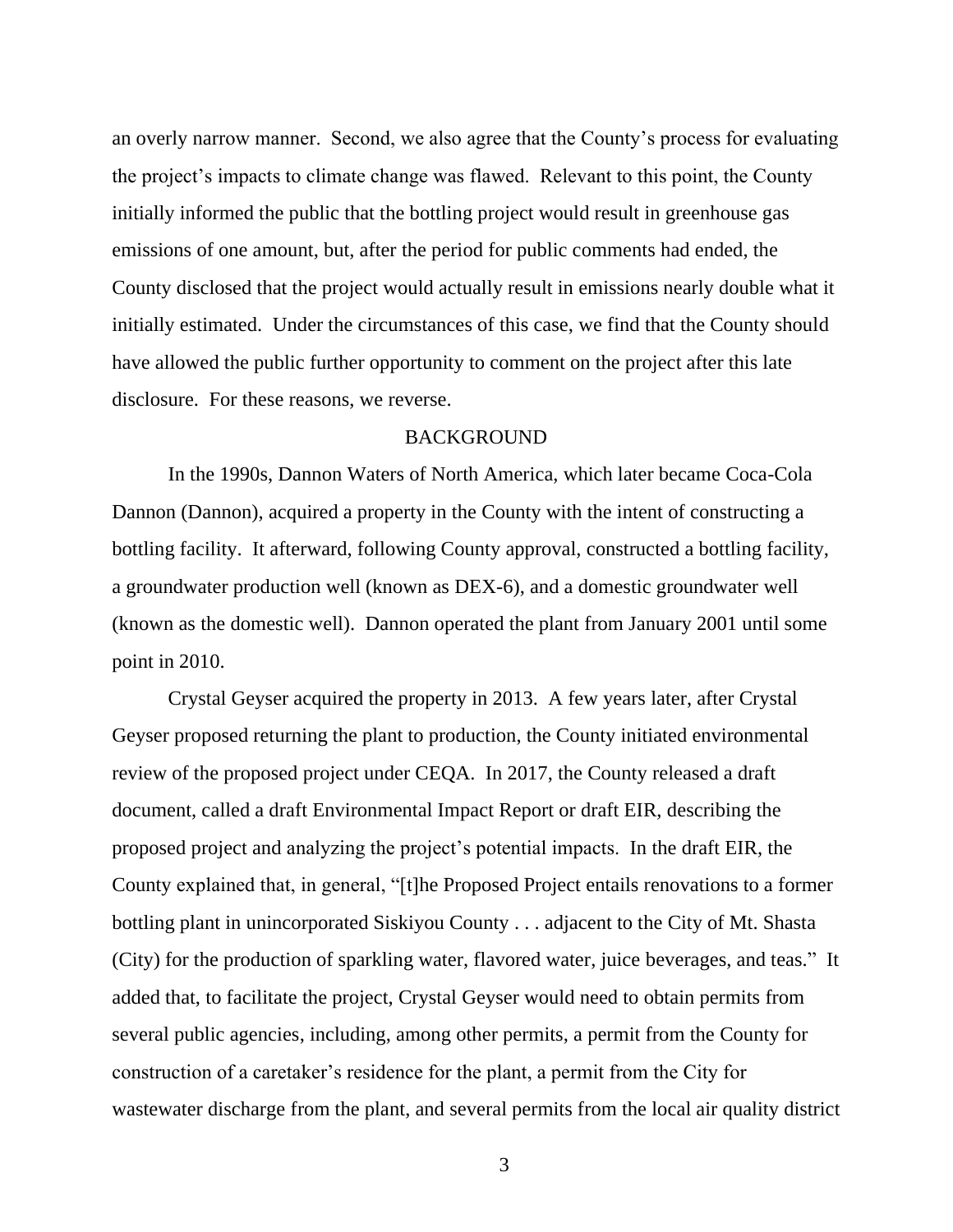an overly narrow manner. Second, we also agree that the County's process for evaluating the project's impacts to climate change was flawed. Relevant to this point, the County initially informed the public that the bottling project would result in greenhouse gas emissions of one amount, but, after the period for public comments had ended, the County disclosed that the project would actually result in emissions nearly double what it initially estimated. Under the circumstances of this case, we find that the County should have allowed the public further opportunity to comment on the project after this late disclosure. For these reasons, we reverse.

## BACKGROUND

In the 1990s, Dannon Waters of North America, which later became Coca-Cola Dannon (Dannon), acquired a property in the County with the intent of constructing a bottling facility. It afterward, following County approval, constructed a bottling facility, a groundwater production well (known as DEX-6), and a domestic groundwater well (known as the domestic well). Dannon operated the plant from January 2001 until some point in 2010.

Crystal Geyser acquired the property in 2013. A few years later, after Crystal Geyser proposed returning the plant to production, the County initiated environmental review of the proposed project under CEQA. In 2017, the County released a draft document, called a draft Environmental Impact Report or draft EIR, describing the proposed project and analyzing the project's potential impacts. In the draft EIR, the County explained that, in general, "[t]he Proposed Project entails renovations to a former bottling plant in unincorporated Siskiyou County . . . adjacent to the City of Mt. Shasta (City) for the production of sparkling water, flavored water, juice beverages, and teas." It added that, to facilitate the project, Crystal Geyser would need to obtain permits from several public agencies, including, among other permits, a permit from the County for construction of a caretaker's residence for the plant, a permit from the City for wastewater discharge from the plant, and several permits from the local air quality district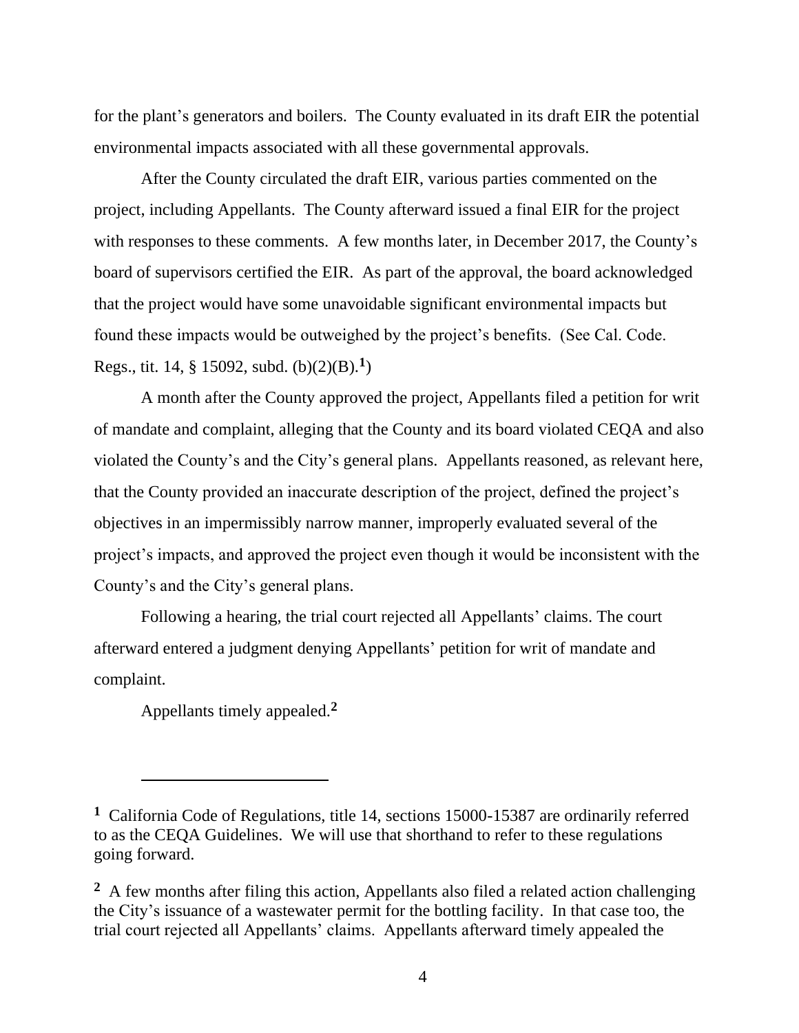for the plant's generators and boilers. The County evaluated in its draft EIR the potential environmental impacts associated with all these governmental approvals.

After the County circulated the draft EIR, various parties commented on the project, including Appellants. The County afterward issued a final EIR for the project with responses to these comments. A few months later, in December 2017, the County's board of supervisors certified the EIR. As part of the approval, the board acknowledged that the project would have some unavoidable significant environmental impacts but found these impacts would be outweighed by the project's benefits. (See Cal. Code. Regs., tit. 14, § 15092, subd. (b)(2)(B).[1])

A month after the County approved the project, Appellants filed a petition for writ of mandate and complaint, alleging that the County and its board violated CEQA and also violated the County's and the City's general plans. Appellants reasoned, as relevant here, that the County provided an inaccurate description of the project, defined the project's objectives in an impermissibly narrow manner, improperly evaluated several of the project's impacts, and approved the project even though it would be inconsistent with the County's and the City's general plans.

Following a hearing, the trial court rejected all Appellants' claims. The court afterward entered a judgment denying Appellants' petition for writ of mandate and complaint.

Appellants timely appealed.[2]

---

[1] California Code of Regulations, title 14, sections 15000-15387 are ordinarily referred to as the CEQA Guidelines. We will use that shorthand to refer to these regulations going forward.

[2] A few months after filing this action, Appellants also filed a related action challenging the City's issuance of a wastewater permit for the bottling facility. In that case too, the trial court rejected all Appellants' claims. Appellants afterward timely appealed the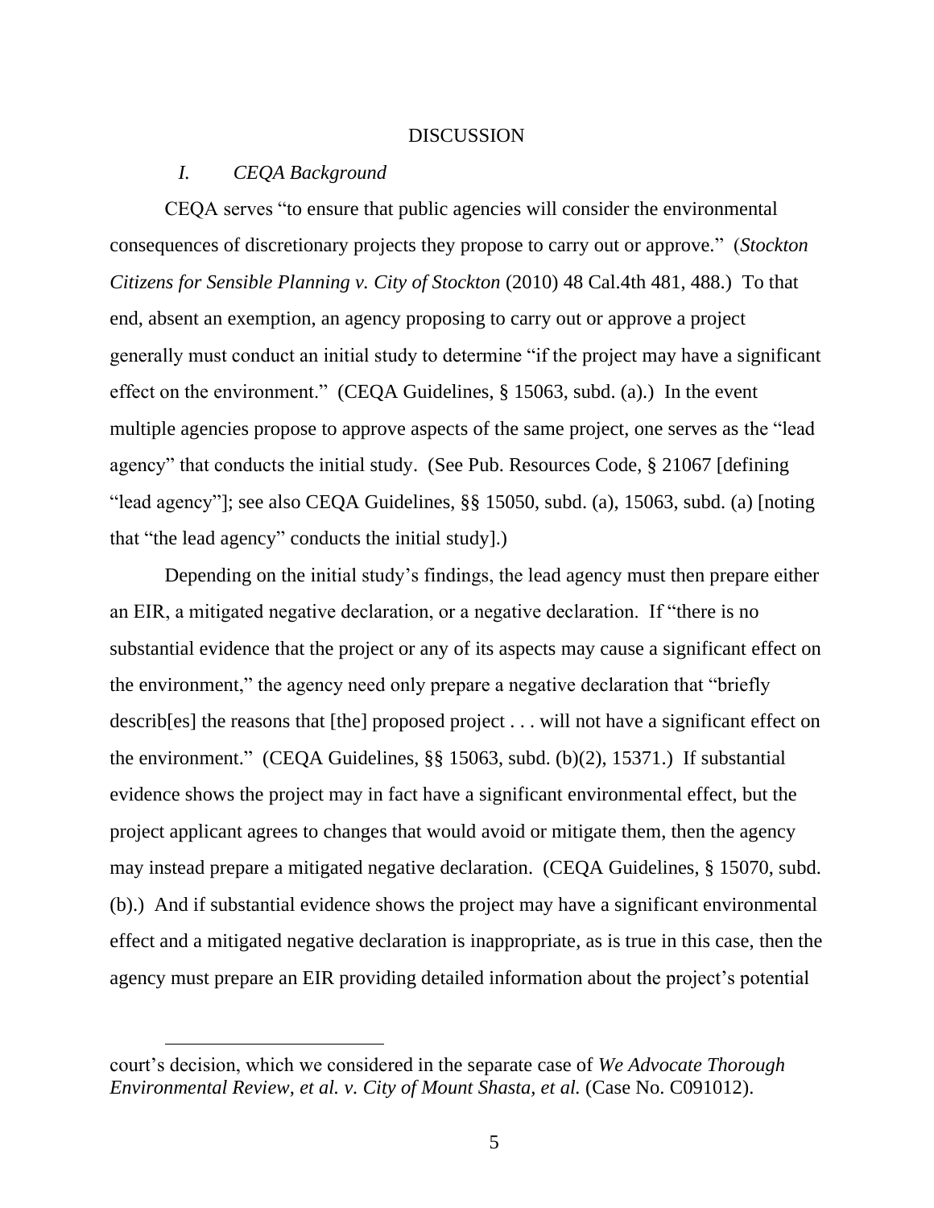## DISCUSSION

### *I. CEQA Background*

CEQA serves "to ensure that public agencies will consider the environmental consequences of discretionary projects they propose to carry out or approve." (*Stockton Citizens for Sensible Planning v. City of Stockton* (2010) 48 Cal.4th 481, 488.) To that end, absent an exemption, an agency proposing to carry out or approve a project generally must conduct an initial study to determine "if the project may have a significant effect on the environment." (CEQA Guidelines, § 15063, subd. (a).) In the event multiple agencies propose to approve aspects of the same project, one serves as the "lead agency" that conducts the initial study. (See Pub. Resources Code, § 21067 [defining "lead agency"]; see also CEQA Guidelines, §§ 15050, subd. (a), 15063, subd. (a) [noting that "the lead agency" conducts the initial study].)

Depending on the initial study's findings, the lead agency must then prepare either an EIR, a mitigated negative declaration, or a negative declaration. If "there is no substantial evidence that the project or any of its aspects may cause a significant effect on the environment," the agency need only prepare a negative declaration that "briefly describ[es] the reasons that [the] proposed project . . . will not have a significant effect on the environment." (CEQA Guidelines, §§ 15063, subd. (b)(2), 15371.) If substantial evidence shows the project may in fact have a significant environmental effect, but the project applicant agrees to changes that would avoid or mitigate them, then the agency may instead prepare a mitigated negative declaration. (CEQA Guidelines, § 15070, subd. (b).) And if substantial evidence shows the project may have a significant environmental effect and a mitigated negative declaration is inappropriate, as is true in this case, then the agency must prepare an EIR providing detailed information about the project's potential

---

court's decision, which we considered in the separate case of *We Advocate Thorough Environmental Review, et al. v. City of Mount Shasta, et al.* (Case No. C091012).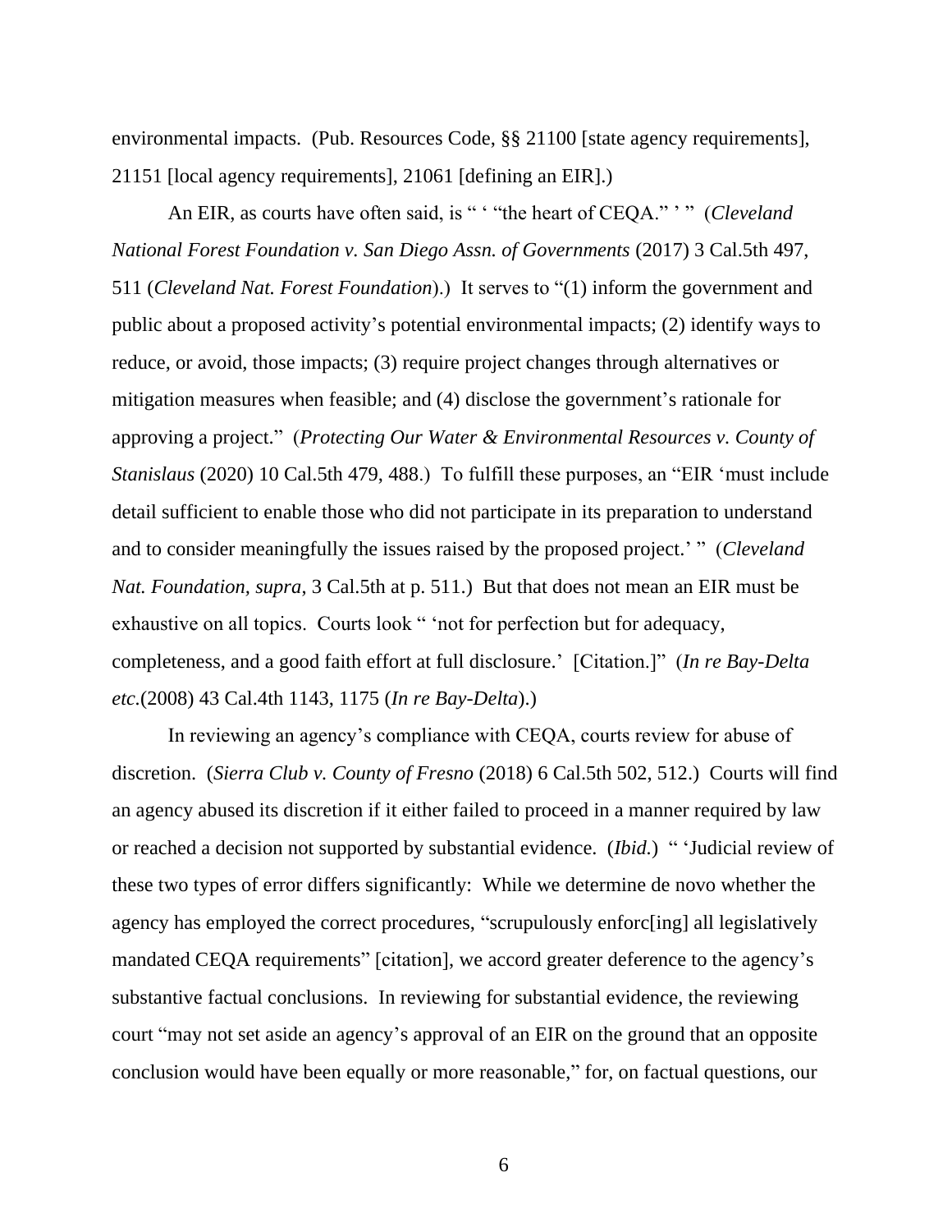environmental impacts. (Pub. Resources Code, §§ 21100 [state agency requirements], 21151 [local agency requirements], 21061 [defining an EIR].)

An EIR, as courts have often said, is " ' "the heart of CEQA." ' " (*Cleveland National Forest Foundation v. San Diego Assn. of Governments* (2017) 3 Cal.5th 497, 511 (*Cleveland Nat. Forest Foundation*).) It serves to "(1) inform the government and public about a proposed activity's potential environmental impacts; (2) identify ways to reduce, or avoid, those impacts; (3) require project changes through alternatives or mitigation measures when feasible; and (4) disclose the government's rationale for approving a project." (*Protecting Our Water & Environmental Resources v. County of Stanislaus* (2020) 10 Cal.5th 479, 488.) To fulfill these purposes, an "EIR 'must include detail sufficient to enable those who did not participate in its preparation to understand and to consider meaningfully the issues raised by the proposed project.' " (*Cleveland Nat. Foundation, supra*, 3 Cal.5th at p. 511.) But that does not mean an EIR must be exhaustive on all topics. Courts look " 'not for perfection but for adequacy, completeness, and a good faith effort at full disclosure.' [Citation.]" (*In re Bay-Delta etc.*(2008) 43 Cal.4th 1143, 1175 (*In re Bay-Delta*).)

In reviewing an agency's compliance with CEQA, courts review for abuse of discretion. (*Sierra Club v. County of Fresno* (2018) 6 Cal.5th 502, 512.) Courts will find an agency abused its discretion if it either failed to proceed in a manner required by law or reached a decision not supported by substantial evidence. (*Ibid.*) " 'Judicial review of these two types of error differs significantly: While we determine de novo whether the agency has employed the correct procedures, "scrupulously enforc[ing] all legislatively mandated CEQA requirements" [citation], we accord greater deference to the agency's substantive factual conclusions. In reviewing for substantial evidence, the reviewing court "may not set aside an agency's approval of an EIR on the ground that an opposite conclusion would have been equally or more reasonable," for, on factual questions, our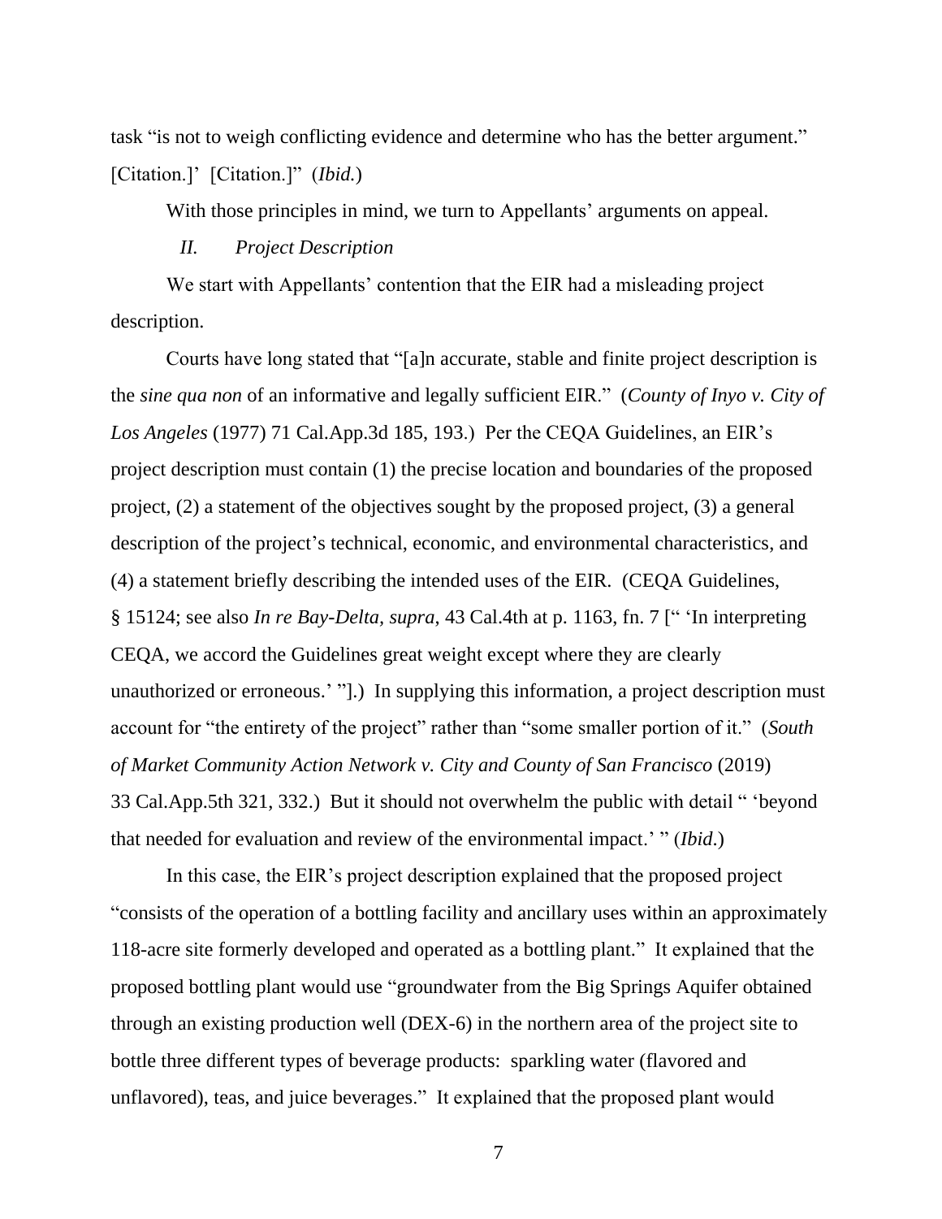task "is not to weigh conflicting evidence and determine who has the better argument." [Citation.]' [Citation.]" (*Ibid.*)

With those principles in mind, we turn to Appellants' arguments on appeal.

## *II. Project Description*

We start with Appellants' contention that the EIR had a misleading project description.

Courts have long stated that "[a]n accurate, stable and finite project description is the *sine qua non* of an informative and legally sufficient EIR." (*County of Inyo v. City of Los Angeles* (1977) 71 Cal.App.3d 185, 193.) Per the CEQA Guidelines, an EIR's project description must contain (1) the precise location and boundaries of the proposed project, (2) a statement of the objectives sought by the proposed project, (3) a general description of the project's technical, economic, and environmental characteristics, and (4) a statement briefly describing the intended uses of the EIR. (CEQA Guidelines, § 15124; see also *In re Bay-Delta, supra*, 43 Cal.4th at p. 1163, fn. 7 [" 'In interpreting CEQA, we accord the Guidelines great weight except where they are clearly unauthorized or erroneous.' "].) In supplying this information, a project description must account for "the entirety of the project" rather than "some smaller portion of it." (*South of Market Community Action Network v. City and County of San Francisco* (2019) 33 Cal.App.5th 321, 332.) But it should not overwhelm the public with detail " 'beyond that needed for evaluation and review of the environmental impact.' " (*Ibid*.)

In this case, the EIR's project description explained that the proposed project "consists of the operation of a bottling facility and ancillary uses within an approximately 118-acre site formerly developed and operated as a bottling plant." It explained that the proposed bottling plant would use "groundwater from the Big Springs Aquifer obtained through an existing production well (DEX-6) in the northern area of the project site to bottle three different types of beverage products: sparkling water (flavored and unflavored), teas, and juice beverages." It explained that the proposed plant would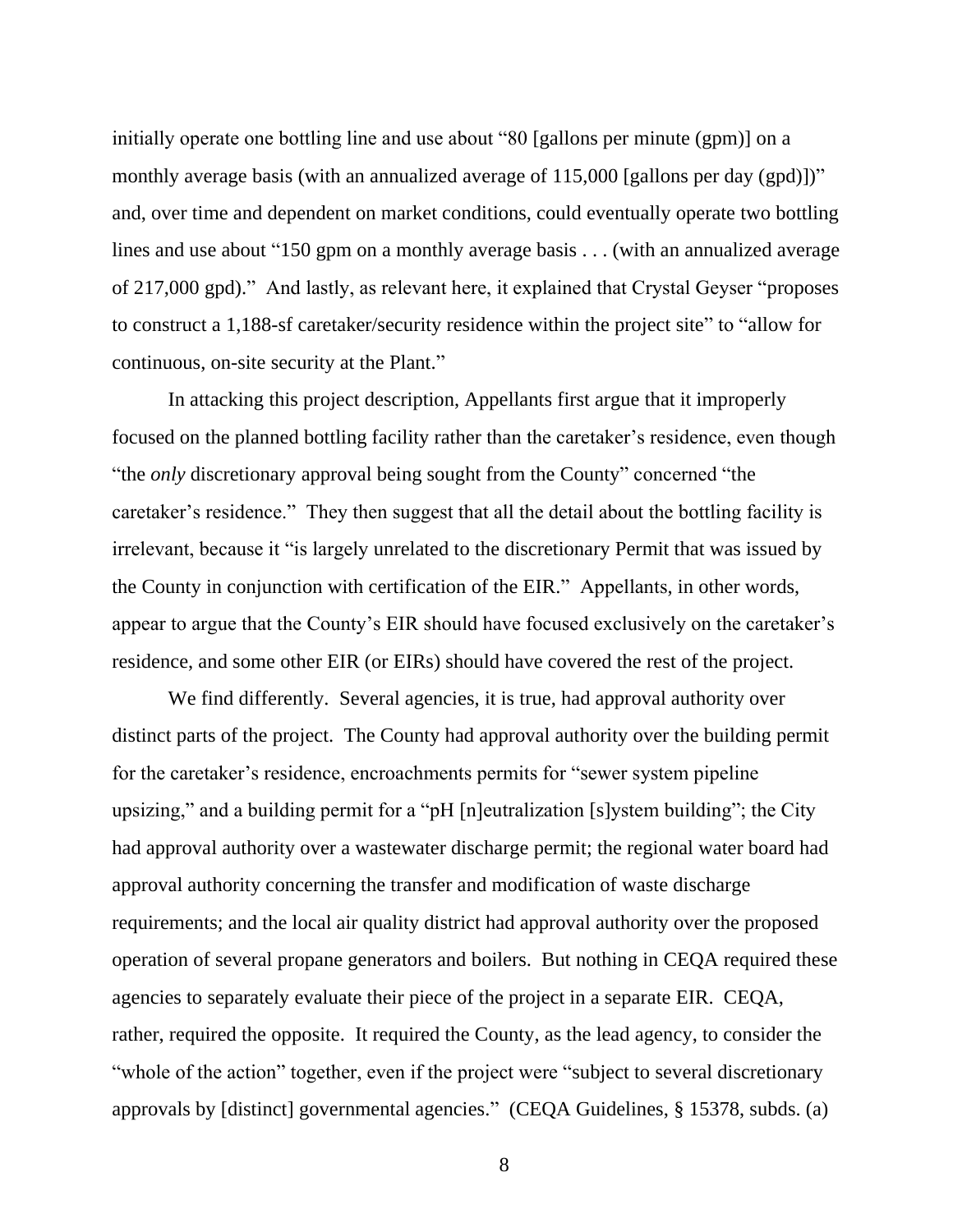initially operate one bottling line and use about "80 [gallons per minute (gpm)] on a monthly average basis (with an annualized average of 115,000 [gallons per day (gpd)])" and, over time and dependent on market conditions, could eventually operate two bottling lines and use about "150 gpm on a monthly average basis . . . (with an annualized average of 217,000 gpd)." And lastly, as relevant here, it explained that Crystal Geyser "proposes to construct a 1,188-sf caretaker/security residence within the project site" to "allow for continuous, on-site security at the Plant."

In attacking this project description, Appellants first argue that it improperly focused on the planned bottling facility rather than the caretaker's residence, even though "the *only* discretionary approval being sought from the County" concerned "the caretaker's residence." They then suggest that all the detail about the bottling facility is irrelevant, because it "is largely unrelated to the discretionary Permit that was issued by the County in conjunction with certification of the EIR." Appellants, in other words, appear to argue that the County's EIR should have focused exclusively on the caretaker's residence, and some other EIR (or EIRs) should have covered the rest of the project.

We find differently. Several agencies, it is true, had approval authority over distinct parts of the project. The County had approval authority over the building permit for the caretaker's residence, encroachments permits for "sewer system pipeline upsizing," and a building permit for a "pH [n]eutralization [s]ystem building"; the City had approval authority over a wastewater discharge permit; the regional water board had approval authority concerning the transfer and modification of waste discharge requirements; and the local air quality district had approval authority over the proposed operation of several propane generators and boilers. But nothing in CEQA required these agencies to separately evaluate their piece of the project in a separate EIR. CEQA, rather, required the opposite. It required the County, as the lead agency, to consider the "whole of the action" together, even if the project were "subject to several discretionary approvals by [distinct] governmental agencies." (CEQA Guidelines, § 15378, subds. (a)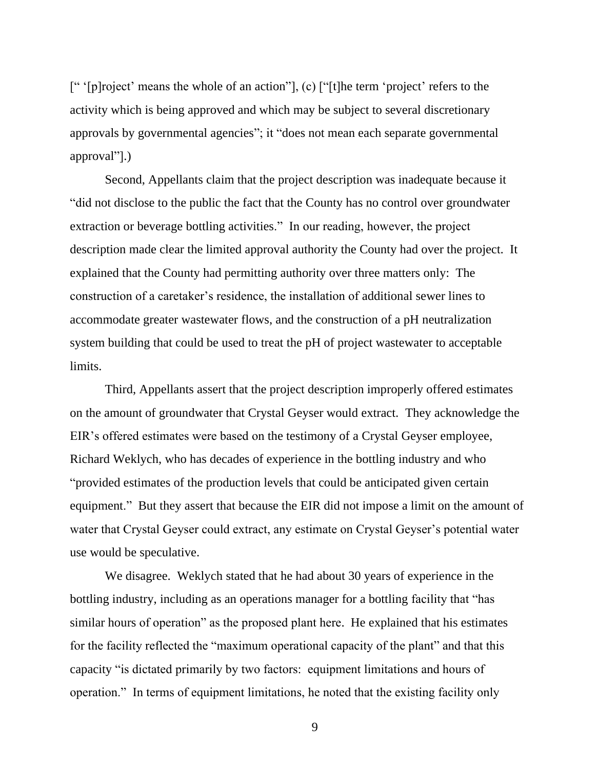[“ ‘[p]roject’ means the whole of an action”], (c) [“[t]he term ‘project’ refers to the activity which is being approved and which may be subject to several discretionary approvals by governmental agencies”; it “does not mean each separate governmental approval”].)

Second, Appellants claim that the project description was inadequate because it “did not disclose to the public the fact that the County has no control over groundwater extraction or beverage bottling activities.” In our reading, however, the project description made clear the limited approval authority the County had over the project. It explained that the County had permitting authority over three matters only: The construction of a caretaker’s residence, the installation of additional sewer lines to accommodate greater wastewater flows, and the construction of a pH neutralization system building that could be used to treat the pH of project wastewater to acceptable limits.

Third, Appellants assert that the project description improperly offered estimates on the amount of groundwater that Crystal Geyser would extract. They acknowledge the EIR’s offered estimates were based on the testimony of a Crystal Geyser employee, Richard Weklych, who has decades of experience in the bottling industry and who “provided estimates of the production levels that could be anticipated given certain equipment.” But they assert that because the EIR did not impose a limit on the amount of water that Crystal Geyser could extract, any estimate on Crystal Geyser’s potential water use would be speculative.

We disagree. Weklych stated that he had about 30 years of experience in the bottling industry, including as an operations manager for a bottling facility that “has similar hours of operation” as the proposed plant here. He explained that his estimates for the facility reflected the “maximum operational capacity of the plant” and that this capacity “is dictated primarily by two factors: equipment limitations and hours of operation.” In terms of equipment limitations, he noted that the existing facility only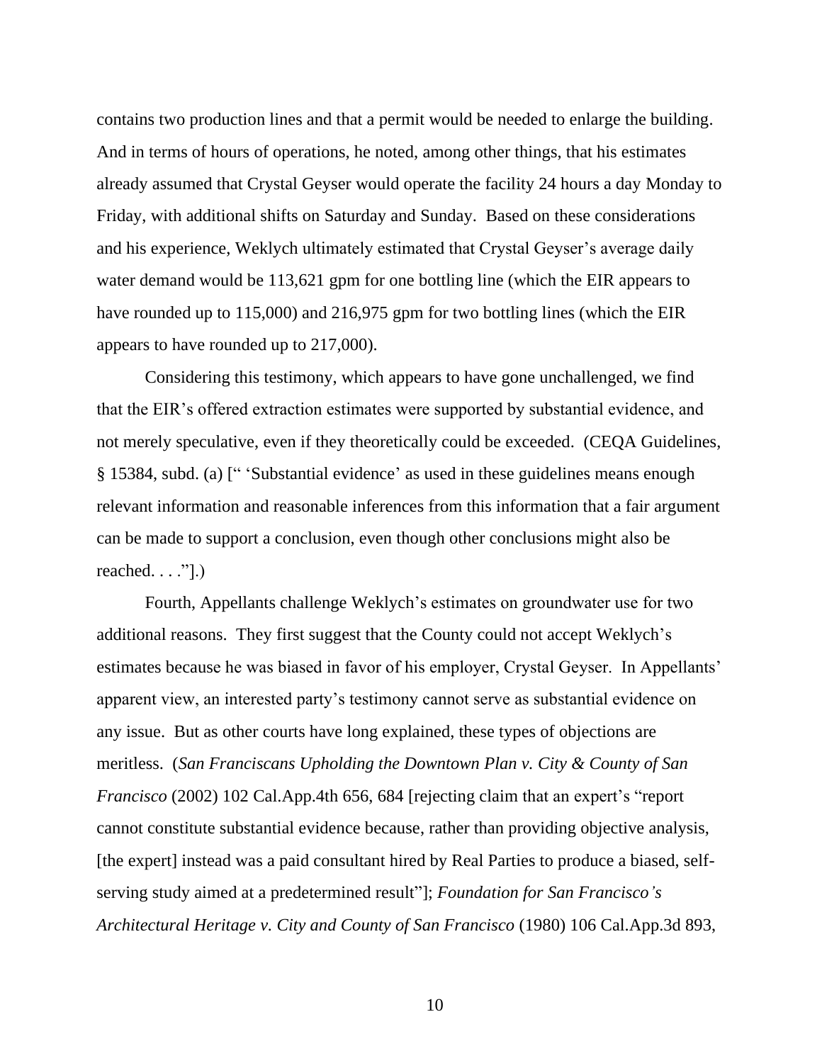contains two production lines and that a permit would be needed to enlarge the building. And in terms of hours of operations, he noted, among other things, that his estimates already assumed that Crystal Geyser would operate the facility 24 hours a day Monday to Friday, with additional shifts on Saturday and Sunday. Based on these considerations and his experience, Weklych ultimately estimated that Crystal Geyser's average daily water demand would be 113,621 gpm for one bottling line (which the EIR appears to have rounded up to 115,000) and 216,975 gpm for two bottling lines (which the EIR appears to have rounded up to 217,000).

Considering this testimony, which appears to have gone unchallenged, we find that the EIR's offered extraction estimates were supported by substantial evidence, and not merely speculative, even if they theoretically could be exceeded. (CEQA Guidelines, § 15384, subd. (a) [" 'Substantial evidence' as used in these guidelines means enough relevant information and reasonable inferences from this information that a fair argument can be made to support a conclusion, even though other conclusions might also be reached. . . ."].)

Fourth, Appellants challenge Weklych's estimates on groundwater use for two additional reasons. They first suggest that the County could not accept Weklych's estimates because he was biased in favor of his employer, Crystal Geyser. In Appellants' apparent view, an interested party's testimony cannot serve as substantial evidence on any issue. But as other courts have long explained, these types of objections are meritless. (*San Franciscans Upholding the Downtown Plan v. City & County of San Francisco* (2002) 102 Cal.App.4th 656, 684 [rejecting claim that an expert's "report cannot constitute substantial evidence because, rather than providing objective analysis, [the expert] instead was a paid consultant hired by Real Parties to produce a biased, self-serving study aimed at a predetermined result"]; *Foundation for San Francisco's Architectural Heritage v. City and County of San Francisco* (1980) 106 Cal.App.3d 893,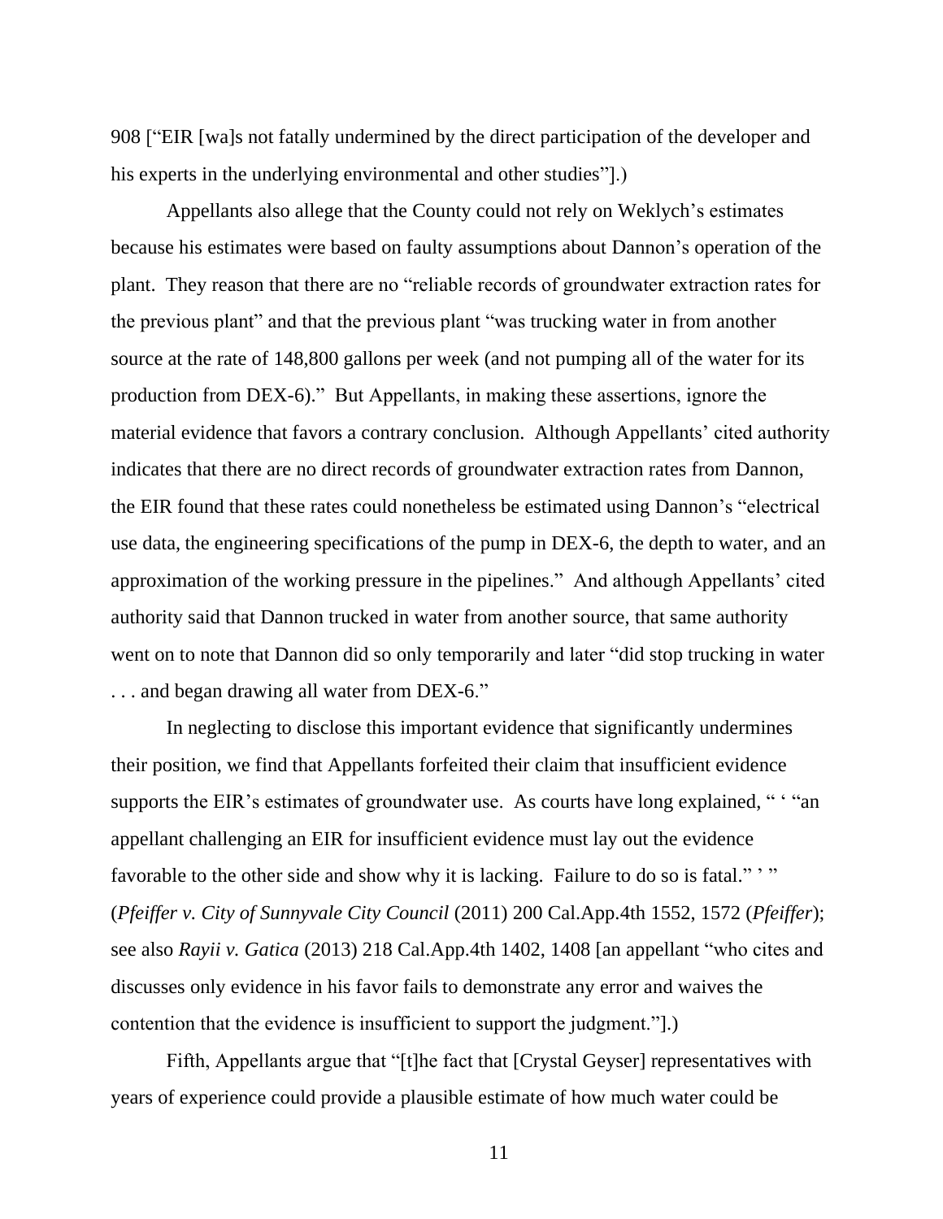908 ["EIR [wa]s not fatally undermined by the direct participation of the developer and his experts in the underlying environmental and other studies"].)

Appellants also allege that the County could not rely on Weklych's estimates because his estimates were based on faulty assumptions about Dannon's operation of the plant. They reason that there are no "reliable records of groundwater extraction rates for the previous plant" and that the previous plant "was trucking water in from another source at the rate of 148,800 gallons per week (and not pumping all of the water for its production from DEX-6)." But Appellants, in making these assertions, ignore the material evidence that favors a contrary conclusion. Although Appellants' cited authority indicates that there are no direct records of groundwater extraction rates from Dannon, the EIR found that these rates could nonetheless be estimated using Dannon's "electrical use data, the engineering specifications of the pump in DEX-6, the depth to water, and an approximation of the working pressure in the pipelines." And although Appellants' cited authority said that Dannon trucked in water from another source, that same authority went on to note that Dannon did so only temporarily and later "did stop trucking in water . . . and began drawing all water from DEX-6."

In neglecting to disclose this important evidence that significantly undermines their position, we find that Appellants forfeited their claim that insufficient evidence supports the EIR's estimates of groundwater use. As courts have long explained, " ' "an appellant challenging an EIR for insufficient evidence must lay out the evidence favorable to the other side and show why it is lacking. Failure to do so is fatal." ' " (*Pfeiffer v. City of Sunnyvale City Council* (2011) 200 Cal.App.4th 1552, 1572 (*Pfeiffer*); see also *Rayii v. Gatica* (2013) 218 Cal.App.4th 1402, 1408 [an appellant "who cites and discusses only evidence in his favor fails to demonstrate any error and waives the contention that the evidence is insufficient to support the judgment."].)

Fifth, Appellants argue that "[t]he fact that [Crystal Geyser] representatives with years of experience could provide a plausible estimate of how much water could be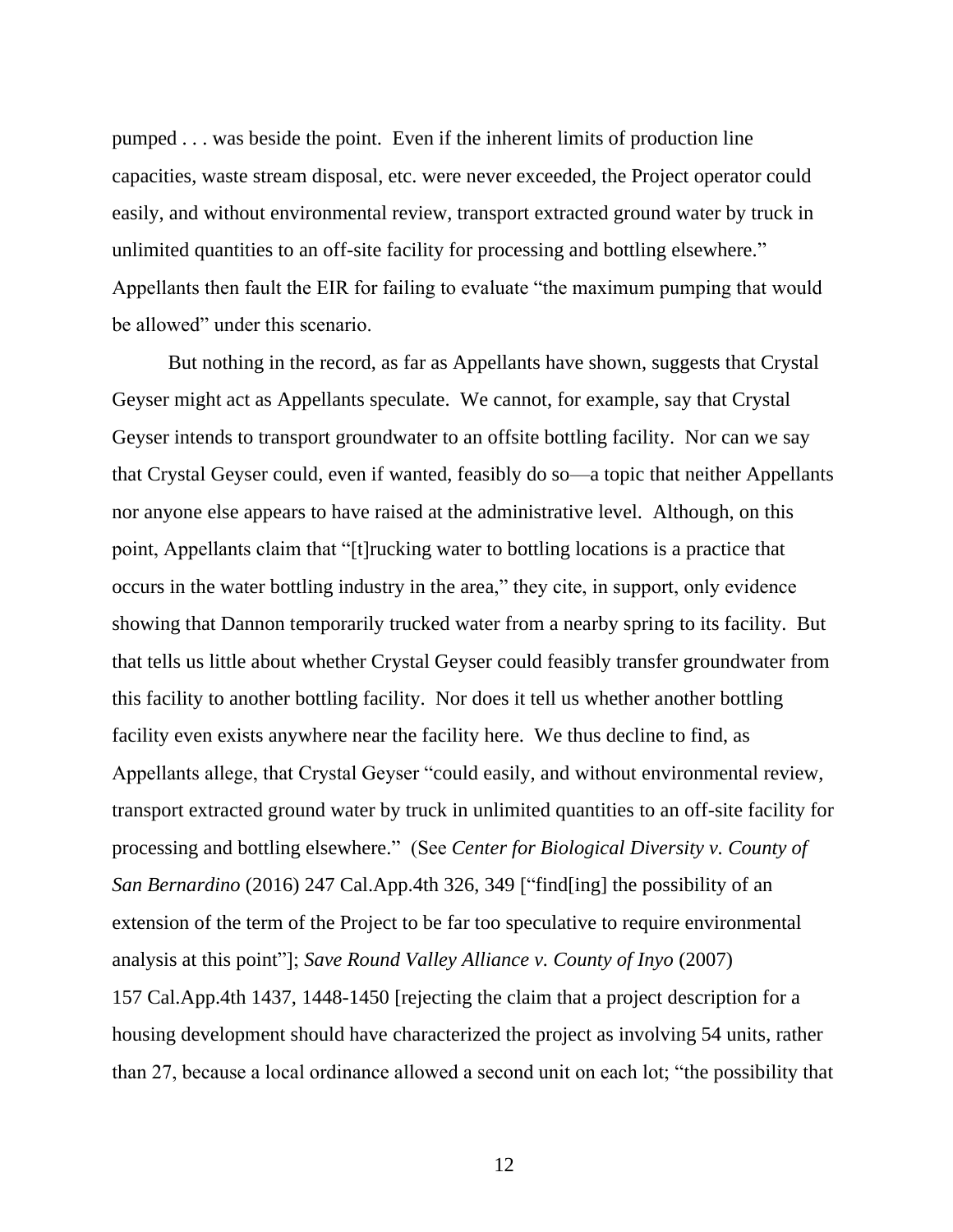pumped . . . was beside the point. Even if the inherent limits of production line capacities, waste stream disposal, etc. were never exceeded, the Project operator could easily, and without environmental review, transport extracted ground water by truck in unlimited quantities to an off-site facility for processing and bottling elsewhere." Appellants then fault the EIR for failing to evaluate "the maximum pumping that would be allowed" under this scenario.

But nothing in the record, as far as Appellants have shown, suggests that Crystal Geyser might act as Appellants speculate. We cannot, for example, say that Crystal Geyser intends to transport groundwater to an offsite bottling facility. Nor can we say that Crystal Geyser could, even if wanted, feasibly do so—a topic that neither Appellants nor anyone else appears to have raised at the administrative level. Although, on this point, Appellants claim that "[t]rucking water to bottling locations is a practice that occurs in the water bottling industry in the area," they cite, in support, only evidence showing that Dannon temporarily trucked water from a nearby spring to its facility. But that tells us little about whether Crystal Geyser could feasibly transfer groundwater from this facility to another bottling facility. Nor does it tell us whether another bottling facility even exists anywhere near the facility here. We thus decline to find, as Appellants allege, that Crystal Geyser "could easily, and without environmental review, transport extracted ground water by truck in unlimited quantities to an off-site facility for processing and bottling elsewhere." (See *Center for Biological Diversity v. County of San Bernardino* (2016) 247 Cal.App.4th 326, 349 ["find[ing] the possibility of an extension of the term of the Project to be far too speculative to require environmental analysis at this point"]; *Save Round Valley Alliance v. County of Inyo* (2007) 157 Cal.App.4th 1437, 1448-1450 [rejecting the claim that a project description for a housing development should have characterized the project as involving 54 units, rather than 27, because a local ordinance allowed a second unit on each lot; "the possibility that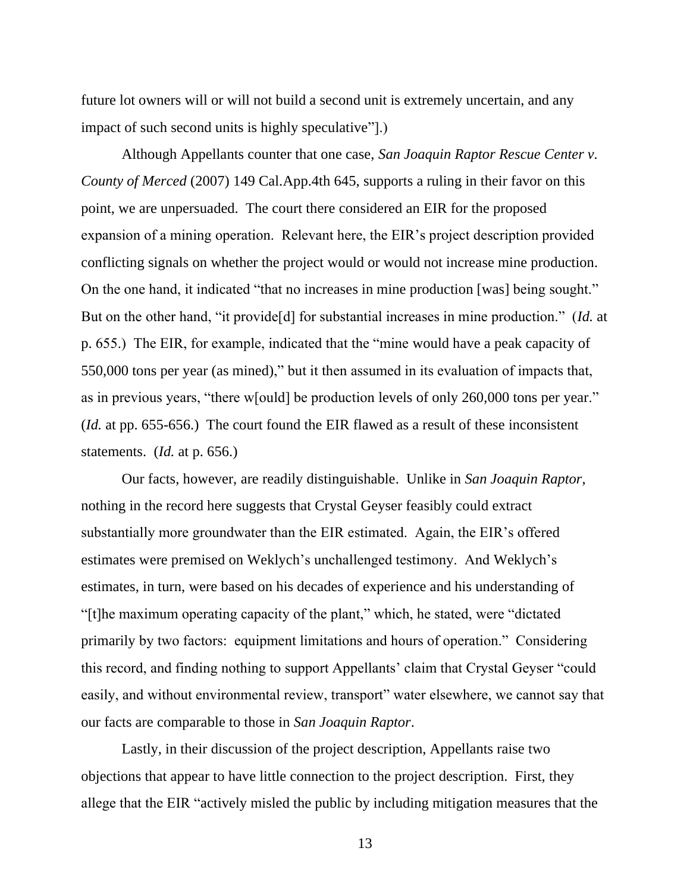future lot owners will or will not build a second unit is extremely uncertain, and any impact of such second units is highly speculative"].)

Although Appellants counter that one case, *San Joaquin Raptor Rescue Center v. County of Merced* (2007) 149 Cal.App.4th 645, supports a ruling in their favor on this point, we are unpersuaded. The court there considered an EIR for the proposed expansion of a mining operation. Relevant here, the EIR's project description provided conflicting signals on whether the project would or would not increase mine production. On the one hand, it indicated "that no increases in mine production [was] being sought." But on the other hand, "it provide[d] for substantial increases in mine production." (*Id.* at p. 655.) The EIR, for example, indicated that the "mine would have a peak capacity of 550,000 tons per year (as mined)," but it then assumed in its evaluation of impacts that, as in previous years, "there w[ould] be production levels of only 260,000 tons per year." (*Id.* at pp. 655-656.) The court found the EIR flawed as a result of these inconsistent statements. (*Id.* at p. 656.)

Our facts, however, are readily distinguishable. Unlike in *San Joaquin Raptor*, nothing in the record here suggests that Crystal Geyser feasibly could extract substantially more groundwater than the EIR estimated. Again, the EIR's offered estimates were premised on Weklych's unchallenged testimony. And Weklych's estimates, in turn, were based on his decades of experience and his understanding of "[t]he maximum operating capacity of the plant," which, he stated, were "dictated primarily by two factors: equipment limitations and hours of operation." Considering this record, and finding nothing to support Appellants' claim that Crystal Geyser "could easily, and without environmental review, transport" water elsewhere, we cannot say that our facts are comparable to those in *San Joaquin Raptor*.

Lastly, in their discussion of the project description, Appellants raise two objections that appear to have little connection to the project description. First, they allege that the EIR "actively misled the public by including mitigation measures that the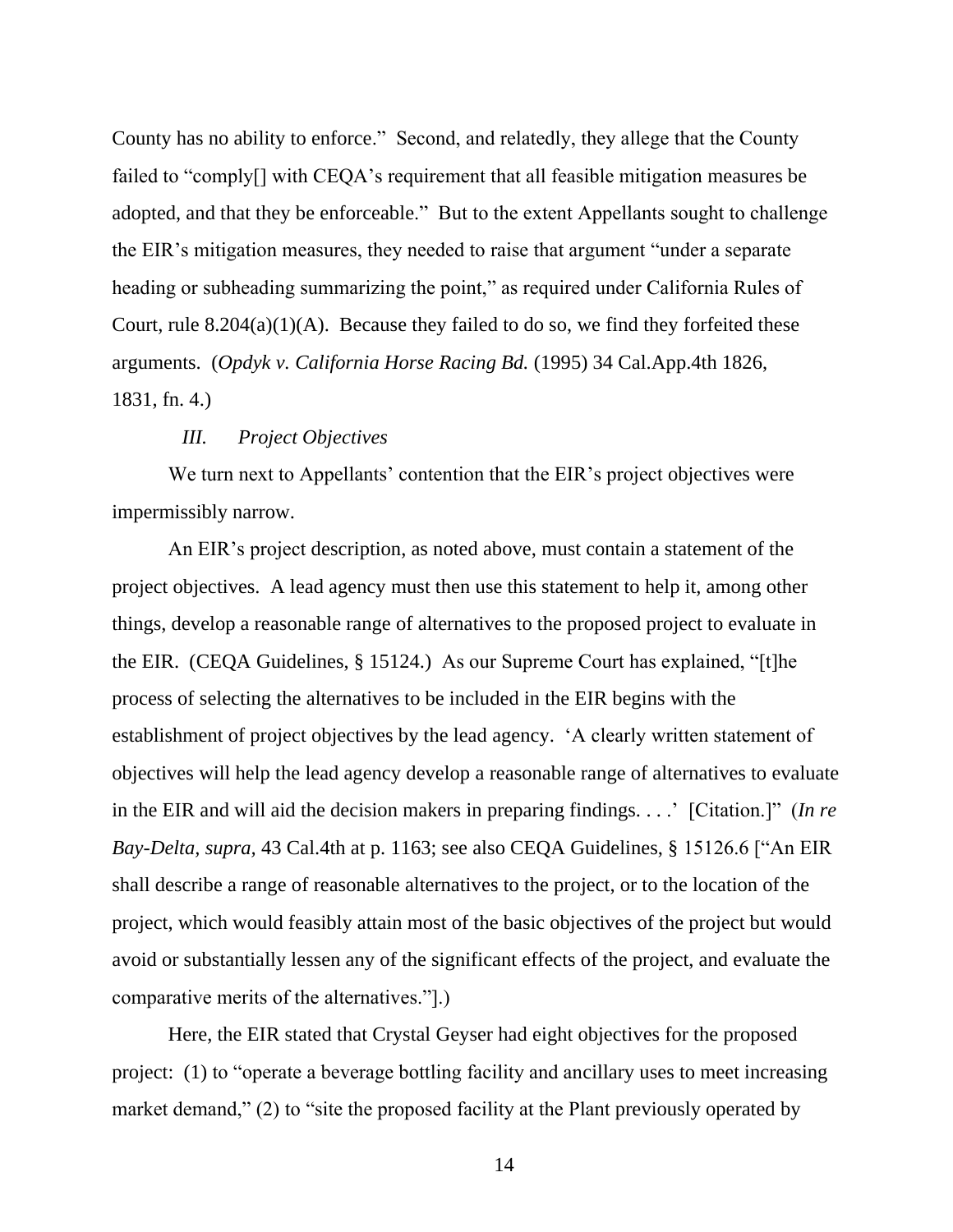County has no ability to enforce." Second, and relatedly, they allege that the County failed to "comply[] with CEQA's requirement that all feasible mitigation measures be adopted, and that they be enforceable." But to the extent Appellants sought to challenge the EIR's mitigation measures, they needed to raise that argument "under a separate heading or subheading summarizing the point," as required under California Rules of Court, rule 8.204(a)(1)(A). Because they failed to do so, we find they forfeited these arguments. (*Opdyk v. California Horse Racing Bd.* (1995) 34 Cal.App.4th 1826, 1831, fn. 4.)

### *III. Project Objectives*

We turn next to Appellants' contention that the EIR's project objectives were impermissibly narrow.

An EIR's project description, as noted above, must contain a statement of the project objectives. A lead agency must then use this statement to help it, among other things, develop a reasonable range of alternatives to the proposed project to evaluate in the EIR. (CEQA Guidelines, § 15124.) As our Supreme Court has explained, "[t]he process of selecting the alternatives to be included in the EIR begins with the establishment of project objectives by the lead agency. 'A clearly written statement of objectives will help the lead agency develop a reasonable range of alternatives to evaluate in the EIR and will aid the decision makers in preparing findings. . . .' [Citation.]" (*In re Bay-Delta, supra,* 43 Cal.4th at p. 1163; see also CEQA Guidelines, § 15126.6 ["An EIR shall describe a range of reasonable alternatives to the project, or to the location of the project, which would feasibly attain most of the basic objectives of the project but would avoid or substantially lessen any of the significant effects of the project, and evaluate the comparative merits of the alternatives."].)

Here, the EIR stated that Crystal Geyser had eight objectives for the proposed project: (1) to "operate a beverage bottling facility and ancillary uses to meet increasing market demand," (2) to "site the proposed facility at the Plant previously operated by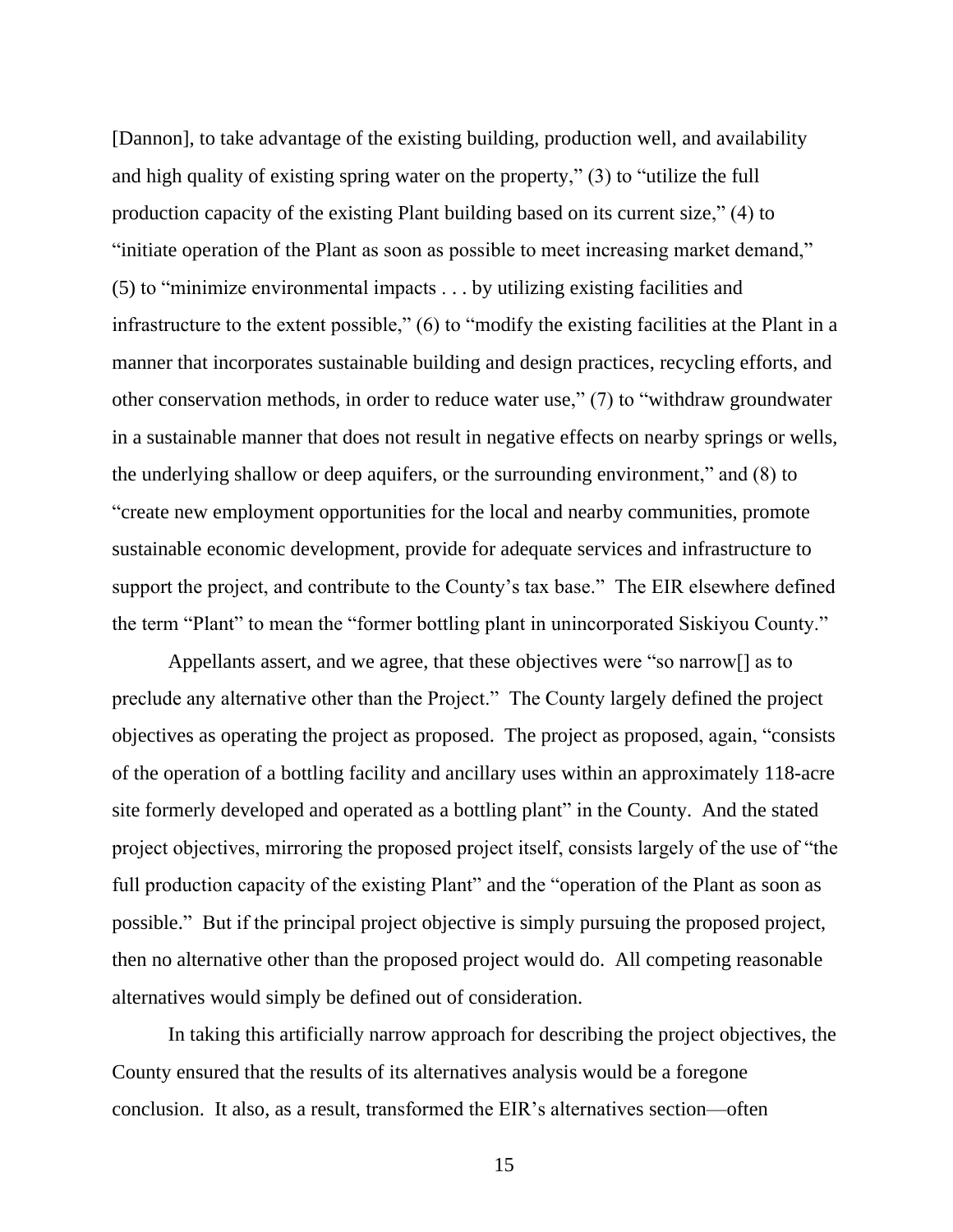[Dannon], to take advantage of the existing building, production well, and availability and high quality of existing spring water on the property," (3) to "utilize the full production capacity of the existing Plant building based on its current size," (4) to "initiate operation of the Plant as soon as possible to meet increasing market demand," (5) to "minimize environmental impacts . . . by utilizing existing facilities and infrastructure to the extent possible," (6) to "modify the existing facilities at the Plant in a manner that incorporates sustainable building and design practices, recycling efforts, and other conservation methods, in order to reduce water use," (7) to "withdraw groundwater in a sustainable manner that does not result in negative effects on nearby springs or wells, the underlying shallow or deep aquifers, or the surrounding environment," and (8) to "create new employment opportunities for the local and nearby communities, promote sustainable economic development, provide for adequate services and infrastructure to support the project, and contribute to the County's tax base." The EIR elsewhere defined the term "Plant" to mean the "former bottling plant in unincorporated Siskiyou County."

Appellants assert, and we agree, that these objectives were "so narrow[] as to preclude any alternative other than the Project." The County largely defined the project objectives as operating the project as proposed. The project as proposed, again, "consists of the operation of a bottling facility and ancillary uses within an approximately 118-acre site formerly developed and operated as a bottling plant" in the County. And the stated project objectives, mirroring the proposed project itself, consists largely of the use of "the full production capacity of the existing Plant" and the "operation of the Plant as soon as possible." But if the principal project objective is simply pursuing the proposed project, then no alternative other than the proposed project would do. All competing reasonable alternatives would simply be defined out of consideration.

In taking this artificially narrow approach for describing the project objectives, the County ensured that the results of its alternatives analysis would be a foregone conclusion. It also, as a result, transformed the EIR's alternatives section—often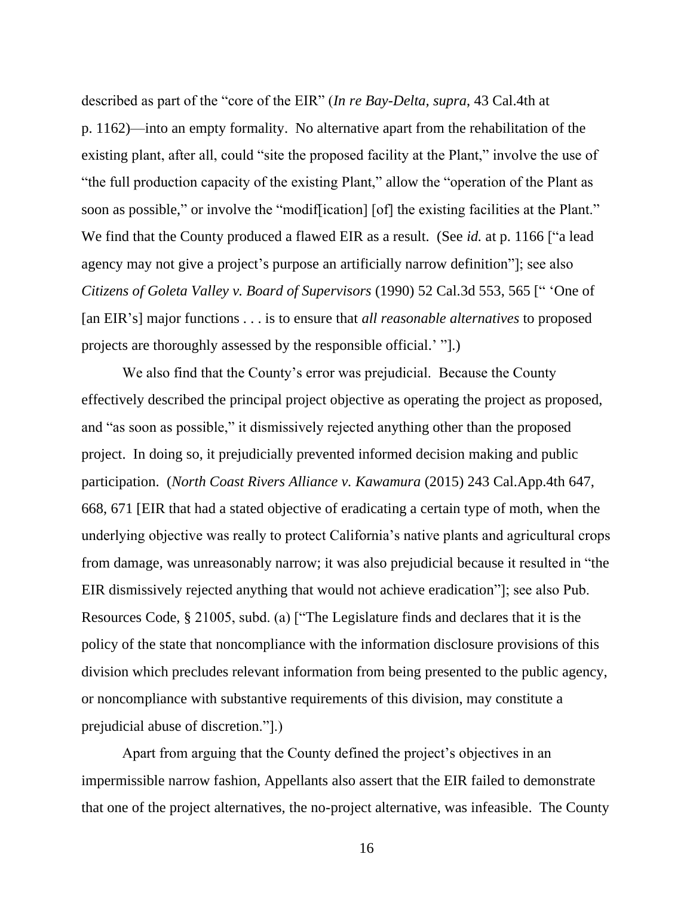described as part of the "core of the EIR" (*In re Bay-Delta, supra,* 43 Cal.4th at p. 1162)—into an empty formality. No alternative apart from the rehabilitation of the existing plant, after all, could "site the proposed facility at the Plant," involve the use of "the full production capacity of the existing Plant," allow the "operation of the Plant as soon as possible," or involve the "modif[ication] [of] the existing facilities at the Plant." We find that the County produced a flawed EIR as a result. (See *id.* at p. 1166 ["a lead agency may not give a project's purpose an artificially narrow definition"]; see also *Citizens of Goleta Valley v. Board of Supervisors* (1990) 52 Cal.3d 553, 565 [" 'One of [an EIR's] major functions . . . is to ensure that *all reasonable alternatives* to proposed projects are thoroughly assessed by the responsible official.' "].)

We also find that the County's error was prejudicial. Because the County effectively described the principal project objective as operating the project as proposed, and "as soon as possible," it dismissively rejected anything other than the proposed project. In doing so, it prejudicially prevented informed decision making and public participation. (*North Coast Rivers Alliance v. Kawamura* (2015) 243 Cal.App.4th 647, 668, 671 [EIR that had a stated objective of eradicating a certain type of moth, when the underlying objective was really to protect California's native plants and agricultural crops from damage, was unreasonably narrow; it was also prejudicial because it resulted in "the EIR dismissively rejected anything that would not achieve eradication"]; see also Pub. Resources Code, § 21005, subd. (a) ["The Legislature finds and declares that it is the policy of the state that noncompliance with the information disclosure provisions of this division which precludes relevant information from being presented to the public agency, or noncompliance with substantive requirements of this division, may constitute a prejudicial abuse of discretion."].)

Apart from arguing that the County defined the project's objectives in an impermissible narrow fashion, Appellants also assert that the EIR failed to demonstrate that one of the project alternatives, the no-project alternative, was infeasible. The County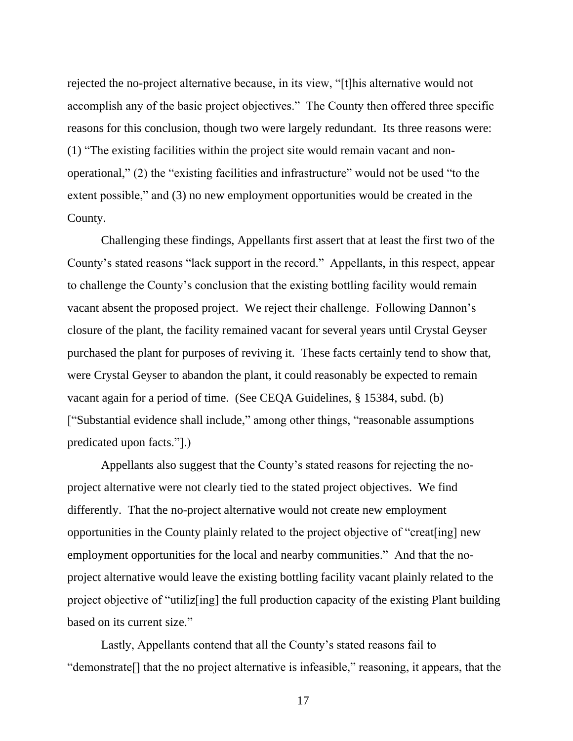rejected the no-project alternative because, in its view, "[t]his alternative would not accomplish any of the basic project objectives." The County then offered three specific reasons for this conclusion, though two were largely redundant. Its three reasons were: (1) "The existing facilities within the project site would remain vacant and non-operational," (2) the "existing facilities and infrastructure" would not be used "to the extent possible," and (3) no new employment opportunities would be created in the County.

Challenging these findings, Appellants first assert that at least the first two of the County's stated reasons "lack support in the record." Appellants, in this respect, appear to challenge the County's conclusion that the existing bottling facility would remain vacant absent the proposed project. We reject their challenge. Following Dannon's closure of the plant, the facility remained vacant for several years until Crystal Geyser purchased the plant for purposes of reviving it. These facts certainly tend to show that, were Crystal Geyser to abandon the plant, it could reasonably be expected to remain vacant again for a period of time. (See CEQA Guidelines, § 15384, subd. (b) ["Substantial evidence shall include," among other things, "reasonable assumptions predicated upon facts."].)

Appellants also suggest that the County's stated reasons for rejecting the no-project alternative were not clearly tied to the stated project objectives. We find differently. That the no-project alternative would not create new employment opportunities in the County plainly related to the project objective of "creat[ing] new employment opportunities for the local and nearby communities." And that the no-project alternative would leave the existing bottling facility vacant plainly related to the project objective of "utiliz[ing] the full production capacity of the existing Plant building based on its current size."

Lastly, Appellants contend that all the County's stated reasons fail to "demonstrate[] that the no project alternative is infeasible," reasoning, it appears, that the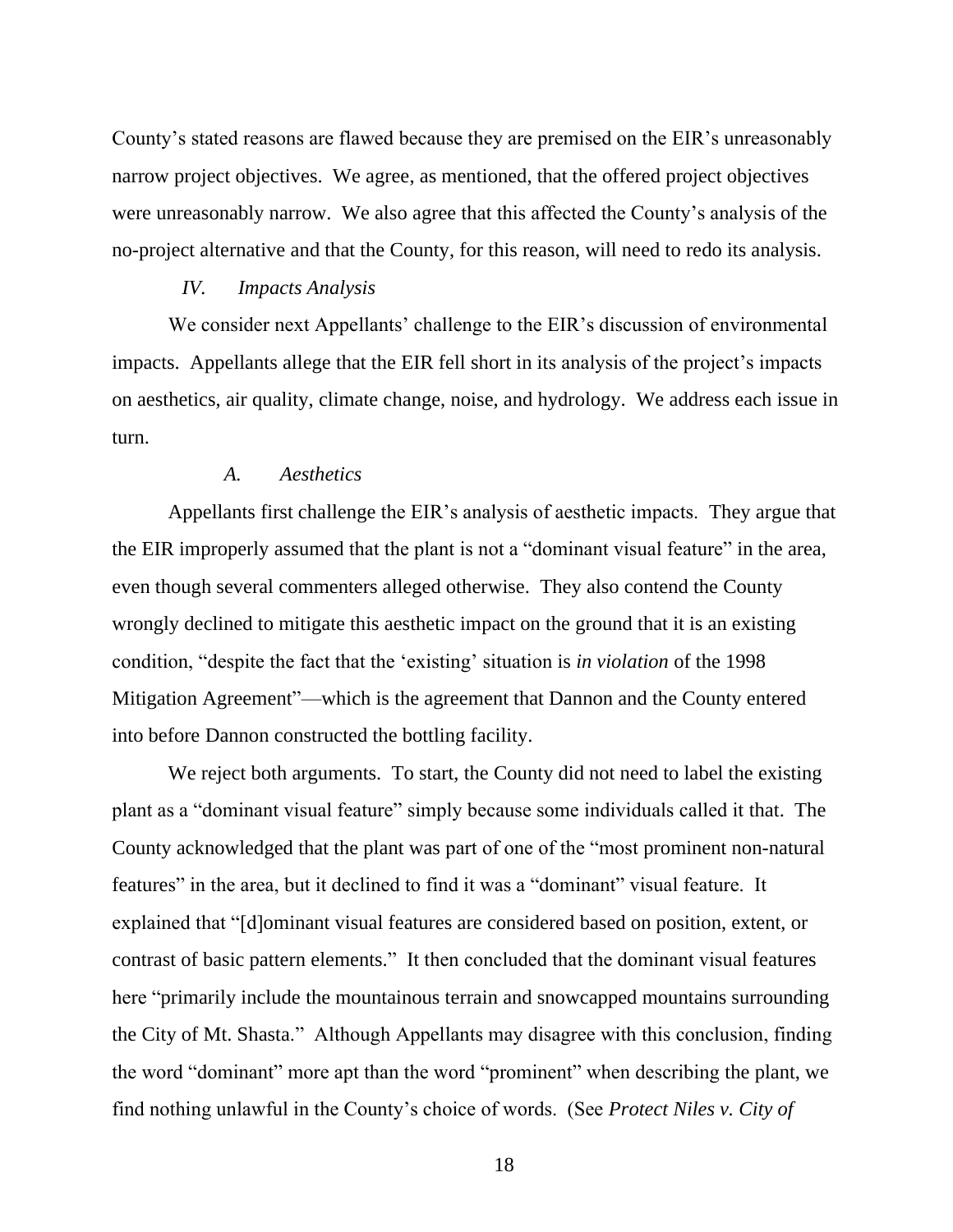County's stated reasons are flawed because they are premised on the EIR's unreasonably narrow project objectives. We agree, as mentioned, that the offered project objectives were unreasonably narrow. We also agree that this affected the County's analysis of the no-project alternative and that the County, for this reason, will need to redo its analysis.

### *IV. Impacts Analysis*

We consider next Appellants' challenge to the EIR's discussion of environmental impacts. Appellants allege that the EIR fell short in its analysis of the project's impacts on aesthetics, air quality, climate change, noise, and hydrology. We address each issue in turn.

#### *A. Aesthetics*

Appellants first challenge the EIR's analysis of aesthetic impacts. They argue that the EIR improperly assumed that the plant is not a "dominant visual feature" in the area, even though several commenters alleged otherwise. They also contend the County wrongly declined to mitigate this aesthetic impact on the ground that it is an existing condition, "despite the fact that the 'existing' situation is *in violation* of the 1998 Mitigation Agreement"—which is the agreement that Dannon and the County entered into before Dannon constructed the bottling facility.

We reject both arguments. To start, the County did not need to label the existing plant as a "dominant visual feature" simply because some individuals called it that. The County acknowledged that the plant was part of one of the "most prominent non-natural features" in the area, but it declined to find it was a "dominant" visual feature. It explained that "[d]ominant visual features are considered based on position, extent, or contrast of basic pattern elements." It then concluded that the dominant visual features here "primarily include the mountainous terrain and snowcapped mountains surrounding the City of Mt. Shasta." Although Appellants may disagree with this conclusion, finding the word "dominant" more apt than the word "prominent" when describing the plant, we find nothing unlawful in the County's choice of words. (See *Protect Niles v. City of*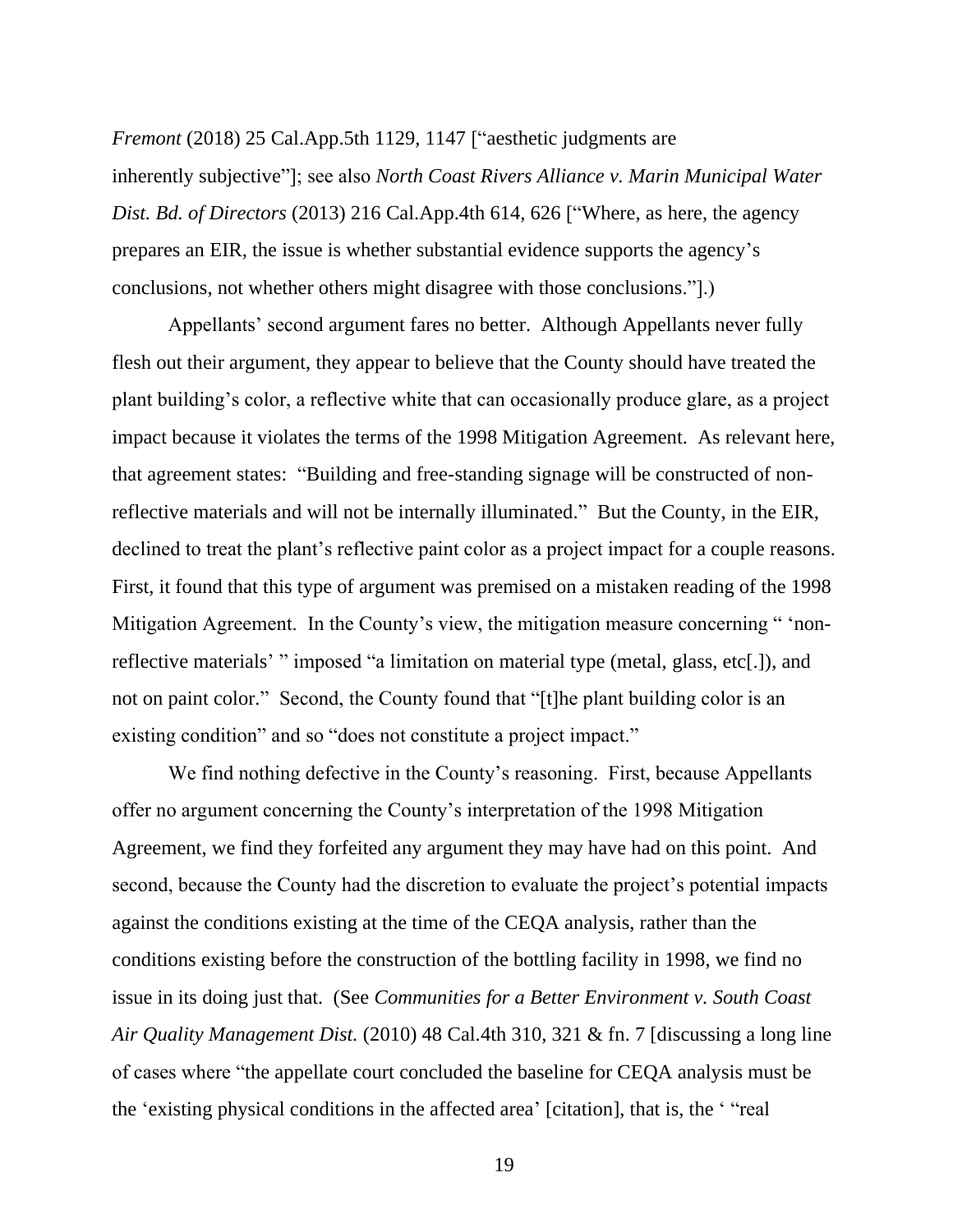*Fremont* (2018) 25 Cal.App.5th 1129, 1147 ["aesthetic judgments are inherently subjective"]; see also *North Coast Rivers Alliance v. Marin Municipal Water Dist. Bd. of Directors* (2013) 216 Cal.App.4th 614, 626 ["Where, as here, the agency prepares an EIR, the issue is whether substantial evidence supports the agency's conclusions, not whether others might disagree with those conclusions."].)

Appellants' second argument fares no better. Although Appellants never fully flesh out their argument, they appear to believe that the County should have treated the plant building's color, a reflective white that can occasionally produce glare, as a project impact because it violates the terms of the 1998 Mitigation Agreement. As relevant here, that agreement states: "Building and free-standing signage will be constructed of non-reflective materials and will not be internally illuminated." But the County, in the EIR, declined to treat the plant's reflective paint color as a project impact for a couple reasons. First, it found that this type of argument was premised on a mistaken reading of the 1998 Mitigation Agreement. In the County's view, the mitigation measure concerning " 'non-reflective materials' " imposed "a limitation on material type (metal, glass, etc[.]), and not on paint color." Second, the County found that "[t]he plant building color is an existing condition" and so "does not constitute a project impact."

We find nothing defective in the County's reasoning. First, because Appellants offer no argument concerning the County's interpretation of the 1998 Mitigation Agreement, we find they forfeited any argument they may have had on this point. And second, because the County had the discretion to evaluate the project's potential impacts against the conditions existing at the time of the CEQA analysis, rather than the conditions existing before the construction of the bottling facility in 1998, we find no issue in its doing just that. (See *Communities for a Better Environment v. South Coast Air Quality Management Dist.* (2010) 48 Cal.4th 310, 321 & fn. 7 [discussing a long line of cases where "the appellate court concluded the baseline for CEQA analysis must be the 'existing physical conditions in the affected area' [citation], that is, the ' "real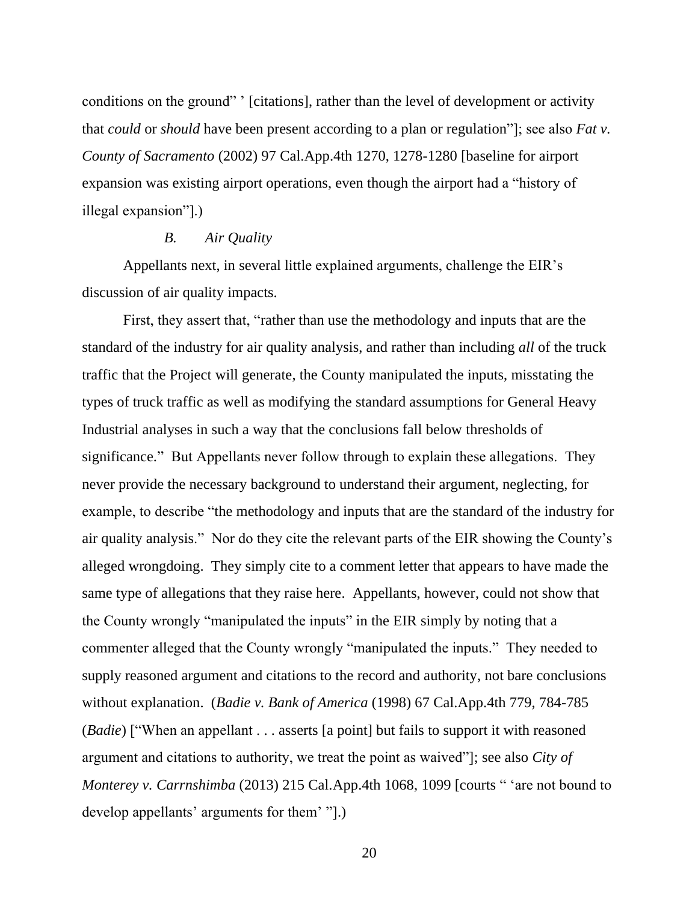conditions on the ground" ' [citations], rather than the level of development or activity that *could* or *should* have been present according to a plan or regulation"]; see also *Fat v. County of Sacramento* (2002) 97 Cal.App.4th 1270, 1278-1280 [baseline for airport expansion was existing airport operations, even though the airport had a "history of illegal expansion"].)

### *B. Air Quality*

Appellants next, in several little explained arguments, challenge the EIR's discussion of air quality impacts.

First, they assert that, "rather than use the methodology and inputs that are the standard of the industry for air quality analysis, and rather than including *all* of the truck traffic that the Project will generate, the County manipulated the inputs, misstating the types of truck traffic as well as modifying the standard assumptions for General Heavy Industrial analyses in such a way that the conclusions fall below thresholds of significance." But Appellants never follow through to explain these allegations. They never provide the necessary background to understand their argument, neglecting, for example, to describe "the methodology and inputs that are the standard of the industry for air quality analysis." Nor do they cite the relevant parts of the EIR showing the County's alleged wrongdoing. They simply cite to a comment letter that appears to have made the same type of allegations that they raise here. Appellants, however, could not show that the County wrongly "manipulated the inputs" in the EIR simply by noting that a commenter alleged that the County wrongly "manipulated the inputs." They needed to supply reasoned argument and citations to the record and authority, not bare conclusions without explanation. (*Badie v. Bank of America* (1998) 67 Cal.App.4th 779, 784-785 (*Badie*) ["When an appellant . . . asserts [a point] but fails to support it with reasoned argument and citations to authority, we treat the point as waived"]; see also *City of Monterey v. Carrnshimba* (2013) 215 Cal.App.4th 1068, 1099 [courts " 'are not bound to develop appellants' arguments for them' "].)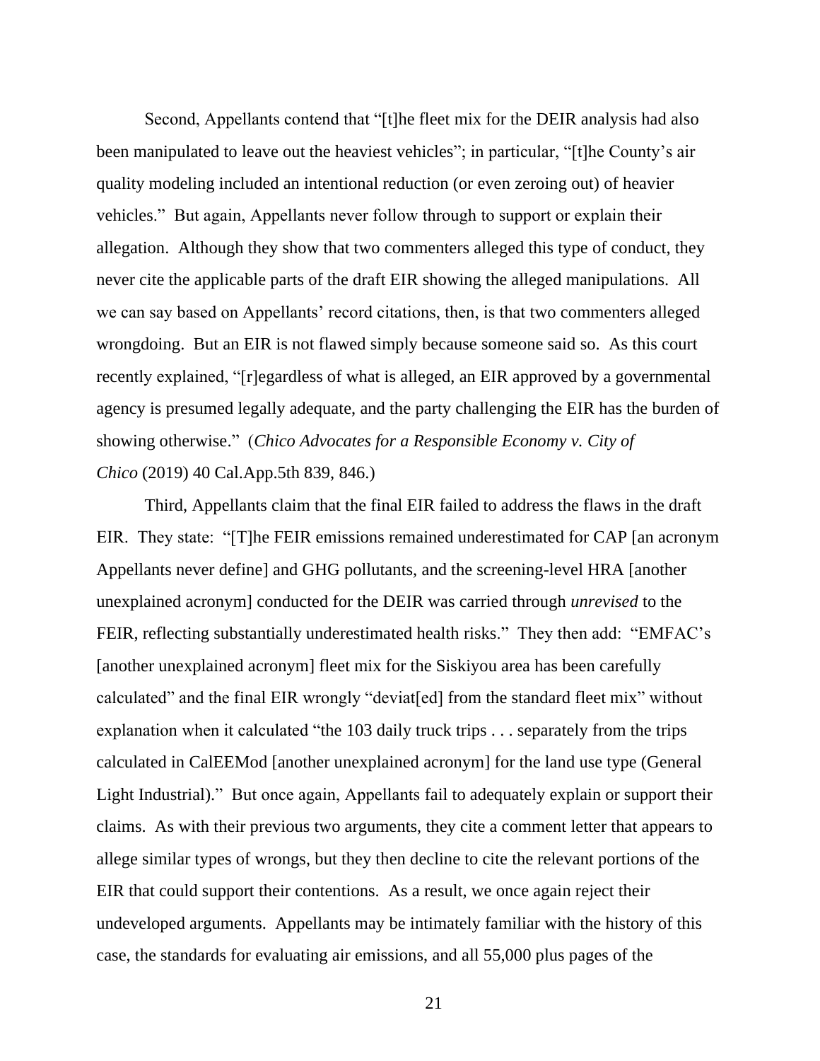Second, Appellants contend that "[t]he fleet mix for the DEIR analysis had also been manipulated to leave out the heaviest vehicles"; in particular, "[t]he County's air quality modeling included an intentional reduction (or even zeroing out) of heavier vehicles." But again, Appellants never follow through to support or explain their allegation. Although they show that two commenters alleged this type of conduct, they never cite the applicable parts of the draft EIR showing the alleged manipulations. All we can say based on Appellants' record citations, then, is that two commenters alleged wrongdoing. But an EIR is not flawed simply because someone said so. As this court recently explained, "[r]egardless of what is alleged, an EIR approved by a governmental agency is presumed legally adequate, and the party challenging the EIR has the burden of showing otherwise." (*Chico Advocates for a Responsible Economy v. City of Chico* (2019) 40 Cal.App.5th 839, 846.)

Third, Appellants claim that the final EIR failed to address the flaws in the draft EIR. They state: "[T]he FEIR emissions remained underestimated for CAP [an acronym Appellants never define] and GHG pollutants, and the screening-level HRA [another unexplained acronym] conducted for the DEIR was carried through *unrevised* to the FEIR, reflecting substantially underestimated health risks." They then add: "EMFAC's [another unexplained acronym] fleet mix for the Siskiyou area has been carefully calculated" and the final EIR wrongly "deviat[ed] from the standard fleet mix" without explanation when it calculated "the 103 daily truck trips . . . separately from the trips calculated in CalEEMod [another unexplained acronym] for the land use type (General Light Industrial)." But once again, Appellants fail to adequately explain or support their claims. As with their previous two arguments, they cite a comment letter that appears to allege similar types of wrongs, but they then decline to cite the relevant portions of the EIR that could support their contentions. As a result, we once again reject their undeveloped arguments. Appellants may be intimately familiar with the history of this case, the standards for evaluating air emissions, and all 55,000 plus pages of the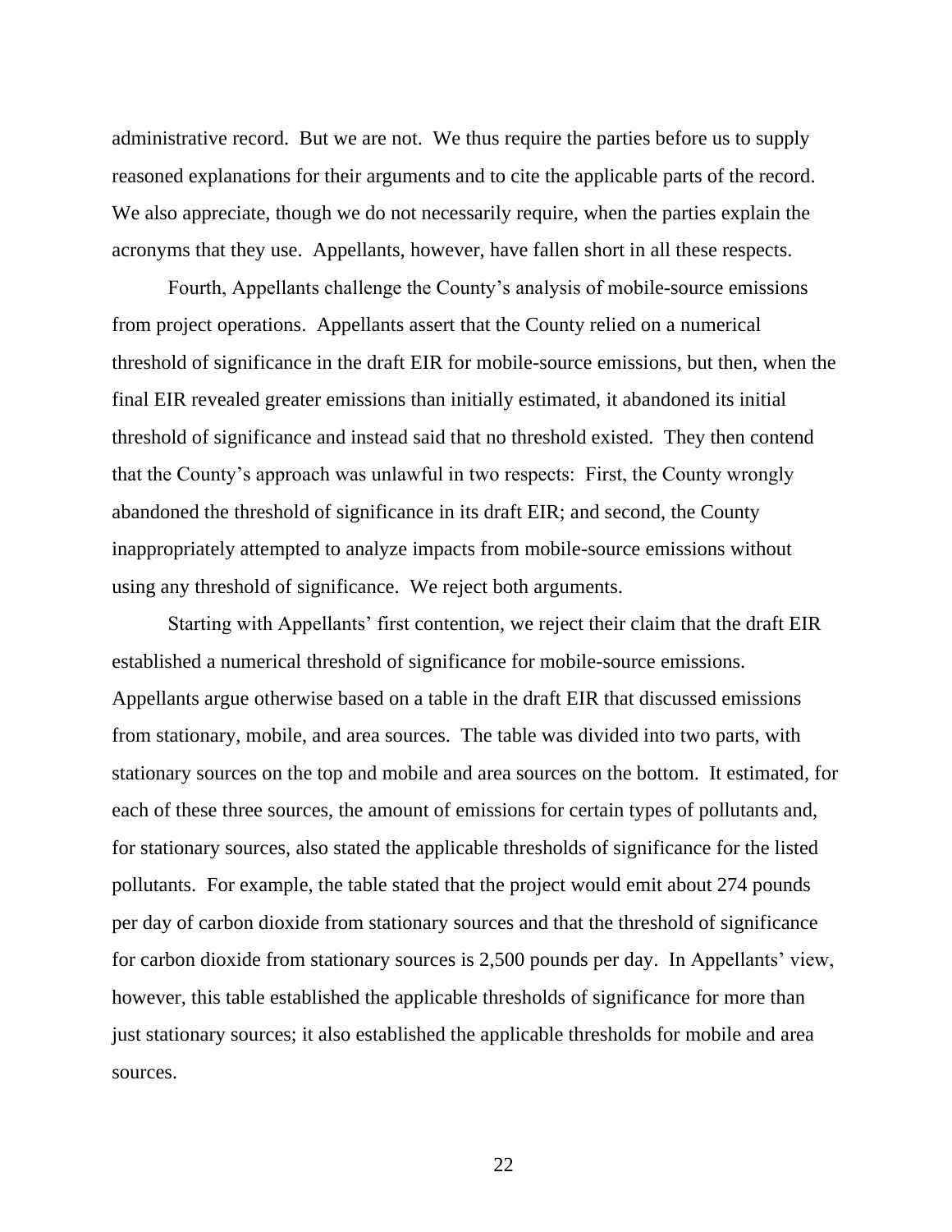administrative record. But we are not. We thus require the parties before us to supply reasoned explanations for their arguments and to cite the applicable parts of the record. We also appreciate, though we do not necessarily require, when the parties explain the acronyms that they use. Appellants, however, have fallen short in all these respects.

Fourth, Appellants challenge the County's analysis of mobile-source emissions from project operations. Appellants assert that the County relied on a numerical threshold of significance in the draft EIR for mobile-source emissions, but then, when the final EIR revealed greater emissions than initially estimated, it abandoned its initial threshold of significance and instead said that no threshold existed. They then contend that the County's approach was unlawful in two respects: First, the County wrongly abandoned the threshold of significance in its draft EIR; and second, the County inappropriately attempted to analyze impacts from mobile-source emissions without using any threshold of significance. We reject both arguments.

Starting with Appellants' first contention, we reject their claim that the draft EIR established a numerical threshold of significance for mobile-source emissions. Appellants argue otherwise based on a table in the draft EIR that discussed emissions from stationary, mobile, and area sources. The table was divided into two parts, with stationary sources on the top and mobile and area sources on the bottom. It estimated, for each of these three sources, the amount of emissions for certain types of pollutants and, for stationary sources, also stated the applicable thresholds of significance for the listed pollutants. For example, the table stated that the project would emit about 274 pounds per day of carbon dioxide from stationary sources and that the threshold of significance for carbon dioxide from stationary sources is 2,500 pounds per day. In Appellants' view, however, this table established the applicable thresholds of significance for more than just stationary sources; it also established the applicable thresholds for mobile and area sources.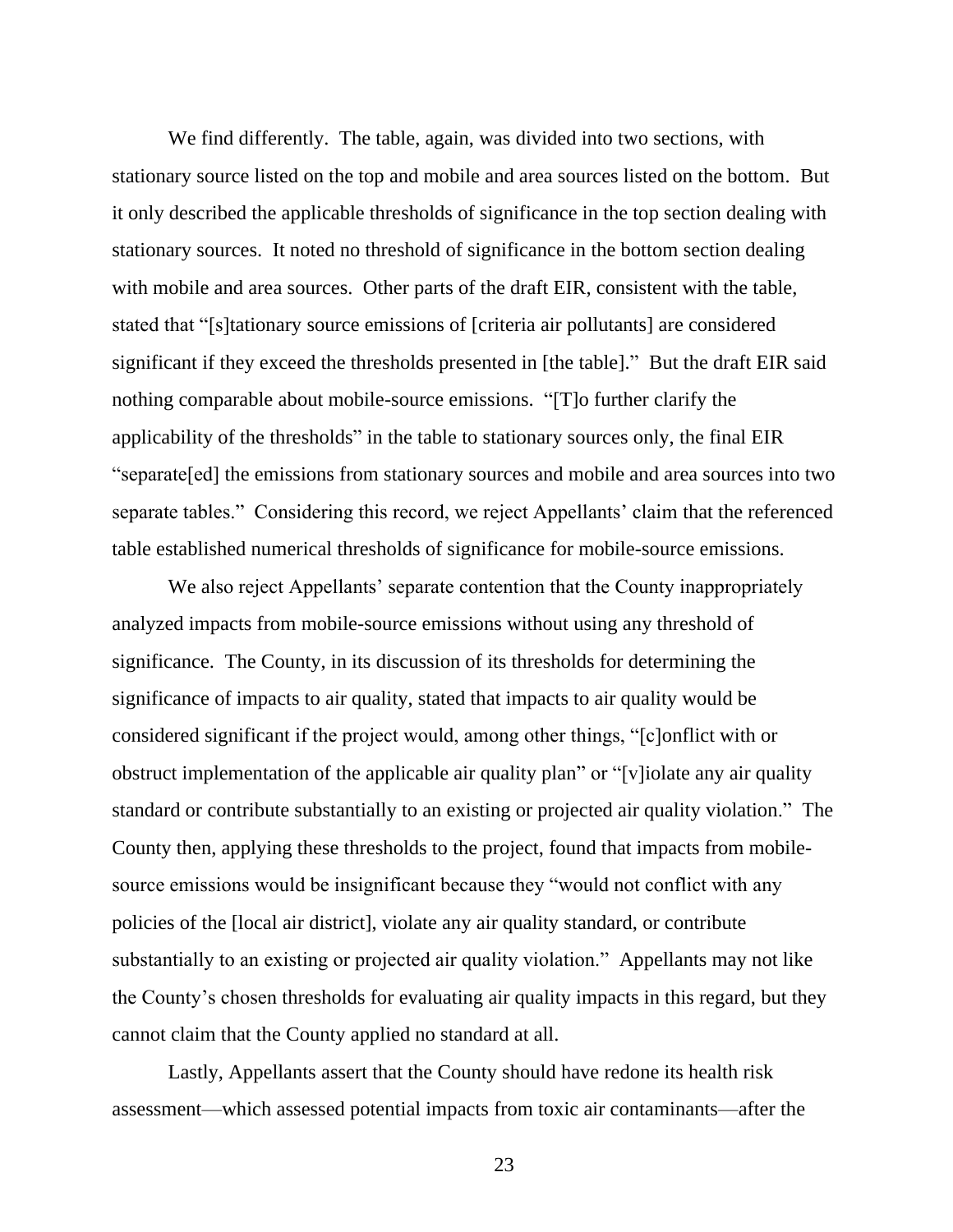We find differently. The table, again, was divided into two sections, with stationary source listed on the top and mobile and area sources listed on the bottom. But it only described the applicable thresholds of significance in the top section dealing with stationary sources. It noted no threshold of significance in the bottom section dealing with mobile and area sources. Other parts of the draft EIR, consistent with the table, stated that "[s]tationary source emissions of [criteria air pollutants] are considered significant if they exceed the thresholds presented in [the table]." But the draft EIR said nothing comparable about mobile-source emissions. "[T]o further clarify the applicability of the thresholds" in the table to stationary sources only, the final EIR "separate[ed] the emissions from stationary sources and mobile and area sources into two separate tables." Considering this record, we reject Appellants' claim that the referenced table established numerical thresholds of significance for mobile-source emissions.

We also reject Appellants' separate contention that the County inappropriately analyzed impacts from mobile-source emissions without using any threshold of significance. The County, in its discussion of its thresholds for determining the significance of impacts to air quality, stated that impacts to air quality would be considered significant if the project would, among other things, "[c]onflict with or obstruct implementation of the applicable air quality plan" or "[v]iolate any air quality standard or contribute substantially to an existing or projected air quality violation." The County then, applying these thresholds to the project, found that impacts from mobile-source emissions would be insignificant because they "would not conflict with any policies of the [local air district], violate any air quality standard, or contribute substantially to an existing or projected air quality violation." Appellants may not like the County's chosen thresholds for evaluating air quality impacts in this regard, but they cannot claim that the County applied no standard at all.

Lastly, Appellants assert that the County should have redone its health risk assessment—which assessed potential impacts from toxic air contaminants—after the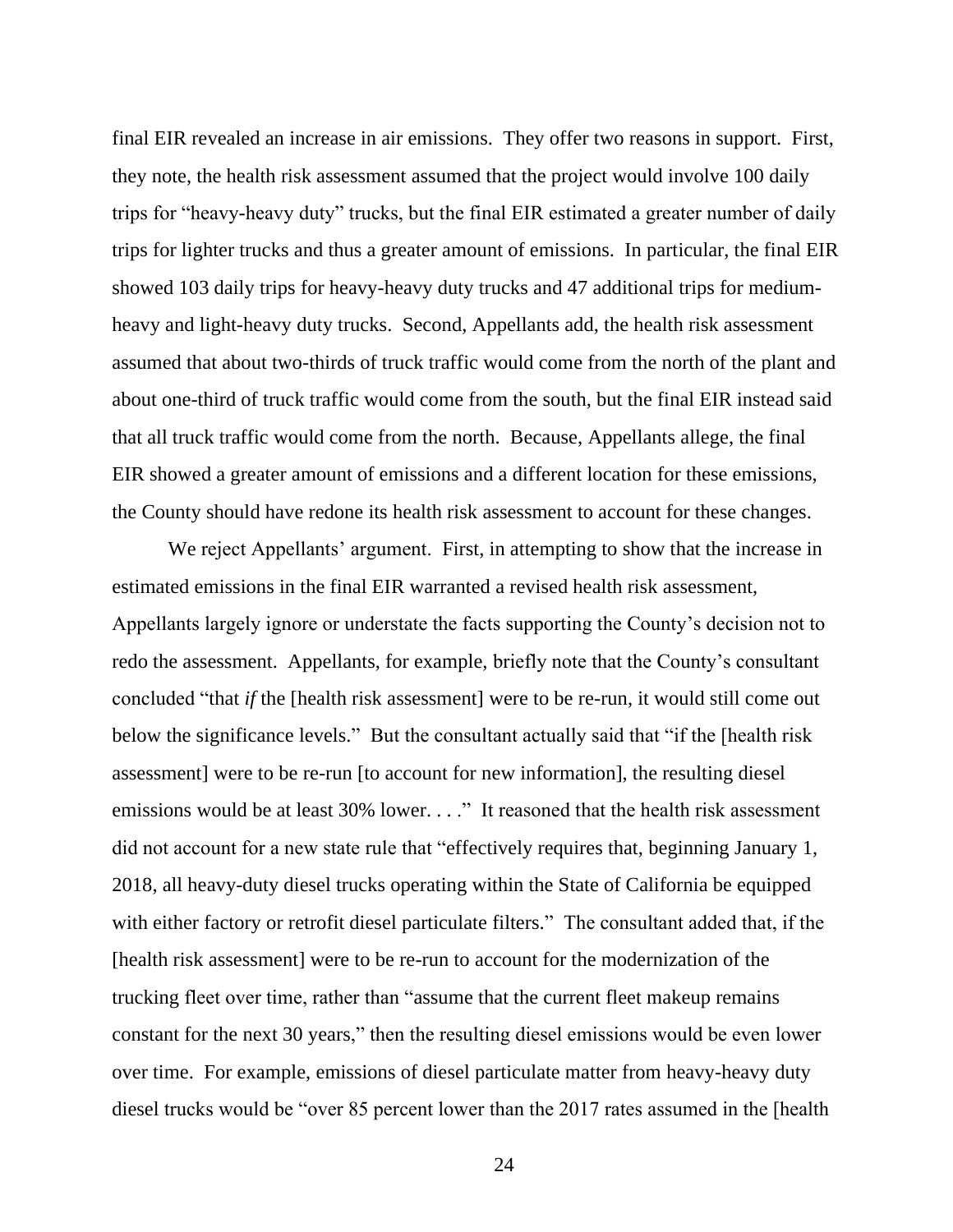final EIR revealed an increase in air emissions. They offer two reasons in support. First, they note, the health risk assessment assumed that the project would involve 100 daily trips for "heavy-heavy duty" trucks, but the final EIR estimated a greater number of daily trips for lighter trucks and thus a greater amount of emissions. In particular, the final EIR showed 103 daily trips for heavy-heavy duty trucks and 47 additional trips for medium-heavy and light-heavy duty trucks. Second, Appellants add, the health risk assessment assumed that about two-thirds of truck traffic would come from the north of the plant and about one-third of truck traffic would come from the south, but the final EIR instead said that all truck traffic would come from the north. Because, Appellants allege, the final EIR showed a greater amount of emissions and a different location for these emissions, the County should have redone its health risk assessment to account for these changes.

We reject Appellants' argument. First, in attempting to show that the increase in estimated emissions in the final EIR warranted a revised health risk assessment, Appellants largely ignore or understate the facts supporting the County's decision not to redo the assessment. Appellants, for example, briefly note that the County's consultant concluded "that *if* the [health risk assessment] were to be re-run, it would still come out below the significance levels." But the consultant actually said that "if the [health risk assessment] were to be re-run [to account for new information], the resulting diesel emissions would be at least 30% lower. . . ." It reasoned that the health risk assessment did not account for a new state rule that "effectively requires that, beginning January 1, 2018, all heavy-duty diesel trucks operating within the State of California be equipped with either factory or retrofit diesel particulate filters." The consultant added that, if the [health risk assessment] were to be re-run to account for the modernization of the trucking fleet over time, rather than "assume that the current fleet makeup remains constant for the next 30 years," then the resulting diesel emissions would be even lower over time. For example, emissions of diesel particulate matter from heavy-heavy duty diesel trucks would be "over 85 percent lower than the 2017 rates assumed in the [health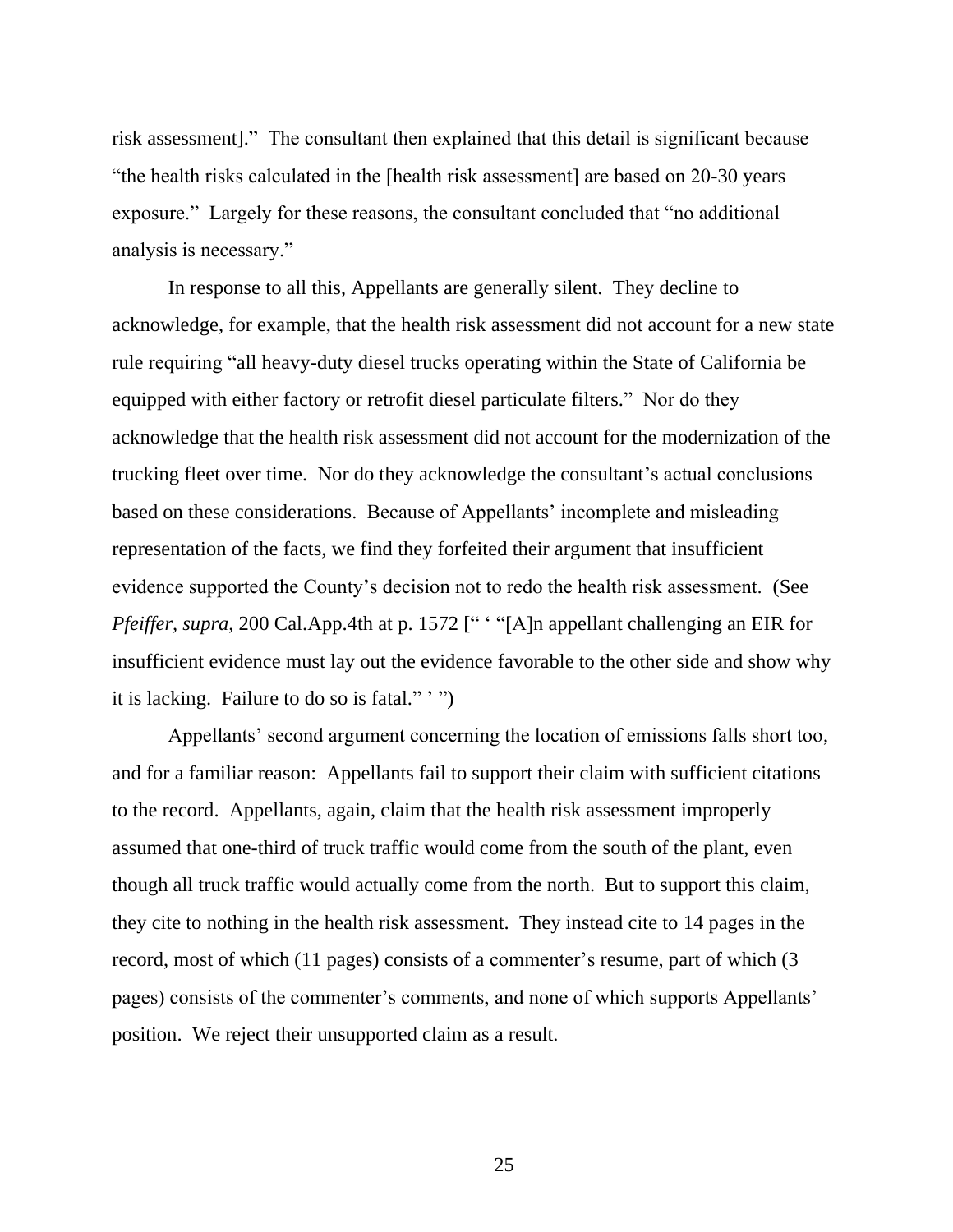risk assessment]." The consultant then explained that this detail is significant because "the health risks calculated in the [health risk assessment] are based on 20-30 years exposure." Largely for these reasons, the consultant concluded that "no additional analysis is necessary."

In response to all this, Appellants are generally silent. They decline to acknowledge, for example, that the health risk assessment did not account for a new state rule requiring "all heavy-duty diesel trucks operating within the State of California be equipped with either factory or retrofit diesel particulate filters." Nor do they acknowledge that the health risk assessment did not account for the modernization of the trucking fleet over time. Nor do they acknowledge the consultant's actual conclusions based on these considerations. Because of Appellants' incomplete and misleading representation of the facts, we find they forfeited their argument that insufficient evidence supported the County's decision not to redo the health risk assessment. (See *Pfeiffer*, *supra*, 200 Cal.App.4th at p. 1572 [" ' "[A]n appellant challenging an EIR for insufficient evidence must lay out the evidence favorable to the other side and show why it is lacking. Failure to do so is fatal." ' "])

Appellants' second argument concerning the location of emissions falls short too, and for a familiar reason: Appellants fail to support their claim with sufficient citations to the record. Appellants, again, claim that the health risk assessment improperly assumed that one-third of truck traffic would come from the south of the plant, even though all truck traffic would actually come from the north. But to support this claim, they cite to nothing in the health risk assessment. They instead cite to 14 pages in the record, most of which (11 pages) consists of a commenter's resume, part of which (3 pages) consists of the commenter's comments, and none of which supports Appellants' position. We reject their unsupported claim as a result.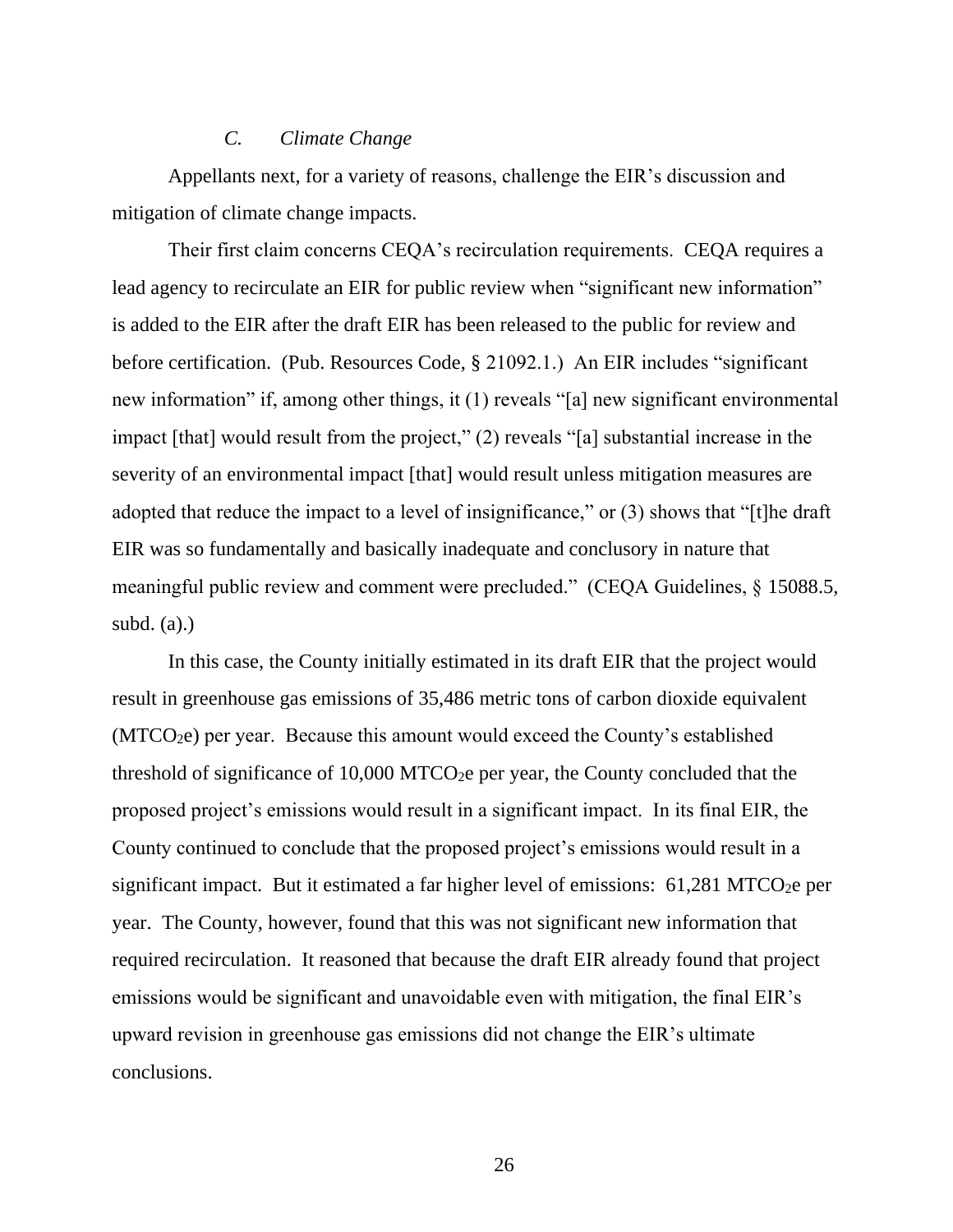### *C. Climate Change*

Appellants next, for a variety of reasons, challenge the EIR's discussion and mitigation of climate change impacts.

Their first claim concerns CEQA's recirculation requirements. CEQA requires a lead agency to recirculate an EIR for public review when "significant new information" is added to the EIR after the draft EIR has been released to the public for review and before certification. (Pub. Resources Code, § 21092.1.) An EIR includes "significant new information" if, among other things, it (1) reveals "[a] new significant environmental impact [that] would result from the project," (2) reveals "[a] substantial increase in the severity of an environmental impact [that] would result unless mitigation measures are adopted that reduce the impact to a level of insignificance," or (3) shows that "[t]he draft EIR was so fundamentally and basically inadequate and conclusory in nature that meaningful public review and comment were precluded." (CEQA Guidelines, § 15088.5, subd. (a).)

In this case, the County initially estimated in its draft EIR that the project would result in greenhouse gas emissions of 35,486 metric tons of carbon dioxide equivalent ($MTCO_2e$) per year. Because this amount would exceed the County's established threshold of significance of 10,000 $MTCO_2e$ per year, the County concluded that the proposed project's emissions would result in a significant impact. In its final EIR, the County continued to conclude that the proposed project's emissions would result in a significant impact. But it estimated a far higher level of emissions: 61,281 $MTCO_2e$ per year. The County, however, found that this was not significant new information that required recirculation. It reasoned that because the draft EIR already found that project emissions would be significant and unavoidable even with mitigation, the final EIR's upward revision in greenhouse gas emissions did not change the EIR's ultimate conclusions.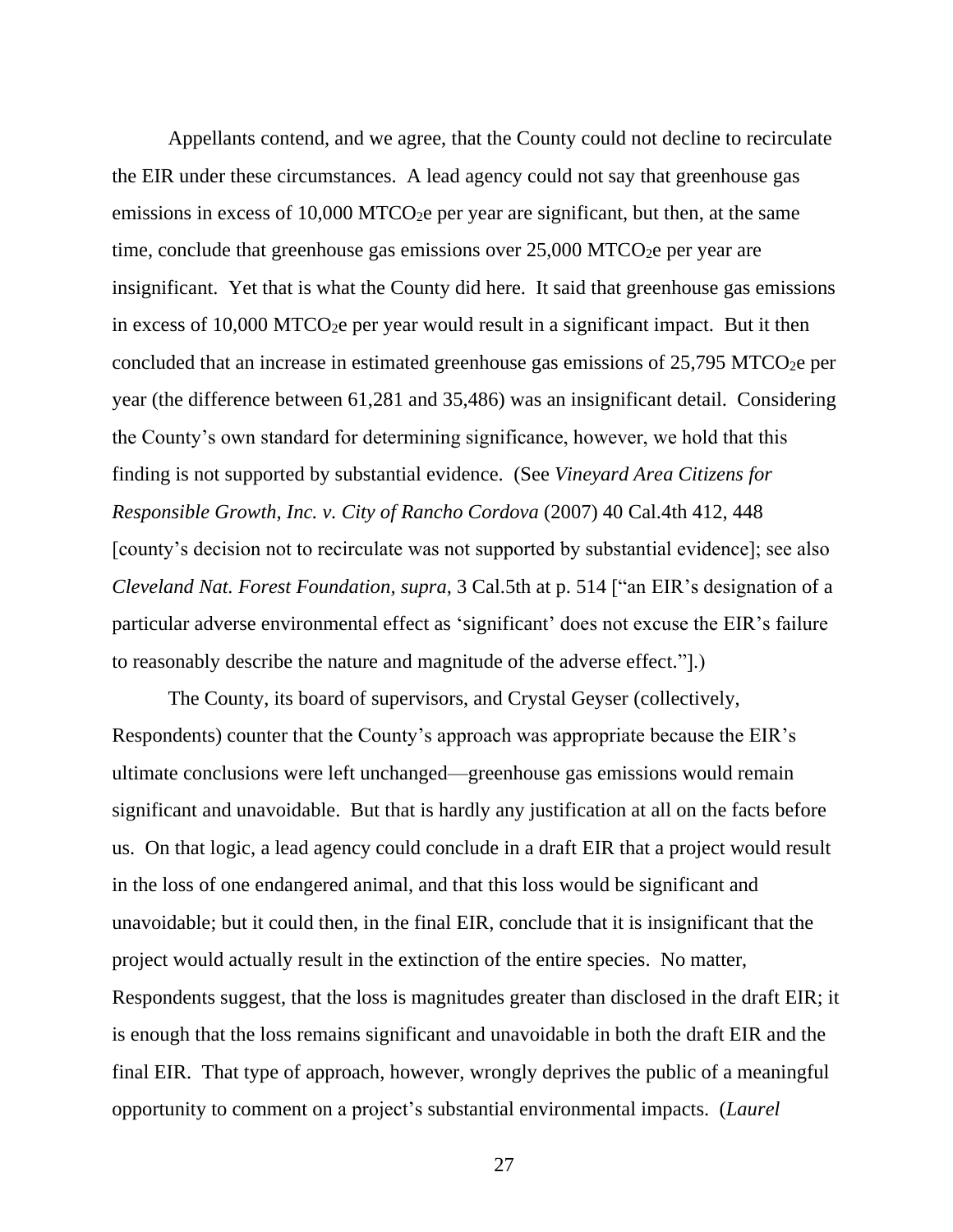Appellants contend, and we agree, that the County could not decline to recirculate the EIR under these circumstances. A lead agency could not say that greenhouse gas emissions in excess of 10,000 $MTCO_2e$ per year are significant, but then, at the same time, conclude that greenhouse gas emissions over 25,000 $MTCO_2e$ per year are insignificant. Yet that is what the County did here. It said that greenhouse gas emissions in excess of 10,000 $MTCO_2e$ per year would result in a significant impact. But it then concluded that an increase in estimated greenhouse gas emissions of 25,795 $MTCO_2e$ per year (the difference between 61,281 and 35,486) was an insignificant detail. Considering the County's own standard for determining significance, however, we hold that this finding is not supported by substantial evidence. (See *Vineyard Area Citizens for Responsible Growth, Inc. v. City of Rancho Cordova* (2007) 40 Cal.4th 412, 448 [county's decision not to recirculate was not supported by substantial evidence]; see also *Cleveland Nat. Forest Foundation, supra*, 3 Cal.5th at p. 514 ["an EIR's designation of a particular adverse environmental effect as 'significant' does not excuse the EIR's failure to reasonably describe the nature and magnitude of the adverse effect."].)

The County, its board of supervisors, and Crystal Geyser (collectively, Respondents) counter that the County's approach was appropriate because the EIR's ultimate conclusions were left unchanged—greenhouse gas emissions would remain significant and unavoidable. But that is hardly any justification at all on the facts before us. On that logic, a lead agency could conclude in a draft EIR that a project would result in the loss of one endangered animal, and that this loss would be significant and unavoidable; but it could then, in the final EIR, conclude that it is insignificant that the project would actually result in the extinction of the entire species. No matter, Respondents suggest, that the loss is magnitudes greater than disclosed in the draft EIR; it is enough that the loss remains significant and unavoidable in both the draft EIR and the final EIR. That type of approach, however, wrongly deprives the public of a meaningful opportunity to comment on a project's substantial environmental impacts. (*Laurel*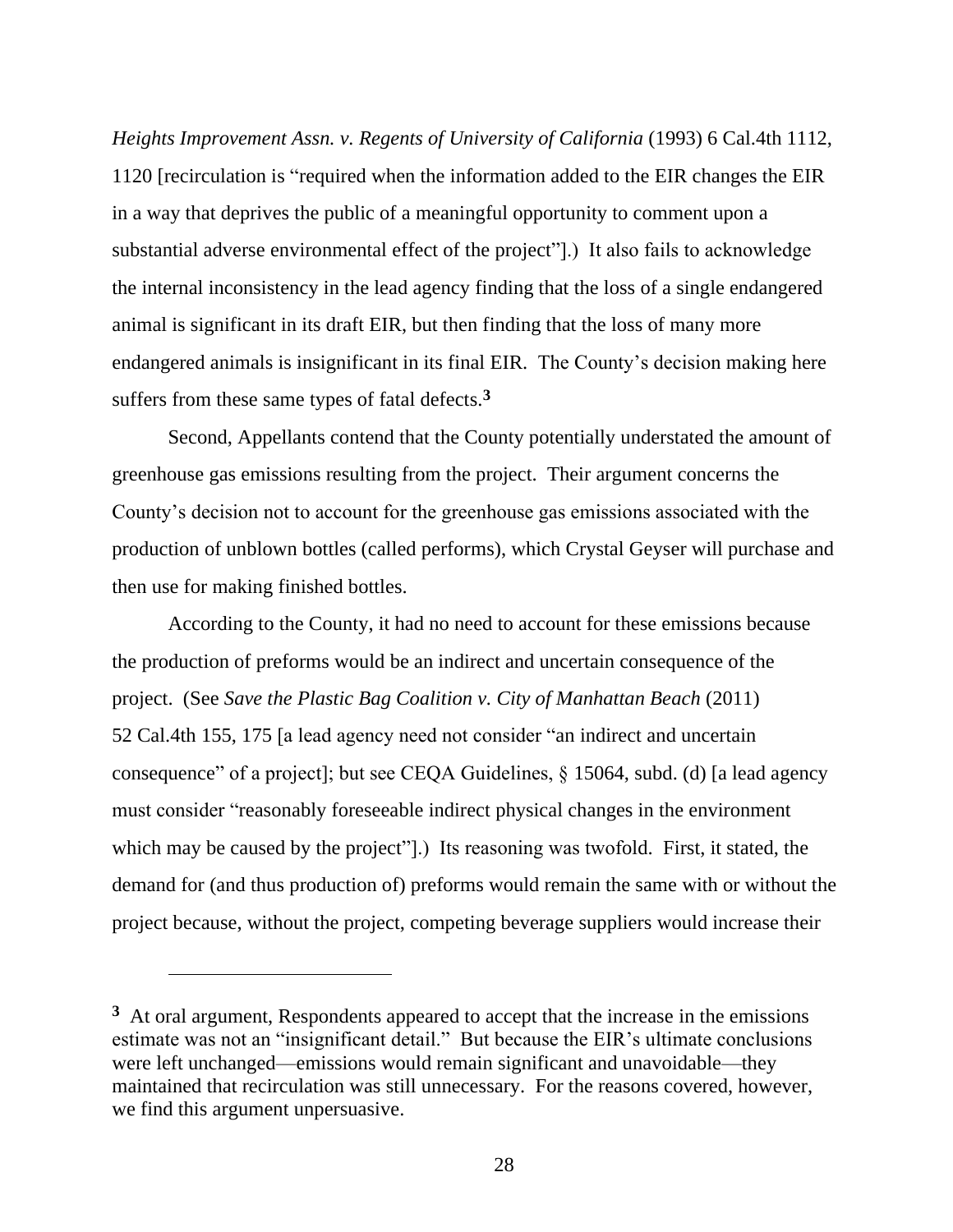*Heights Improvement Assn. v. Regents of University of California* (1993) 6 Cal.4th 1112, 1120 [recirculation is "required when the information added to the EIR changes the EIR in a way that deprives the public of a meaningful opportunity to comment upon a substantial adverse environmental effect of the project"].) It also fails to acknowledge the internal inconsistency in the lead agency finding that the loss of a single endangered animal is significant in its draft EIR, but then finding that the loss of many more endangered animals is insignificant in its final EIR. The County's decision making here suffers from these same types of fatal defects.[3]

Second, Appellants contend that the County potentially understated the amount of greenhouse gas emissions resulting from the project. Their argument concerns the County's decision not to account for the greenhouse gas emissions associated with the production of unblown bottles (called performs), which Crystal Geyser will purchase and then use for making finished bottles.

According to the County, it had no need to account for these emissions because the production of preforms would be an indirect and uncertain consequence of the project. (See *Save the Plastic Bag Coalition v. City of Manhattan Beach* (2011) 52 Cal.4th 155, 175 [a lead agency need not consider "an indirect and uncertain consequence" of a project]; but see CEQA Guidelines, § 15064, subd. (d) [a lead agency must consider "reasonably foreseeable indirect physical changes in the environment which may be caused by the project"].) Its reasoning was twofold. First, it stated, the demand for (and thus production of) preforms would remain the same with or without the project because, without the project, competing beverage suppliers would increase their

---

[3] At oral argument, Respondents appeared to accept that the increase in the emissions estimate was not an "insignificant detail." But because the EIR's ultimate conclusions were left unchanged—emissions would remain significant and unavoidable—they maintained that recirculation was still unnecessary. For the reasons covered, however, we find this argument unpersuasive.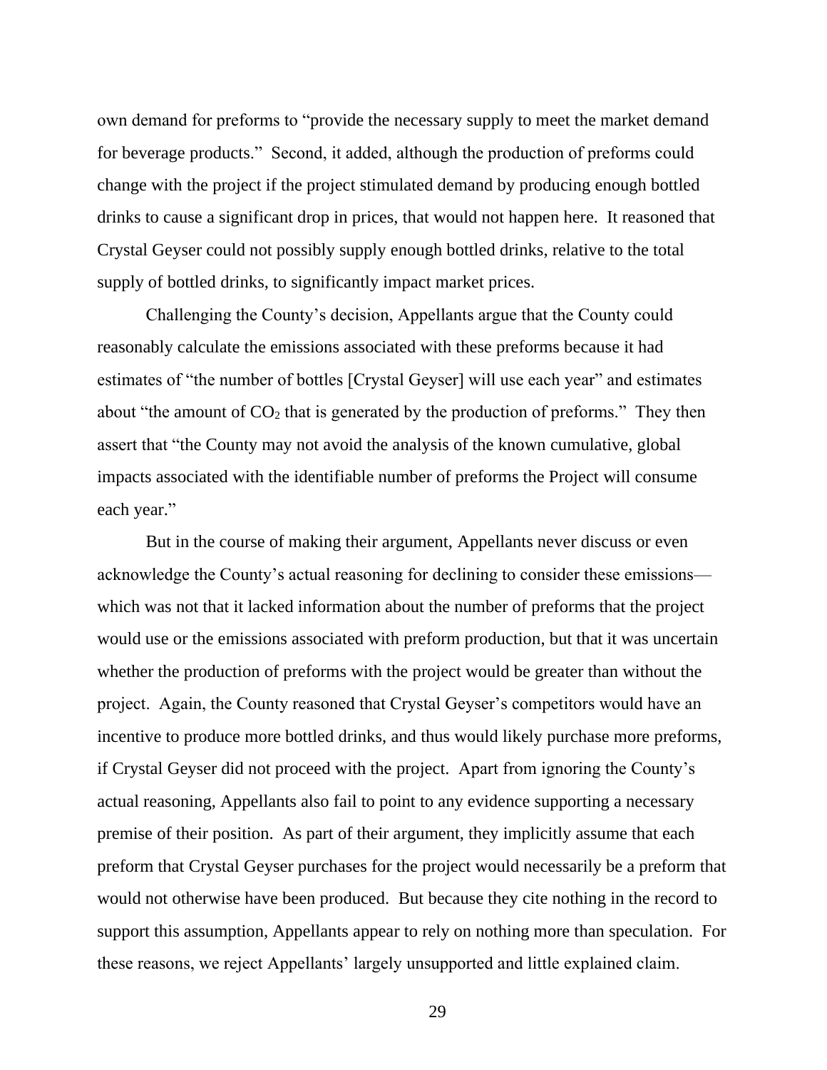own demand for preforms to "provide the necessary supply to meet the market demand for beverage products." Second, it added, although the production of preforms could change with the project if the project stimulated demand by producing enough bottled drinks to cause a significant drop in prices, that would not happen here. It reasoned that Crystal Geyser could not possibly supply enough bottled drinks, relative to the total supply of bottled drinks, to significantly impact market prices.

Challenging the County's decision, Appellants argue that the County could reasonably calculate the emissions associated with these preforms because it had estimates of "the number of bottles [Crystal Geyser] will use each year" and estimates about "the amount of $CO_2$ that is generated by the production of preforms." They then assert that "the County may not avoid the analysis of the known cumulative, global impacts associated with the identifiable number of preforms the Project will consume each year."

But in the course of making their argument, Appellants never discuss or even acknowledge the County's actual reasoning for declining to consider these emissions—which was not that it lacked information about the number of preforms that the project would use or the emissions associated with preform production, but that it was uncertain whether the production of preforms with the project would be greater than without the project. Again, the County reasoned that Crystal Geyser's competitors would have an incentive to produce more bottled drinks, and thus would likely purchase more preforms, if Crystal Geyser did not proceed with the project. Apart from ignoring the County's actual reasoning, Appellants also fail to point to any evidence supporting a necessary premise of their position. As part of their argument, they implicitly assume that each preform that Crystal Geyser purchases for the project would necessarily be a preform that would not otherwise have been produced. But because they cite nothing in the record to support this assumption, Appellants appear to rely on nothing more than speculation. For these reasons, we reject Appellants' largely unsupported and little explained claim.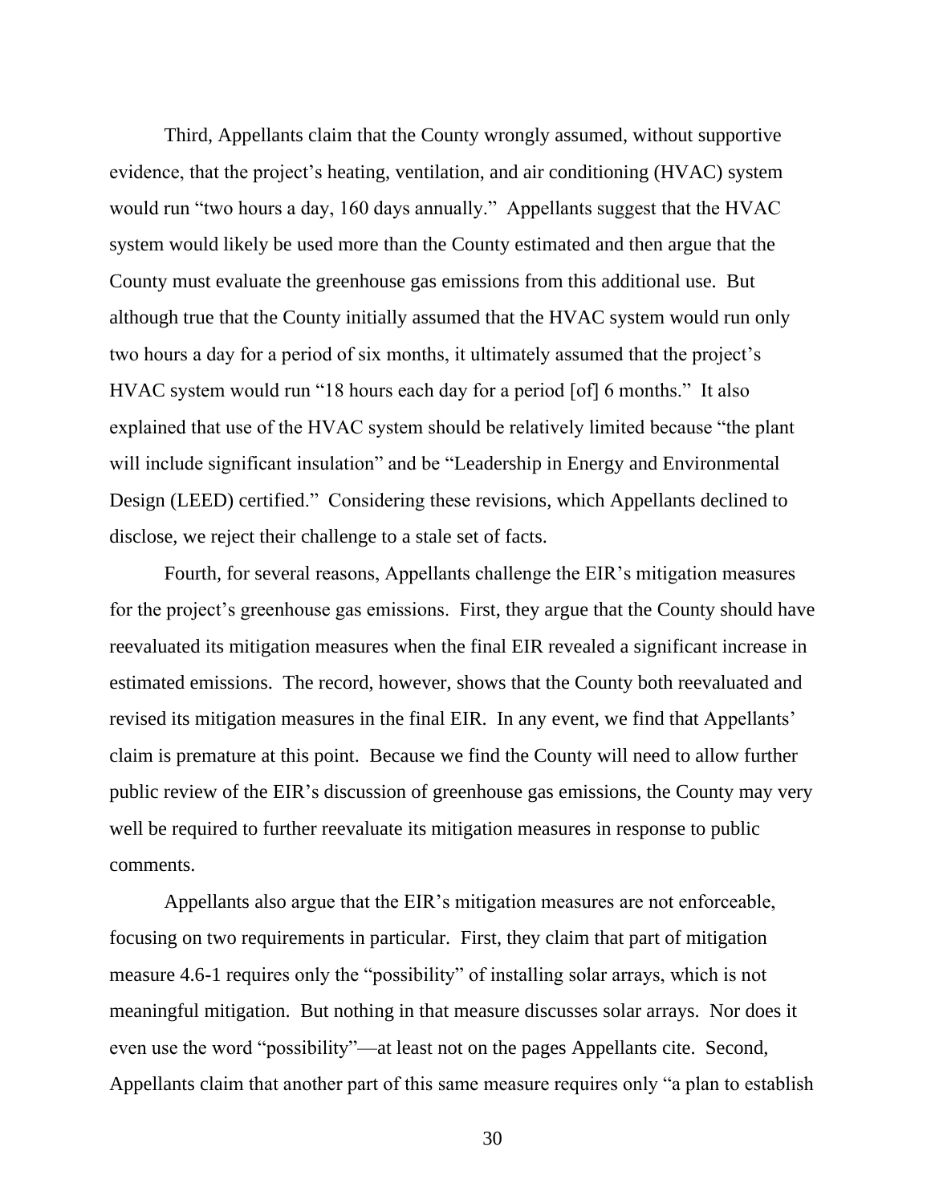Third, Appellants claim that the County wrongly assumed, without supportive evidence, that the project's heating, ventilation, and air conditioning (HVAC) system would run "two hours a day, 160 days annually." Appellants suggest that the HVAC system would likely be used more than the County estimated and then argue that the County must evaluate the greenhouse gas emissions from this additional use. But although true that the County initially assumed that the HVAC system would run only two hours a day for a period of six months, it ultimately assumed that the project's HVAC system would run "18 hours each day for a period [of] 6 months." It also explained that use of the HVAC system should be relatively limited because "the plant will include significant insulation" and be "Leadership in Energy and Environmental Design (LEED) certified." Considering these revisions, which Appellants declined to disclose, we reject their challenge to a stale set of facts.

Fourth, for several reasons, Appellants challenge the EIR's mitigation measures for the project's greenhouse gas emissions. First, they argue that the County should have reevaluated its mitigation measures when the final EIR revealed a significant increase in estimated emissions. The record, however, shows that the County both reevaluated and revised its mitigation measures in the final EIR. In any event, we find that Appellants' claim is premature at this point. Because we find the County will need to allow further public review of the EIR's discussion of greenhouse gas emissions, the County may very well be required to further reevaluate its mitigation measures in response to public comments.

Appellants also argue that the EIR's mitigation measures are not enforceable, focusing on two requirements in particular. First, they claim that part of mitigation measure 4.6-1 requires only the "possibility" of installing solar arrays, which is not meaningful mitigation. But nothing in that measure discusses solar arrays. Nor does it even use the word "possibility"—at least not on the pages Appellants cite. Second, Appellants claim that another part of this same measure requires only "a plan to establish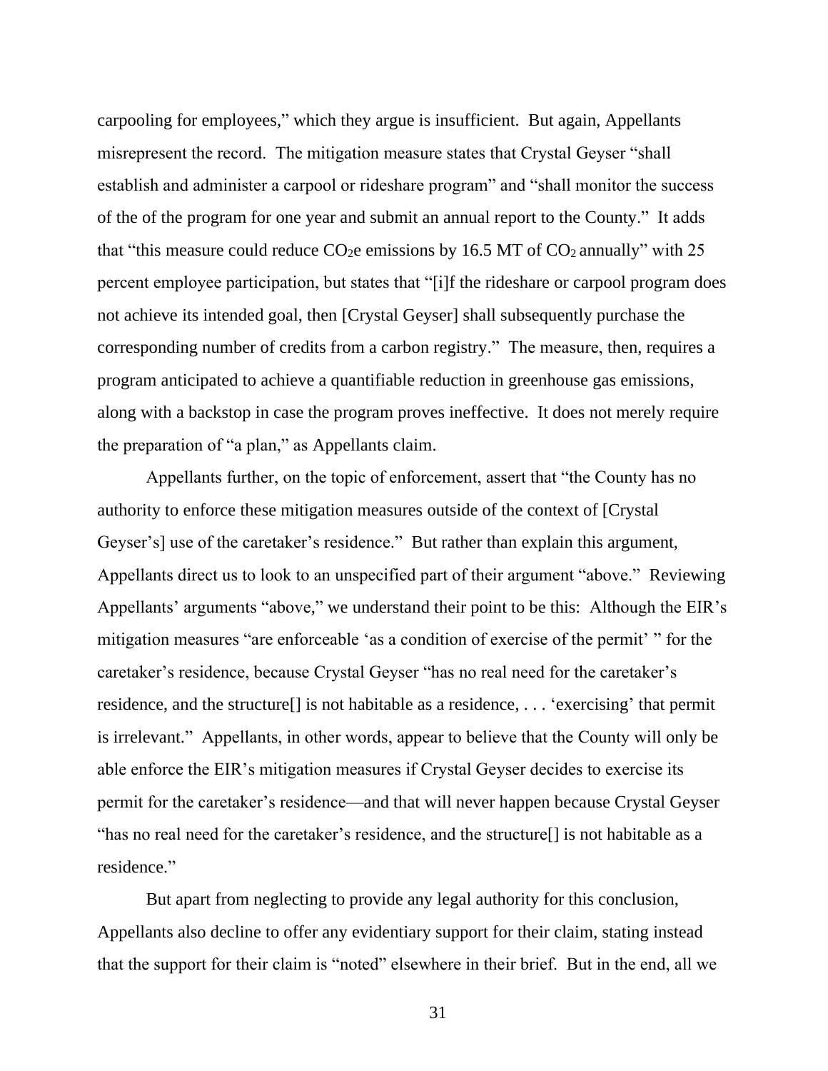carpooling for employees," which they argue is insufficient. But again, Appellants misrepresent the record. The mitigation measure states that Crystal Geyser "shall establish and administer a carpool or rideshare program" and "shall monitor the success of the of the program for one year and submit an annual report to the County." It adds that "this measure could reduce $CO_2$e emissions by 16.5 MT of $CO_2$ annually" with 25 percent employee participation, but states that "[i]f the rideshare or carpool program does not achieve its intended goal, then [Crystal Geyser] shall subsequently purchase the corresponding number of credits from a carbon registry." The measure, then, requires a program anticipated to achieve a quantifiable reduction in greenhouse gas emissions, along with a backstop in case the program proves ineffective. It does not merely require the preparation of "a plan," as Appellants claim.

Appellants further, on the topic of enforcement, assert that "the County has no authority to enforce these mitigation measures outside of the context of [Crystal Geyser's] use of the caretaker's residence." But rather than explain this argument, Appellants direct us to look to an unspecified part of their argument "above." Reviewing Appellants' arguments "above," we understand their point to be this: Although the EIR's mitigation measures "are enforceable 'as a condition of exercise of the permit' " for the caretaker's residence, because Crystal Geyser "has no real need for the caretaker's residence, and the structure[] is not habitable as a residence, . . . 'exercising' that permit is irrelevant." Appellants, in other words, appear to believe that the County will only be able enforce the EIR's mitigation measures if Crystal Geyser decides to exercise its permit for the caretaker's residence—and that will never happen because Crystal Geyser "has no real need for the caretaker's residence, and the structure[] is not habitable as a residence."

But apart from neglecting to provide any legal authority for this conclusion, Appellants also decline to offer any evidentiary support for their claim, stating instead that the support for their claim is "noted" elsewhere in their brief. But in the end, all we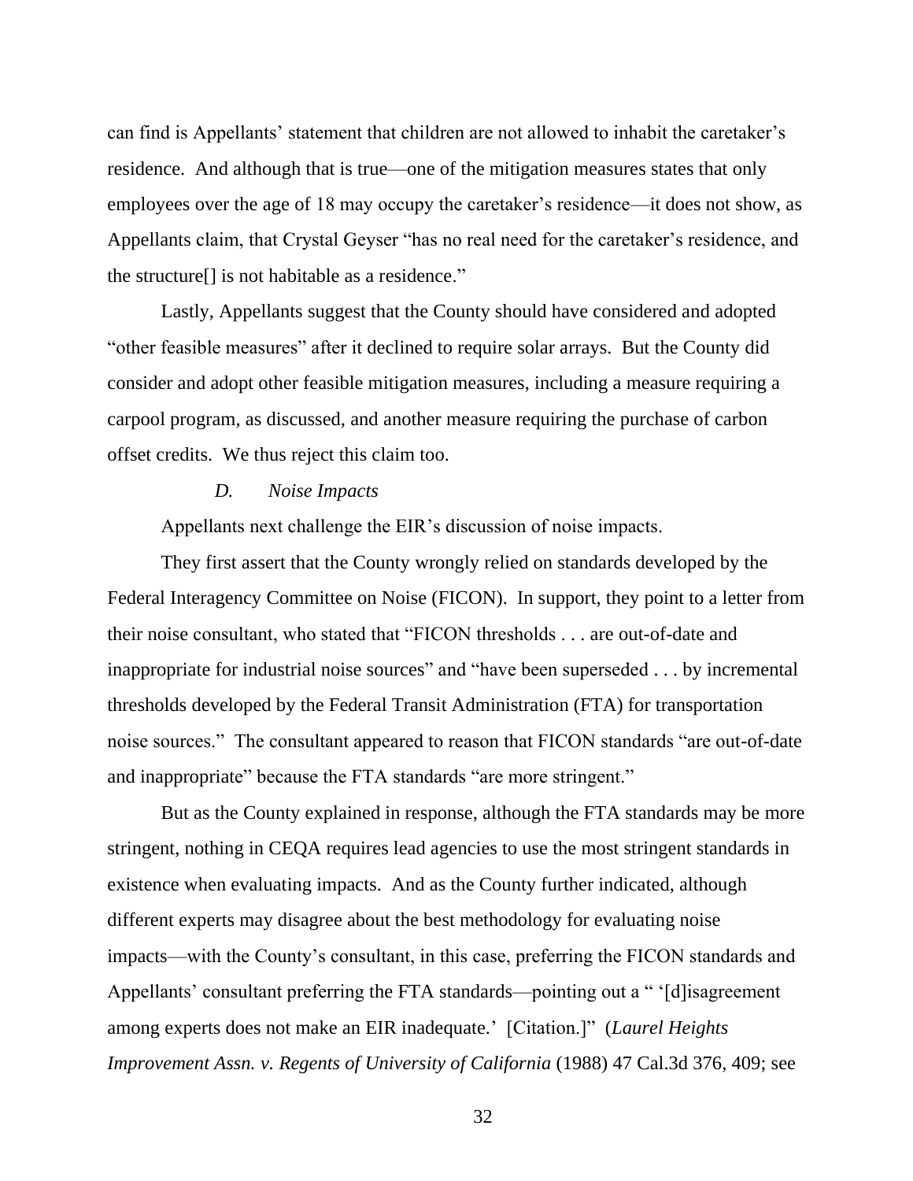can find is Appellants' statement that children are not allowed to inhabit the caretaker's residence. And although that is true—one of the mitigation measures states that only employees over the age of 18 may occupy the caretaker's residence—it does not show, as Appellants claim, that Crystal Geyser "has no real need for the caretaker's residence, and the structure[] is not habitable as a residence."

Lastly, Appellants suggest that the County should have considered and adopted "other feasible measures" after it declined to require solar arrays. But the County did consider and adopt other feasible mitigation measures, including a measure requiring a carpool program, as discussed, and another measure requiring the purchase of carbon offset credits. We thus reject this claim too.

### *D. Noise Impacts*

Appellants next challenge the EIR's discussion of noise impacts.

They first assert that the County wrongly relied on standards developed by the Federal Interagency Committee on Noise (FICON). In support, they point to a letter from their noise consultant, who stated that "FICON thresholds . . . are out-of-date and inappropriate for industrial noise sources" and "have been superseded . . . by incremental thresholds developed by the Federal Transit Administration (FTA) for transportation noise sources." The consultant appeared to reason that FICON standards "are out-of-date and inappropriate" because the FTA standards "are more stringent."

But as the County explained in response, although the FTA standards may be more stringent, nothing in CEQA requires lead agencies to use the most stringent standards in existence when evaluating impacts. And as the County further indicated, although different experts may disagree about the best methodology for evaluating noise impacts—with the County's consultant, in this case, preferring the FICON standards and Appellants' consultant preferring the FTA standards—pointing out a " '[d]isagreement among experts does not make an EIR inadequate.' [Citation.]" (*Laurel Heights Improvement Assn. v. Regents of University of California* (1988) 47 Cal.3d 376, 409; see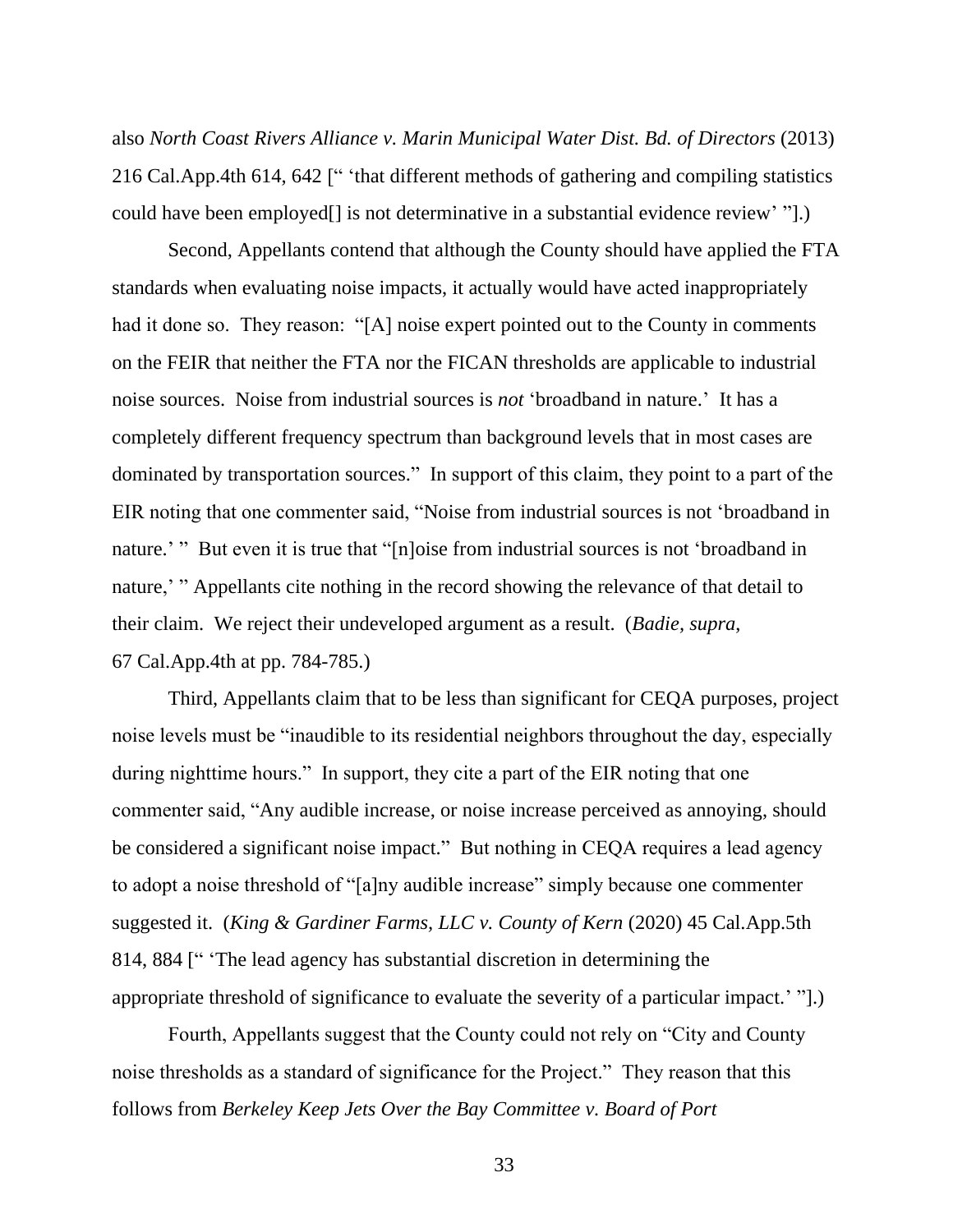also *North Coast Rivers Alliance v. Marin Municipal Water Dist. Bd. of Directors* (2013) 216 Cal.App.4th 614, 642 [" 'that different methods of gathering and compiling statistics could have been employed[] is not determinative in a substantial evidence review' "].)

Second, Appellants contend that although the County should have applied the FTA standards when evaluating noise impacts, it actually would have acted inappropriately had it done so. They reason: "[A] noise expert pointed out to the County in comments on the FEIR that neither the FTA nor the FICAN thresholds are applicable to industrial noise sources. Noise from industrial sources is *not* 'broadband in nature.' It has a completely different frequency spectrum than background levels that in most cases are dominated by transportation sources." In support of this claim, they point to a part of the EIR noting that one commenter said, "Noise from industrial sources is not 'broadband in nature.' " But even it is true that "[n]oise from industrial sources is not 'broadband in nature,' " Appellants cite nothing in the record showing the relevance of that detail to their claim. We reject their undeveloped argument as a result. (*Badie, supra*, 67 Cal.App.4th at pp. 784-785.)

Third, Appellants claim that to be less than significant for CEQA purposes, project noise levels must be "inaudible to its residential neighbors throughout the day, especially during nighttime hours." In support, they cite a part of the EIR noting that one commenter said, "Any audible increase, or noise increase perceived as annoying, should be considered a significant noise impact." But nothing in CEQA requires a lead agency to adopt a noise threshold of "[a]ny audible increase" simply because one commenter suggested it. (*King & Gardiner Farms, LLC v. County of Kern* (2020) 45 Cal.App.5th 814, 884 [" 'The lead agency has substantial discretion in determining the appropriate threshold of significance to evaluate the severity of a particular impact.' "].)

Fourth, Appellants suggest that the County could not rely on "City and County noise thresholds as a standard of significance for the Project." They reason that this follows from *Berkeley Keep Jets Over the Bay Committee v. Board of Port*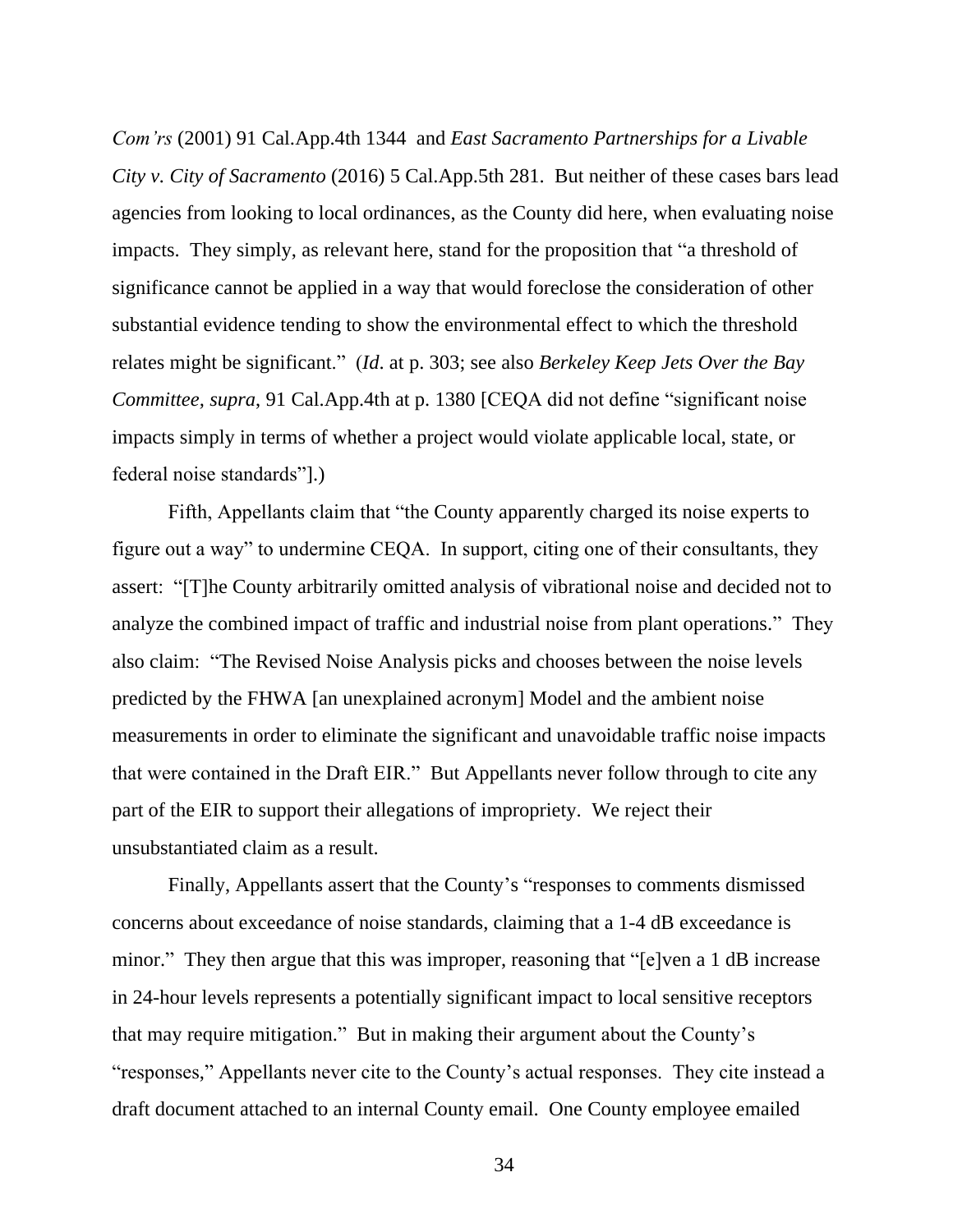*Com'rs* (2001) 91 Cal.App.4th 1344 and *East Sacramento Partnerships for a Livable City v. City of Sacramento* (2016) 5 Cal.App.5th 281. But neither of these cases bars lead agencies from looking to local ordinances, as the County did here, when evaluating noise impacts. They simply, as relevant here, stand for the proposition that "a threshold of significance cannot be applied in a way that would foreclose the consideration of other substantial evidence tending to show the environmental effect to which the threshold relates might be significant." (*Id*. at p. 303; see also *Berkeley Keep Jets Over the Bay Committee, supra*, 91 Cal.App.4th at p. 1380 [CEQA did not define "significant noise impacts simply in terms of whether a project would violate applicable local, state, or federal noise standards"].)

Fifth, Appellants claim that "the County apparently charged its noise experts to figure out a way" to undermine CEQA. In support, citing one of their consultants, they assert: "[T]he County arbitrarily omitted analysis of vibrational noise and decided not to analyze the combined impact of traffic and industrial noise from plant operations." They also claim: "The Revised Noise Analysis picks and chooses between the noise levels predicted by the FHWA [an unexplained acronym] Model and the ambient noise measurements in order to eliminate the significant and unavoidable traffic noise impacts that were contained in the Draft EIR." But Appellants never follow through to cite any part of the EIR to support their allegations of impropriety. We reject their unsubstantiated claim as a result.

Finally, Appellants assert that the County's "responses to comments dismissed concerns about exceedance of noise standards, claiming that a 1-4 dB exceedance is minor." They then argue that this was improper, reasoning that "[e]ven a 1 dB increase in 24-hour levels represents a potentially significant impact to local sensitive receptors that may require mitigation." But in making their argument about the County's "responses," Appellants never cite to the County's actual responses. They cite instead a draft document attached to an internal County email. One County employee emailed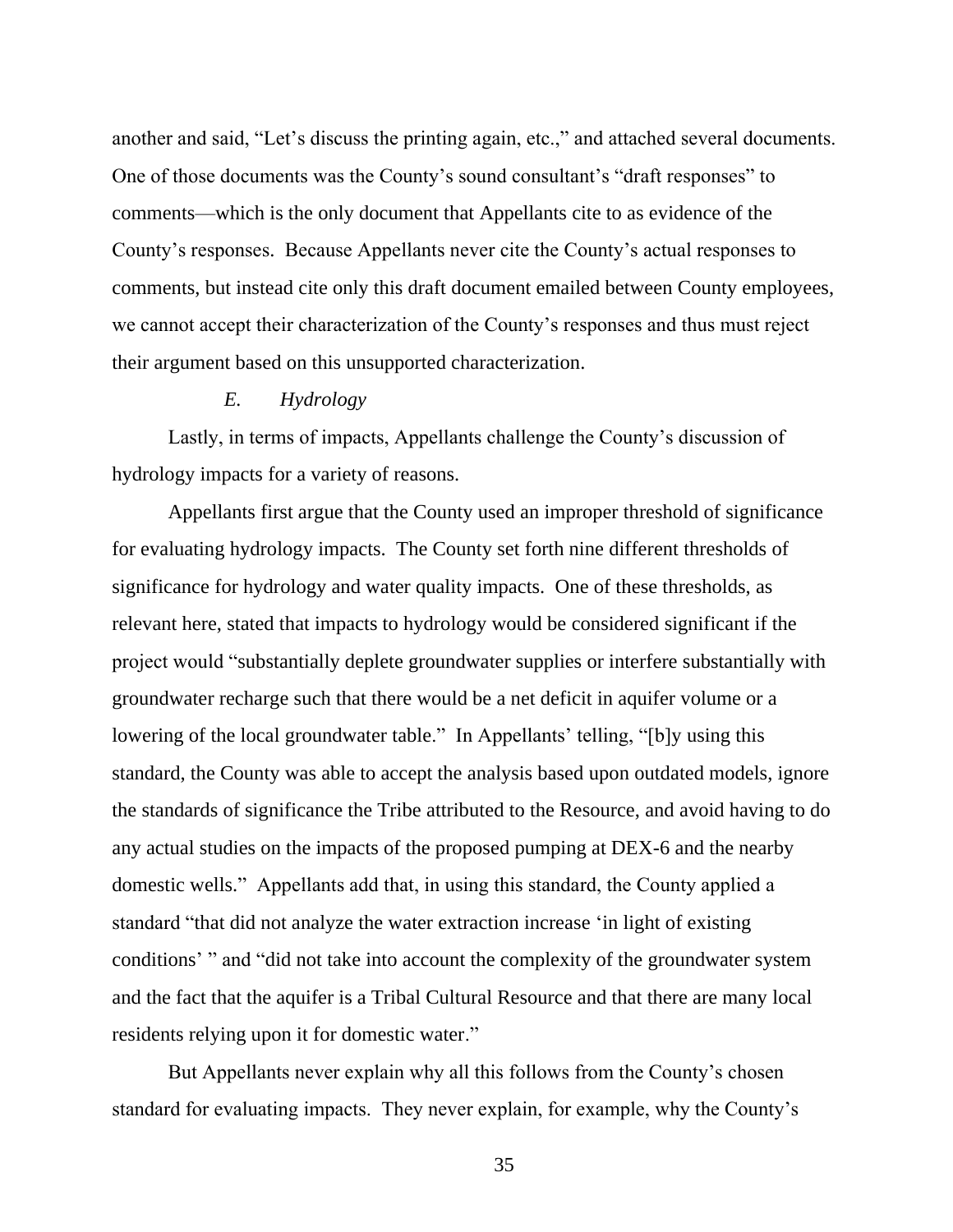another and said, "Let's discuss the printing again, etc.," and attached several documents. One of those documents was the County's sound consultant's "draft responses" to comments—which is the only document that Appellants cite to as evidence of the County's responses. Because Appellants never cite the County's actual responses to comments, but instead cite only this draft document emailed between County employees, we cannot accept their characterization of the County's responses and thus must reject their argument based on this unsupported characterization.

### *E. Hydrology*

Lastly, in terms of impacts, Appellants challenge the County's discussion of hydrology impacts for a variety of reasons.

Appellants first argue that the County used an improper threshold of significance for evaluating hydrology impacts. The County set forth nine different thresholds of significance for hydrology and water quality impacts. One of these thresholds, as relevant here, stated that impacts to hydrology would be considered significant if the project would "substantially deplete groundwater supplies or interfere substantially with groundwater recharge such that there would be a net deficit in aquifer volume or a lowering of the local groundwater table." In Appellants' telling, "[b]y using this standard, the County was able to accept the analysis based upon outdated models, ignore the standards of significance the Tribe attributed to the Resource, and avoid having to do any actual studies on the impacts of the proposed pumping at DEX-6 and the nearby domestic wells." Appellants add that, in using this standard, the County applied a standard "that did not analyze the water extraction increase 'in light of existing conditions' " and "did not take into account the complexity of the groundwater system and the fact that the aquifer is a Tribal Cultural Resource and that there are many local residents relying upon it for domestic water."

But Appellants never explain why all this follows from the County's chosen standard for evaluating impacts. They never explain, for example, why the County's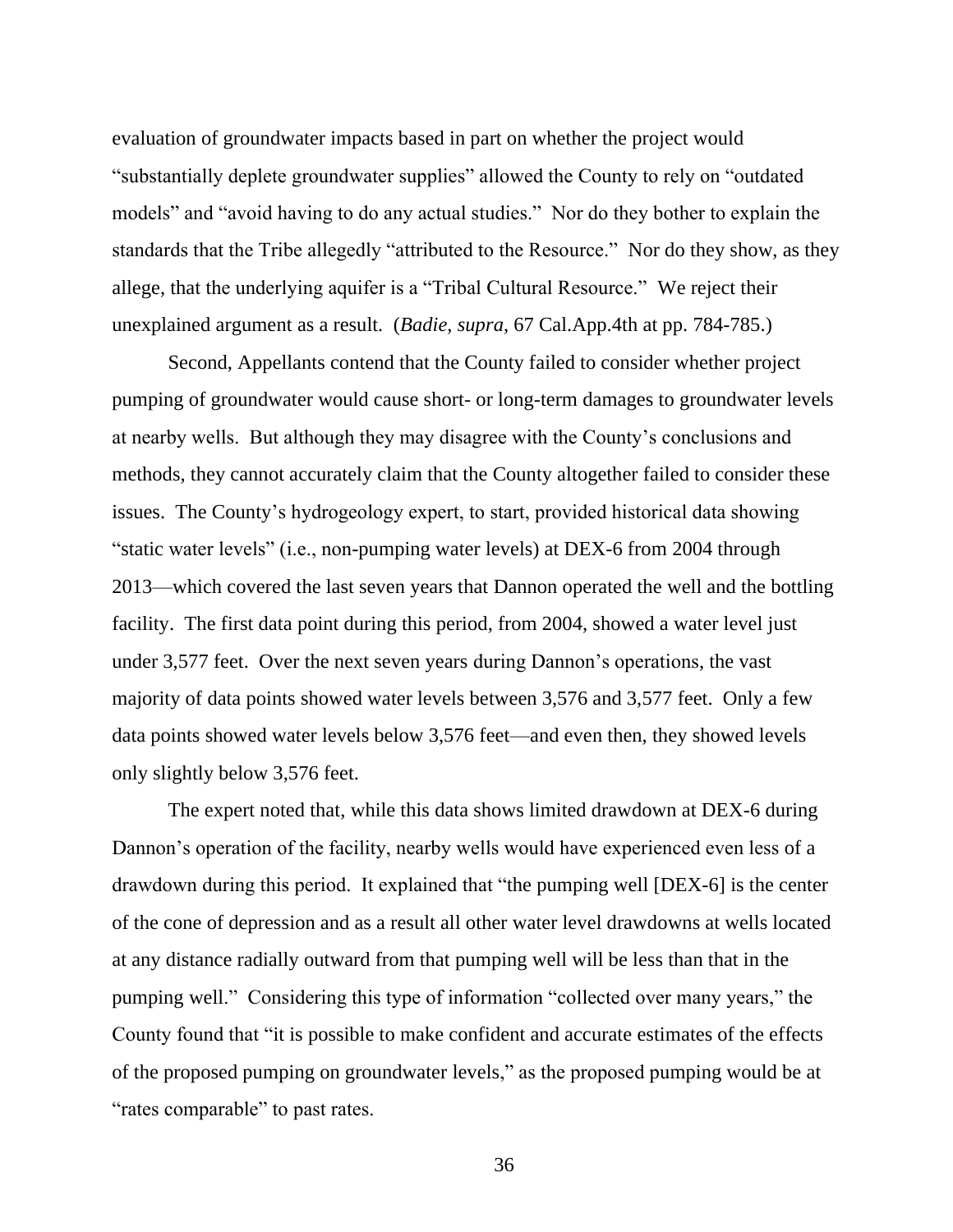evaluation of groundwater impacts based in part on whether the project would "substantially deplete groundwater supplies" allowed the County to rely on "outdated models" and "avoid having to do any actual studies." Nor do they bother to explain the standards that the Tribe allegedly "attributed to the Resource." Nor do they show, as they allege, that the underlying aquifer is a "Tribal Cultural Resource." We reject their unexplained argument as a result. (*Badie*, *supra*, 67 Cal.App.4th at pp. 784-785.)

Second, Appellants contend that the County failed to consider whether project pumping of groundwater would cause short- or long-term damages to groundwater levels at nearby wells. But although they may disagree with the County's conclusions and methods, they cannot accurately claim that the County altogether failed to consider these issues. The County's hydrogeology expert, to start, provided historical data showing "static water levels" (i.e., non-pumping water levels) at DEX-6 from 2004 through 2013—which covered the last seven years that Dannon operated the well and the bottling facility. The first data point during this period, from 2004, showed a water level just under 3,577 feet. Over the next seven years during Dannon's operations, the vast majority of data points showed water levels between 3,576 and 3,577 feet. Only a few data points showed water levels below 3,576 feet—and even then, they showed levels only slightly below 3,576 feet.

The expert noted that, while this data shows limited drawdown at DEX-6 during Dannon's operation of the facility, nearby wells would have experienced even less of a drawdown during this period. It explained that "the pumping well [DEX-6] is the center of the cone of depression and as a result all other water level drawdowns at wells located at any distance radially outward from that pumping well will be less than that in the pumping well." Considering this type of information "collected over many years," the County found that "it is possible to make confident and accurate estimates of the effects of the proposed pumping on groundwater levels," as the proposed pumping would be at "rates comparable" to past rates.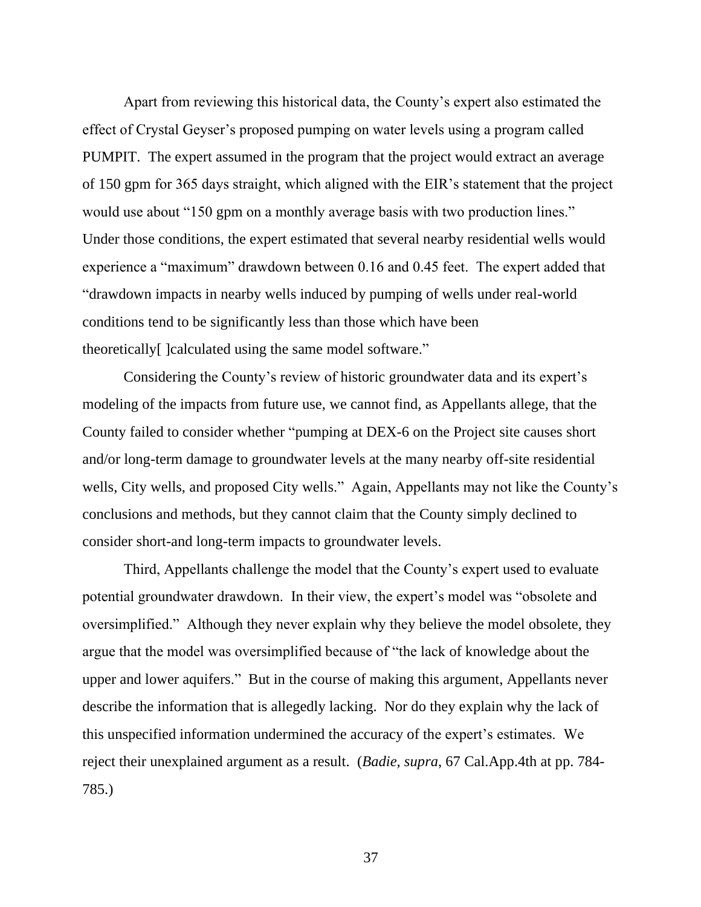Apart from reviewing this historical data, the County's expert also estimated the effect of Crystal Geyser's proposed pumping on water levels using a program called PUMPIT. The expert assumed in the program that the project would extract an average of 150 gpm for 365 days straight, which aligned with the EIR's statement that the project would use about "150 gpm on a monthly average basis with two production lines." Under those conditions, the expert estimated that several nearby residential wells would experience a "maximum" drawdown between 0.16 and 0.45 feet. The expert added that "drawdown impacts in nearby wells induced by pumping of wells under real-world conditions tend to be significantly less than those which have been theoretically[ ]calculated using the same model software."

Considering the County's review of historic groundwater data and its expert's modeling of the impacts from future use, we cannot find, as Appellants allege, that the County failed to consider whether "pumping at DEX-6 on the Project site causes short and/or long-term damage to groundwater levels at the many nearby off-site residential wells, City wells, and proposed City wells." Again, Appellants may not like the County's conclusions and methods, but they cannot claim that the County simply declined to consider short-and long-term impacts to groundwater levels.

Third, Appellants challenge the model that the County's expert used to evaluate potential groundwater drawdown. In their view, the expert's model was "obsolete and oversimplified." Although they never explain why they believe the model obsolete, they argue that the model was oversimplified because of "the lack of knowledge about the upper and lower aquifers." But in the course of making this argument, Appellants never describe the information that is allegedly lacking. Nor do they explain why the lack of this unspecified information undermined the accuracy of the expert's estimates. We reject their unexplained argument as a result. (*Badie*, *supra*, 67 Cal.App.4th at pp. 784-785.)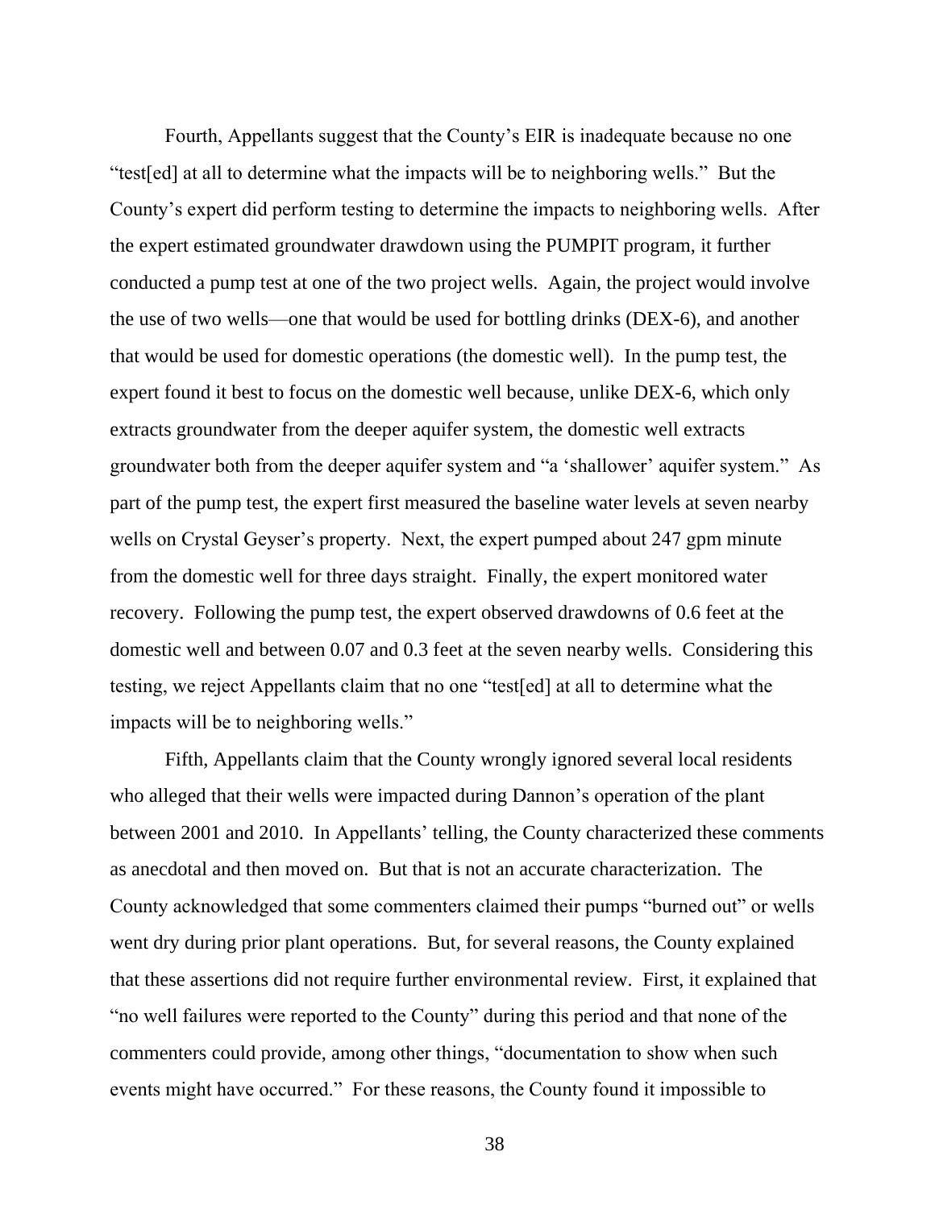Fourth, Appellants suggest that the County's EIR is inadequate because no one "test[ed] at all to determine what the impacts will be to neighboring wells." But the County's expert did perform testing to determine the impacts to neighboring wells. After the expert estimated groundwater drawdown using the PUMPIT program, it further conducted a pump test at one of the two project wells. Again, the project would involve the use of two wells—one that would be used for bottling drinks (DEX-6), and another that would be used for domestic operations (the domestic well). In the pump test, the expert found it best to focus on the domestic well because, unlike DEX-6, which only extracts groundwater from the deeper aquifer system, the domestic well extracts groundwater both from the deeper aquifer system and "a 'shallower' aquifer system." As part of the pump test, the expert first measured the baseline water levels at seven nearby wells on Crystal Geyser's property. Next, the expert pumped about 247 gpm minute from the domestic well for three days straight. Finally, the expert monitored water recovery. Following the pump test, the expert observed drawdowns of 0.6 feet at the domestic well and between 0.07 and 0.3 feet at the seven nearby wells. Considering this testing, we reject Appellants claim that no one "test[ed] at all to determine what the impacts will be to neighboring wells."

Fifth, Appellants claim that the County wrongly ignored several local residents who alleged that their wells were impacted during Dannon's operation of the plant between 2001 and 2010. In Appellants' telling, the County characterized these comments as anecdotal and then moved on. But that is not an accurate characterization. The County acknowledged that some commenters claimed their pumps "burned out" or wells went dry during prior plant operations. But, for several reasons, the County explained that these assertions did not require further environmental review. First, it explained that "no well failures were reported to the County" during this period and that none of the commenters could provide, among other things, "documentation to show when such events might have occurred." For these reasons, the County found it impossible to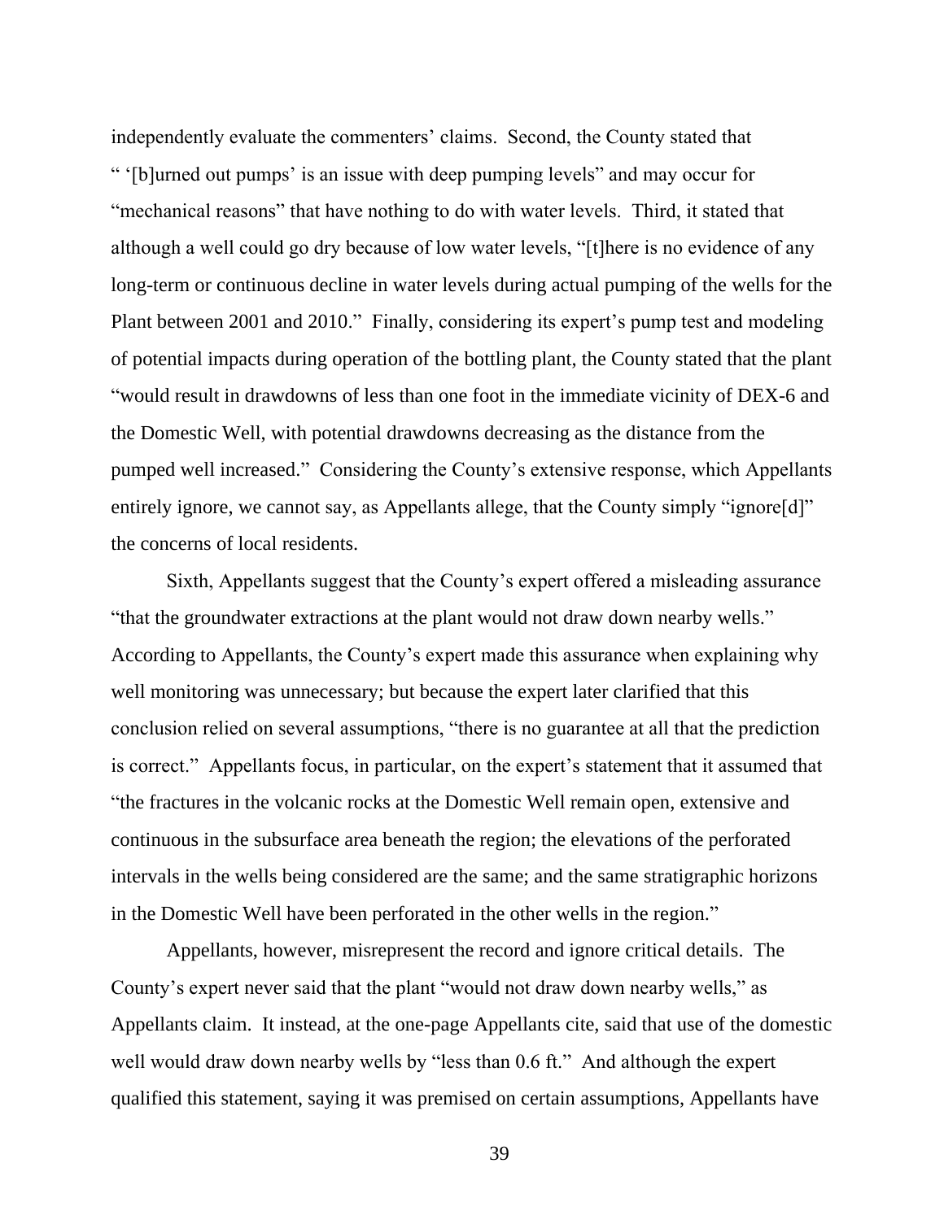independently evaluate the commenters' claims. Second, the County stated that " '[b]urned out pumps' is an issue with deep pumping levels" and may occur for "mechanical reasons" that have nothing to do with water levels. Third, it stated that although a well could go dry because of low water levels, "[t]here is no evidence of any long-term or continuous decline in water levels during actual pumping of the wells for the Plant between 2001 and 2010." Finally, considering its expert's pump test and modeling of potential impacts during operation of the bottling plant, the County stated that the plant "would result in drawdowns of less than one foot in the immediate vicinity of DEX-6 and the Domestic Well, with potential drawdowns decreasing as the distance from the pumped well increased." Considering the County's extensive response, which Appellants entirely ignore, we cannot say, as Appellants allege, that the County simply "ignore[d]" the concerns of local residents.

Sixth, Appellants suggest that the County's expert offered a misleading assurance "that the groundwater extractions at the plant would not draw down nearby wells." According to Appellants, the County's expert made this assurance when explaining why well monitoring was unnecessary; but because the expert later clarified that this conclusion relied on several assumptions, "there is no guarantee at all that the prediction is correct." Appellants focus, in particular, on the expert's statement that it assumed that "the fractures in the volcanic rocks at the Domestic Well remain open, extensive and continuous in the subsurface area beneath the region; the elevations of the perforated intervals in the wells being considered are the same; and the same stratigraphic horizons in the Domestic Well have been perforated in the other wells in the region."

Appellants, however, misrepresent the record and ignore critical details. The County's expert never said that the plant "would not draw down nearby wells," as Appellants claim. It instead, at the one-page Appellants cite, said that use of the domestic well would draw down nearby wells by "less than 0.6 ft." And although the expert qualified this statement, saying it was premised on certain assumptions, Appellants have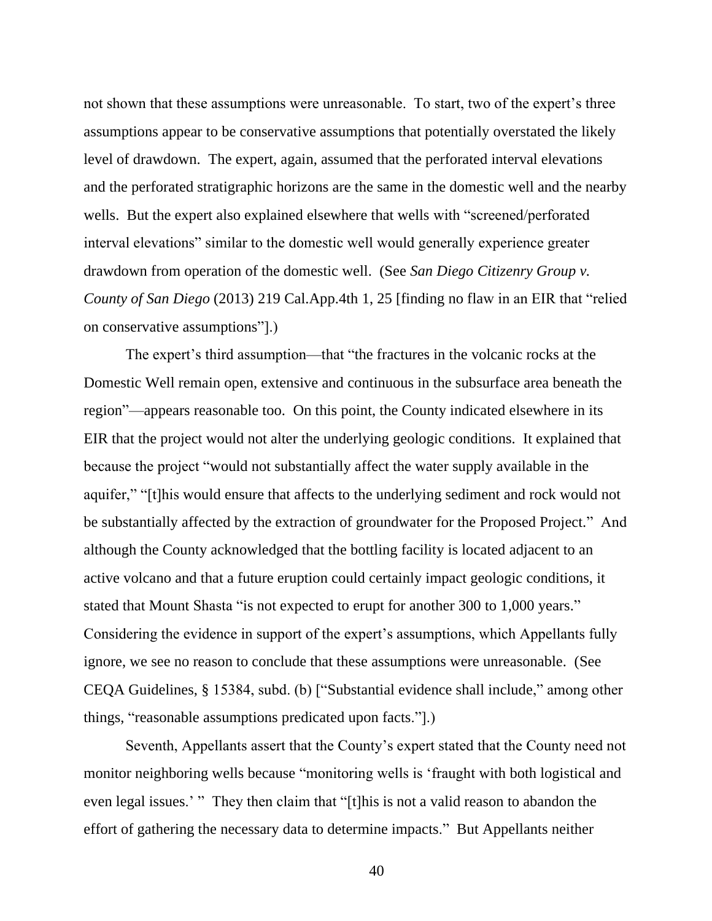not shown that these assumptions were unreasonable. To start, two of the expert's three assumptions appear to be conservative assumptions that potentially overstated the likely level of drawdown. The expert, again, assumed that the perforated interval elevations and the perforated stratigraphic horizons are the same in the domestic well and the nearby wells. But the expert also explained elsewhere that wells with "screened/perforated interval elevations" similar to the domestic well would generally experience greater drawdown from operation of the domestic well. (See *San Diego Citizenry Group v. County of San Diego* (2013) 219 Cal.App.4th 1, 25 [finding no flaw in an EIR that "relied on conservative assumptions"].)

The expert's third assumption—that "the fractures in the volcanic rocks at the Domestic Well remain open, extensive and continuous in the subsurface area beneath the region"—appears reasonable too. On this point, the County indicated elsewhere in its EIR that the project would not alter the underlying geologic conditions. It explained that because the project "would not substantially affect the water supply available in the aquifer," "[t]his would ensure that affects to the underlying sediment and rock would not be substantially affected by the extraction of groundwater for the Proposed Project." And although the County acknowledged that the bottling facility is located adjacent to an active volcano and that a future eruption could certainly impact geologic conditions, it stated that Mount Shasta "is not expected to erupt for another 300 to 1,000 years." Considering the evidence in support of the expert's assumptions, which Appellants fully ignore, we see no reason to conclude that these assumptions were unreasonable. (See CEQA Guidelines, § 15384, subd. (b) ["Substantial evidence shall include," among other things, "reasonable assumptions predicated upon facts."].)

Seventh, Appellants assert that the County's expert stated that the County need not monitor neighboring wells because "monitoring wells is 'fraught with both logistical and even legal issues.' " They then claim that "[t]his is not a valid reason to abandon the effort of gathering the necessary data to determine impacts." But Appellants neither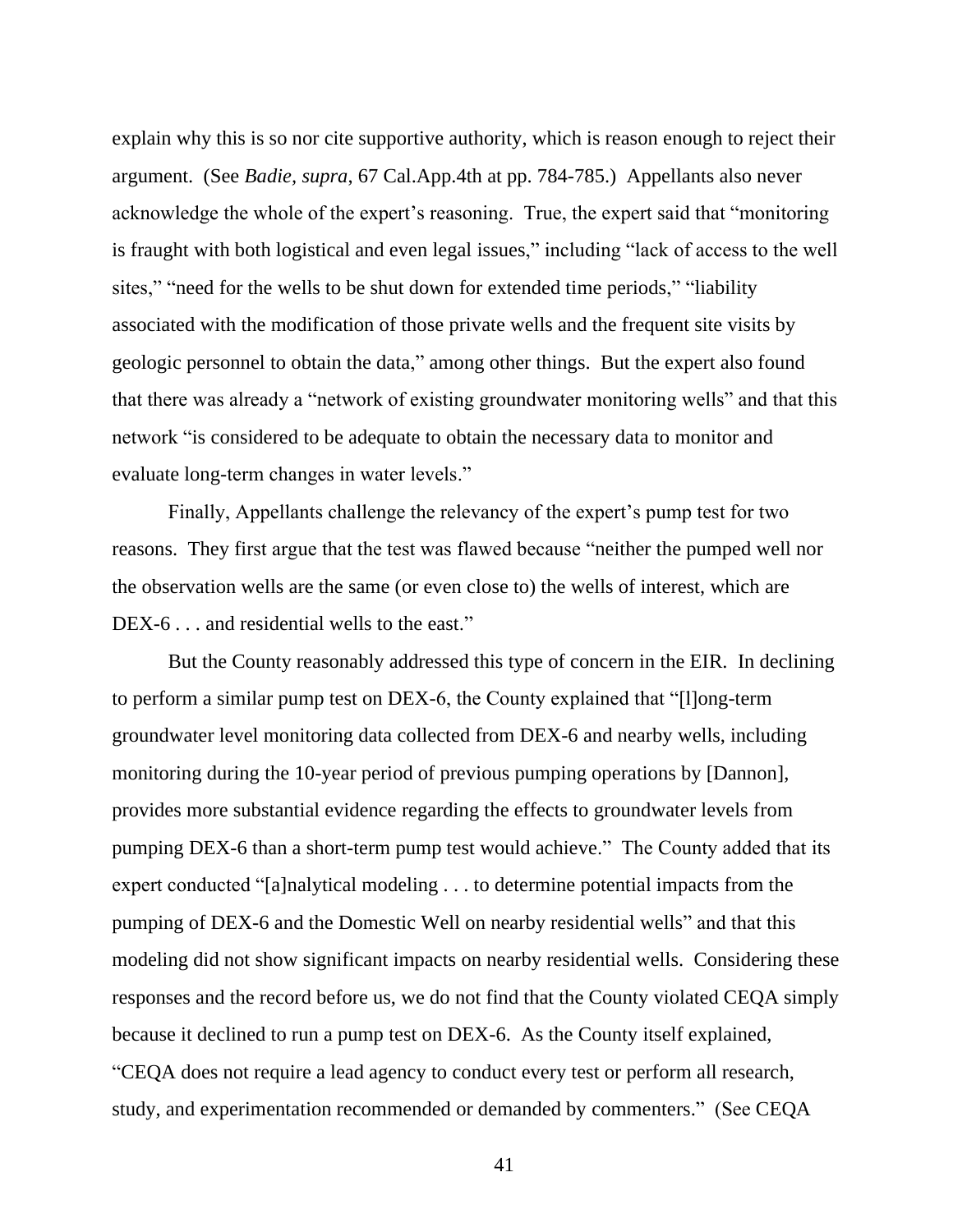explain why this is so nor cite supportive authority, which is reason enough to reject their argument. (See *Badie*, *supra*, 67 Cal.App.4th at pp. 784-785.) Appellants also never acknowledge the whole of the expert's reasoning. True, the expert said that "monitoring is fraught with both logistical and even legal issues," including "lack of access to the well sites," "need for the wells to be shut down for extended time periods," "liability associated with the modification of those private wells and the frequent site visits by geologic personnel to obtain the data," among other things. But the expert also found that there was already a "network of existing groundwater monitoring wells" and that this network "is considered to be adequate to obtain the necessary data to monitor and evaluate long-term changes in water levels."

Finally, Appellants challenge the relevancy of the expert's pump test for two reasons. They first argue that the test was flawed because "neither the pumped well nor the observation wells are the same (or even close to) the wells of interest, which are DEX-6 . . . and residential wells to the east."

But the County reasonably addressed this type of concern in the EIR. In declining to perform a similar pump test on DEX-6, the County explained that "[l]ong-term groundwater level monitoring data collected from DEX-6 and nearby wells, including monitoring during the 10-year period of previous pumping operations by [Dannon], provides more substantial evidence regarding the effects to groundwater levels from pumping DEX-6 than a short-term pump test would achieve." The County added that its expert conducted "[a]nalytical modeling . . . to determine potential impacts from the pumping of DEX-6 and the Domestic Well on nearby residential wells" and that this modeling did not show significant impacts on nearby residential wells. Considering these responses and the record before us, we do not find that the County violated CEQA simply because it declined to run a pump test on DEX-6. As the County itself explained, "CEQA does not require a lead agency to conduct every test or perform all research, study, and experimentation recommended or demanded by commenters." (See CEQA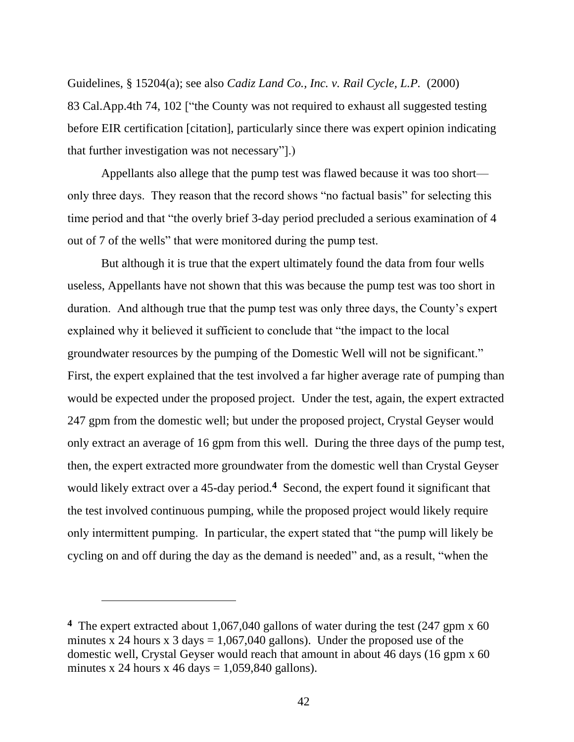Guidelines, § 15204(a); see also *Cadiz Land Co., Inc. v. Rail Cycle, L.P.* (2000) 83 Cal.App.4th 74, 102 ["the County was not required to exhaust all suggested testing before EIR certification [citation], particularly since there was expert opinion indicating that further investigation was not necessary"].)

Appellants also allege that the pump test was flawed because it was too short—only three days. They reason that the record shows "no factual basis" for selecting this time period and that "the overly brief 3-day period precluded a serious examination of 4 out of 7 of the wells" that were monitored during the pump test.

But although it is true that the expert ultimately found the data from four wells useless, Appellants have not shown that this was because the pump test was too short in duration. And although true that the pump test was only three days, the County's expert explained why it believed it sufficient to conclude that "the impact to the local groundwater resources by the pumping of the Domestic Well will not be significant." First, the expert explained that the test involved a far higher average rate of pumping than would be expected under the proposed project. Under the test, again, the expert extracted 247 gpm from the domestic well; but under the proposed project, Crystal Geyser would only extract an average of 16 gpm from this well. During the three days of the pump test, then, the expert extracted more groundwater from the domestic well than Crystal Geyser would likely extract over a 45-day period.[4] Second, the expert found it significant that the test involved continuous pumping, while the proposed project would likely require only intermittent pumping. In particular, the expert stated that "the pump will likely be cycling on and off during the day as the demand is needed" and, as a result, "when the

---

[4] The expert extracted about 1,067,040 gallons of water during the test (247 gpm x 60 minutes x 24 hours x 3 days = 1,067,040 gallons). Under the proposed use of the domestic well, Crystal Geyser would reach that amount in about 46 days (16 gpm x 60 minutes x 24 hours x 46 days = 1,059,840 gallons).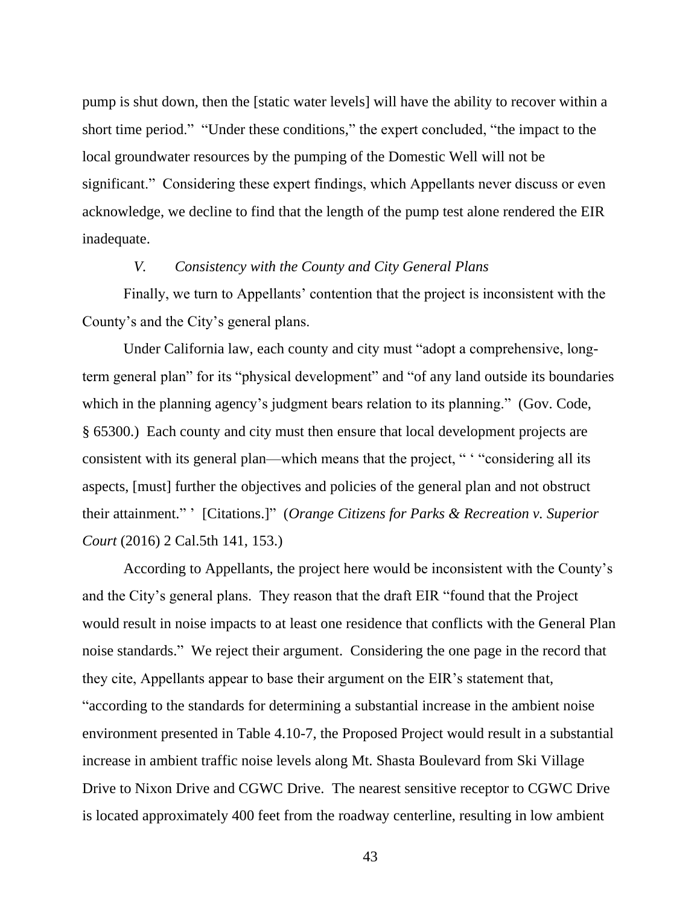pump is shut down, then the [static water levels] will have the ability to recover within a short time period." "Under these conditions," the expert concluded, "the impact to the local groundwater resources by the pumping of the Domestic Well will not be significant." Considering these expert findings, which Appellants never discuss or even acknowledge, we decline to find that the length of the pump test alone rendered the EIR inadequate.

### *V. Consistency with the County and City General Plans*

Finally, we turn to Appellants' contention that the project is inconsistent with the County's and the City's general plans.

Under California law, each county and city must "adopt a comprehensive, long-term general plan" for its "physical development" and "of any land outside its boundaries which in the planning agency's judgment bears relation to its planning." (Gov. Code, § 65300.) Each county and city must then ensure that local development projects are consistent with its general plan—which means that the project, " ' "considering all its aspects, [must] further the objectives and policies of the general plan and not obstruct their attainment." ' [Citations.]" (*Orange Citizens for Parks & Recreation v. Superior Court* (2016) 2 Cal.5th 141, 153.)

According to Appellants, the project here would be inconsistent with the County's and the City's general plans. They reason that the draft EIR "found that the Project would result in noise impacts to at least one residence that conflicts with the General Plan noise standards." We reject their argument. Considering the one page in the record that they cite, Appellants appear to base their argument on the EIR's statement that, "according to the standards for determining a substantial increase in the ambient noise environment presented in Table 4.10-7, the Proposed Project would result in a substantial increase in ambient traffic noise levels along Mt. Shasta Boulevard from Ski Village Drive to Nixon Drive and CGWC Drive. The nearest sensitive receptor to CGWC Drive is located approximately 400 feet from the roadway centerline, resulting in low ambient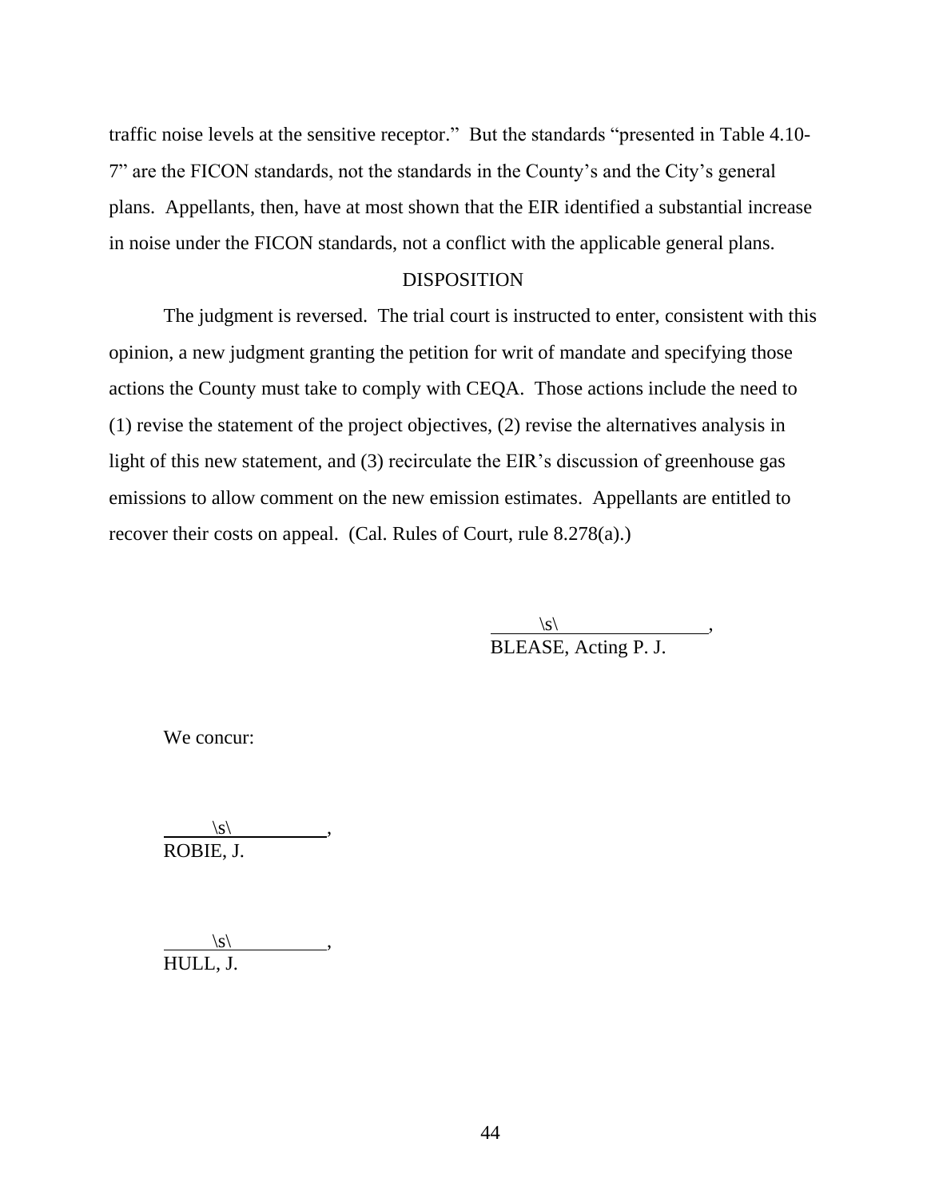traffic noise levels at the sensitive receptor." But the standards "presented in Table 4.10-7" are the FICON standards, not the standards in the County's and the City's general plans. Appellants, then, have at most shown that the EIR identified a substantial increase in noise under the FICON standards, not a conflict with the applicable general plans.

## DISPOSITION

The judgment is reversed. The trial court is instructed to enter, consistent with this opinion, a new judgment granting the petition for writ of mandate and specifying those actions the County must take to comply with CEQA. Those actions include the need to (1) revise the statement of the project objectives, (2) revise the alternatives analysis in light of this new statement, and (3) recirculate the EIR's discussion of greenhouse gas emissions to allow comment on the new emission estimates. Appellants are entitled to recover their costs on appeal. (Cal. Rules of Court, rule 8.278(a).)

\s\ ,
BLEASE, Acting P. J.

We concur:

\s\ ,
ROBIE, J.

\s\ ,
HULL, J.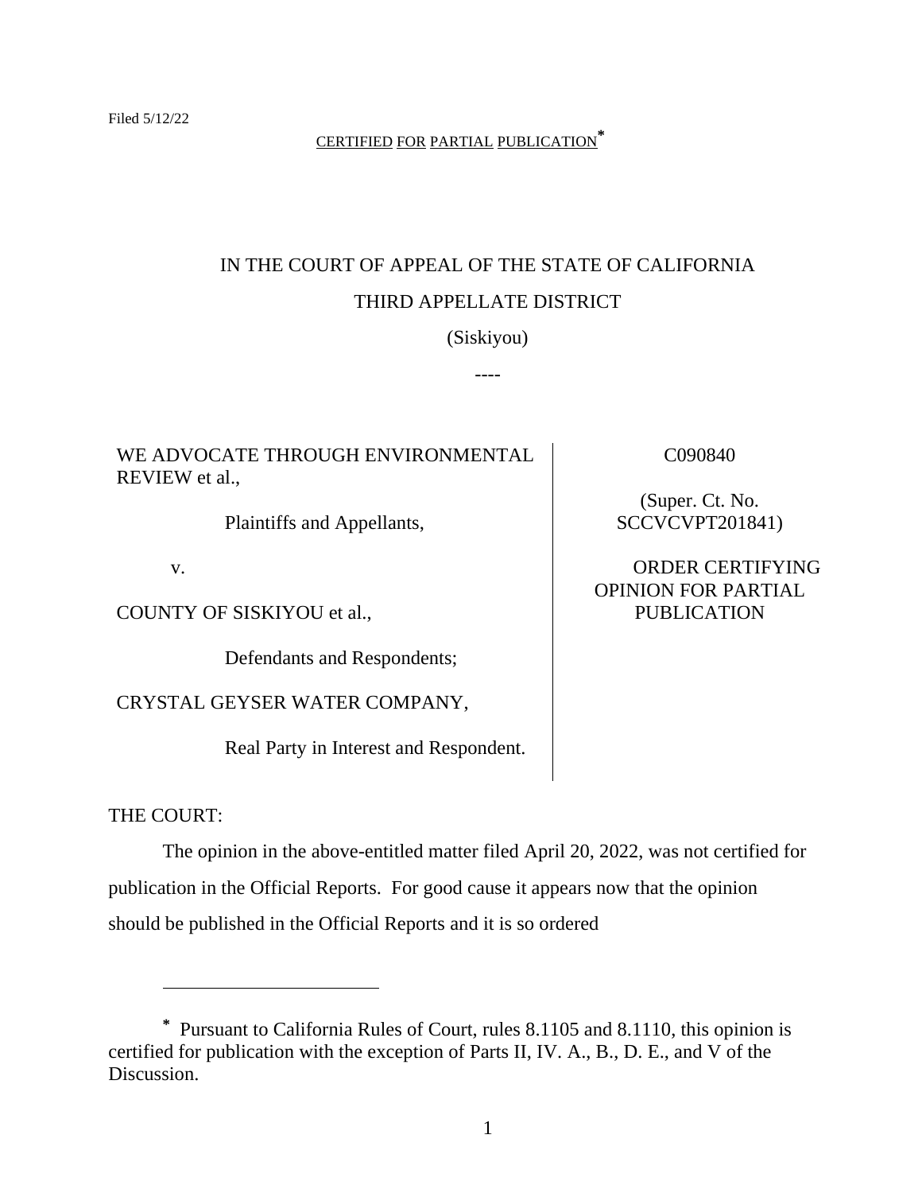Filed 5/12/22

CERTIFIED FOR PARTIAL PUBLICATION[*]

IN THE COURT OF APPEAL OF THE STATE OF CALIFORNIA

THIRD APPELLATE DISTRICT

(Siskiyou)

----

| | |
|---|---|
| WE ADVOCATE THROUGH ENVIRONMENTAL REVIEW et al.,<br><br>Plaintiffs and Appellants,<br><br>v.<br><br>COUNTY OF SISKIYOU et al.,<br><br>Defendants and Respondents;<br><br>CRYSTAL GEYSER WATER COMPANY,<br><br>Real Party in Interest and Respondent. | C090840<br><br>(Super. Ct. No. SCCVCVPT201841)<br><br>ORDER CERTIFYING OPINION FOR PARTIAL PUBLICATION |

THE COURT:

The opinion in the above-entitled matter filed April 20, 2022, was not certified for publication in the Official Reports. For good cause it appears now that the opinion should be published in the Official Reports and it is so ordered

---

[*] Pursuant to California Rules of Court, rules 8.1105 and 8.1110, this opinion is certified for publication with the exception of Parts II, IV. A., B., D. E., and V of the Discussion.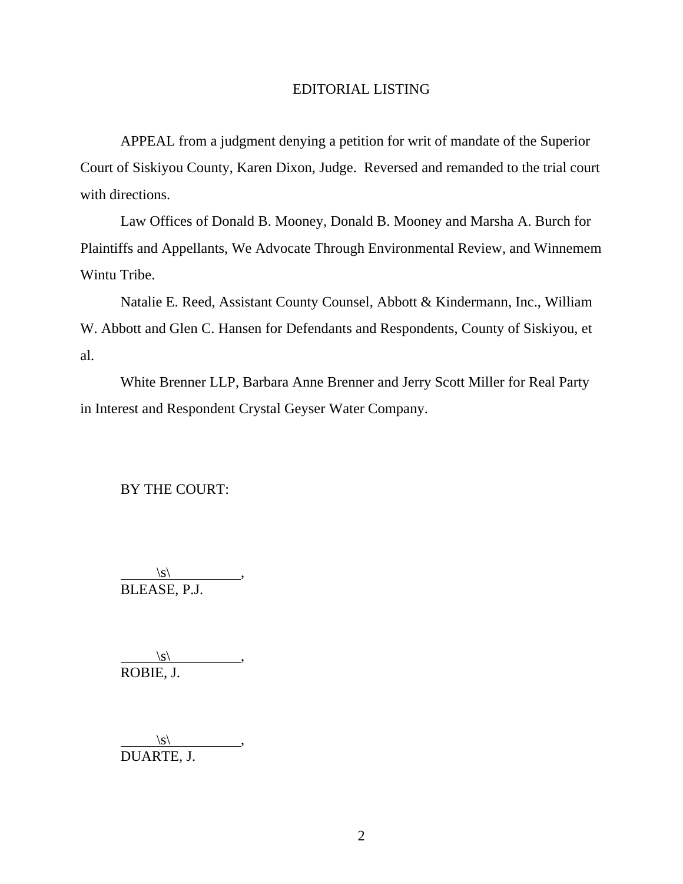EDITORIAL LISTING

APPEAL from a judgment denying a petition for writ of mandate of the Superior Court of Siskiyou County, Karen Dixon, Judge. Reversed and remanded to the trial court with directions.

Law Offices of Donald B. Mooney, Donald B. Mooney and Marsha A. Burch for Plaintiffs and Appellants, We Advocate Through Environmental Review, and Winnemem Wintu Tribe.

Natalie E. Reed, Assistant County Counsel, Abbott & Kindermann, Inc., William W. Abbott and Glen C. Hansen for Defendants and Respondents, County of Siskiyou, et al.

White Brenner LLP, Barbara Anne Brenner and Jerry Scott Miller for Real Party in Interest and Respondent Crystal Geyser Water Company.

BY THE COURT:

\s\ ,
BLEASE, P.J.

\s\ ,
ROBIE, J.

\s\ ,
DUARTE, J.